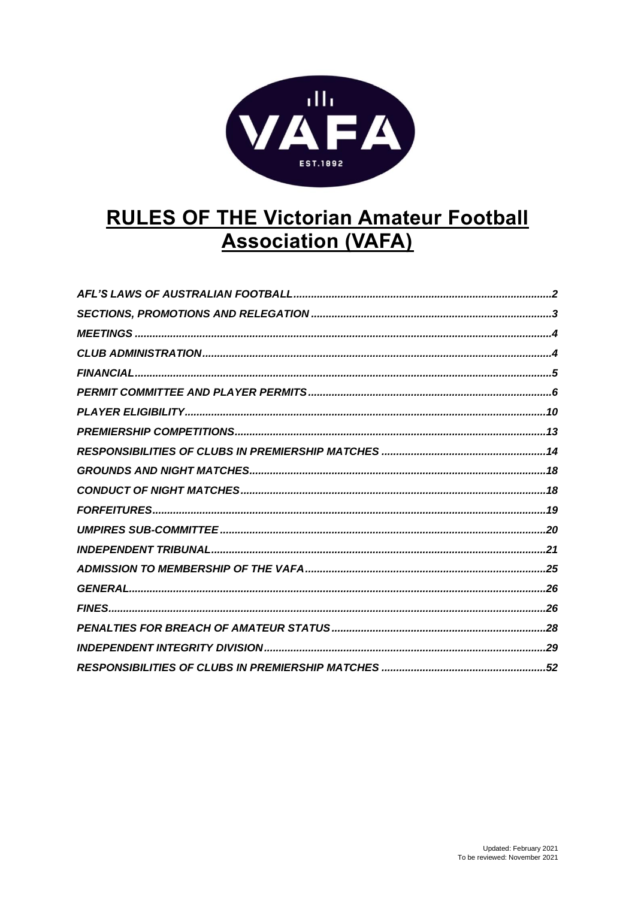# RULES OF THE Victorian Amateur Football Association (VAFA)

*AFL'S LAWS OF AUSTRALIAN FOOTBALL* .......... 2
*SECTIONS, PROMOTIONS AND RELEGATION* .......... 3
*MEETINGS* .......... 4
*CLUB ADMINISTRATION* .......... 4
*FINANCIAL* .......... 5
*PERMIT COMMITTEE AND PLAYER PERMITS* .......... 6
*PLAYER ELIGIBILITY* .......... 10
*PREMIERSHIP COMPETITIONS* .......... 13
*RESPONSIBILITIES OF CLUBS IN PREMIERSHIP MATCHES* .......... 14
*GROUNDS AND NIGHT MATCHES* .......... 18
*CONDUCT OF NIGHT MATCHES* .......... 18
*FORFEITURES* .......... 19
*UMPIRES SUB-COMMITTEE* .......... 20
*INDEPENDENT TRIBUNAL* .......... 21
*ADMISSION TO MEMBERSHIP OF THE VAFA* .......... 25
*GENERAL* .......... 26
*FINES* .......... 26
*PENALTIES FOR BREACH OF AMATEUR STATUS* .......... 28
*INDEPENDENT INTEGRITY DIVISION* .......... 29
*RESPONSIBILITIES OF CLUBS IN PREMIERSHIP MATCHES* .......... 52

Updated: February 2021
To be reviewed: November 2021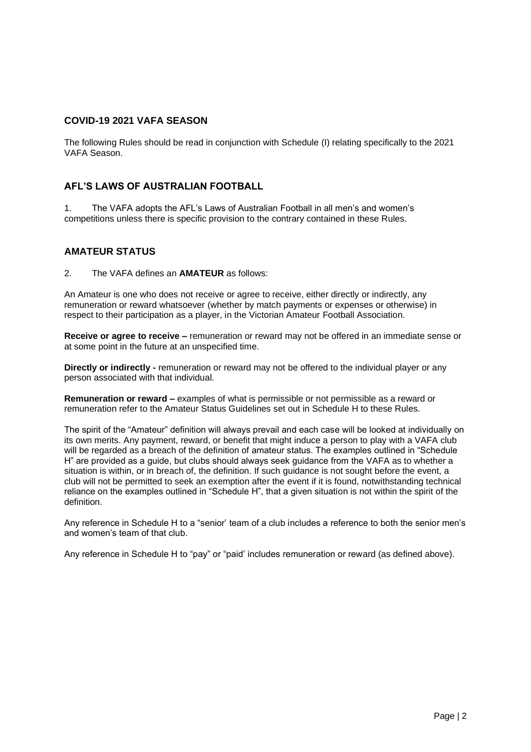## COVID-19 2021 VAFA SEASON

The following Rules should be read in conjunction with Schedule (I) relating specifically to the 2021 VAFA Season.

## AFL'S LAWS OF AUSTRALIAN FOOTBALL

1. The VAFA adopts the AFL's Laws of Australian Football in all men's and women's competitions unless there is specific provision to the contrary contained in these Rules.

## AMATEUR STATUS

2. The VAFA defines an **AMATEUR** as follows:

An Amateur is one who does not receive or agree to receive, either directly or indirectly, any remuneration or reward whatsoever (whether by match payments or expenses or otherwise) in respect to their participation as a player, in the Victorian Amateur Football Association.

**Receive or agree to receive –** remuneration or reward may not be offered in an immediate sense or at some point in the future at an unspecified time.

**Directly or indirectly -** remuneration or reward may not be offered to the individual player or any person associated with that individual.

**Remuneration or reward –** examples of what is permissible or not permissible as a reward or remuneration refer to the Amateur Status Guidelines set out in Schedule H to these Rules.

The spirit of the "Amateur" definition will always prevail and each case will be looked at individually on its own merits. Any payment, reward, or benefit that might induce a person to play with a VAFA club will be regarded as a breach of the definition of amateur status. The examples outlined in "Schedule H" are provided as a guide, but clubs should always seek guidance from the VAFA as to whether a situation is within, or in breach of, the definition. If such guidance is not sought before the event, a club will not be permitted to seek an exemption after the event if it is found, notwithstanding technical reliance on the examples outlined in "Schedule H", that a given situation is not within the spirit of the definition.

Any reference in Schedule H to a "senior' team of a club includes a reference to both the senior men's and women's team of that club.

Any reference in Schedule H to "pay" or "paid' includes remuneration or reward (as defined above).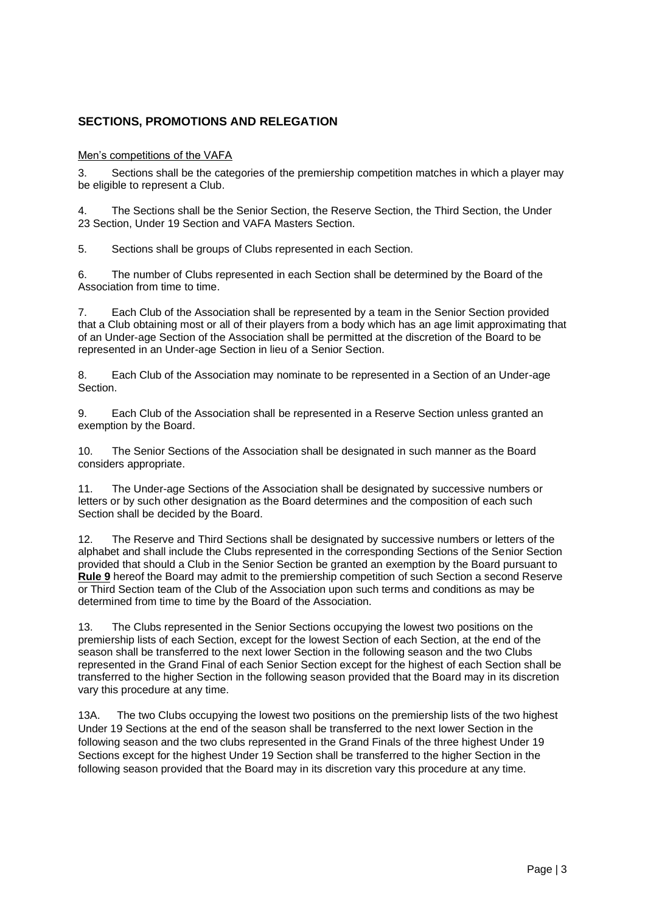## SECTIONS, PROMOTIONS AND RELEGATION

Men's competitions of the VAFA

3. Sections shall be the categories of the premiership competition matches in which a player may be eligible to represent a Club.

4. The Sections shall be the Senior Section, the Reserve Section, the Third Section, the Under 23 Section, Under 19 Section and VAFA Masters Section.

5. Sections shall be groups of Clubs represented in each Section.

6. The number of Clubs represented in each Section shall be determined by the Board of the Association from time to time.

7. Each Club of the Association shall be represented by a team in the Senior Section provided that a Club obtaining most or all of their players from a body which has an age limit approximating that of an Under-age Section of the Association shall be permitted at the discretion of the Board to be represented in an Under-age Section in lieu of a Senior Section.

8. Each Club of the Association may nominate to be represented in a Section of an Under-age Section.

9. Each Club of the Association shall be represented in a Reserve Section unless granted an exemption by the Board.

10. The Senior Sections of the Association shall be designated in such manner as the Board considers appropriate.

11. The Under-age Sections of the Association shall be designated by successive numbers or letters or by such other designation as the Board determines and the composition of each such Section shall be decided by the Board.

12. The Reserve and Third Sections shall be designated by successive numbers or letters of the alphabet and shall include the Clubs represented in the corresponding Sections of the Senior Section provided that should a Club in the Senior Section be granted an exemption by the Board pursuant to **Rule 9** hereof the Board may admit to the premiership competition of such Section a second Reserve or Third Section team of the Club of the Association upon such terms and conditions as may be determined from time to time by the Board of the Association.

13. The Clubs represented in the Senior Sections occupying the lowest two positions on the premiership lists of each Section, except for the lowest Section of each Section, at the end of the season shall be transferred to the next lower Section in the following season and the two Clubs represented in the Grand Final of each Senior Section except for the highest of each Section shall be transferred to the higher Section in the following season provided that the Board may in its discretion vary this procedure at any time.

13A. The two Clubs occupying the lowest two positions on the premiership lists of the two highest Under 19 Sections at the end of the season shall be transferred to the next lower Section in the following season and the two clubs represented in the Grand Finals of the three highest Under 19 Sections except for the highest Under 19 Section shall be transferred to the higher Section in the following season provided that the Board may in its discretion vary this procedure at any time.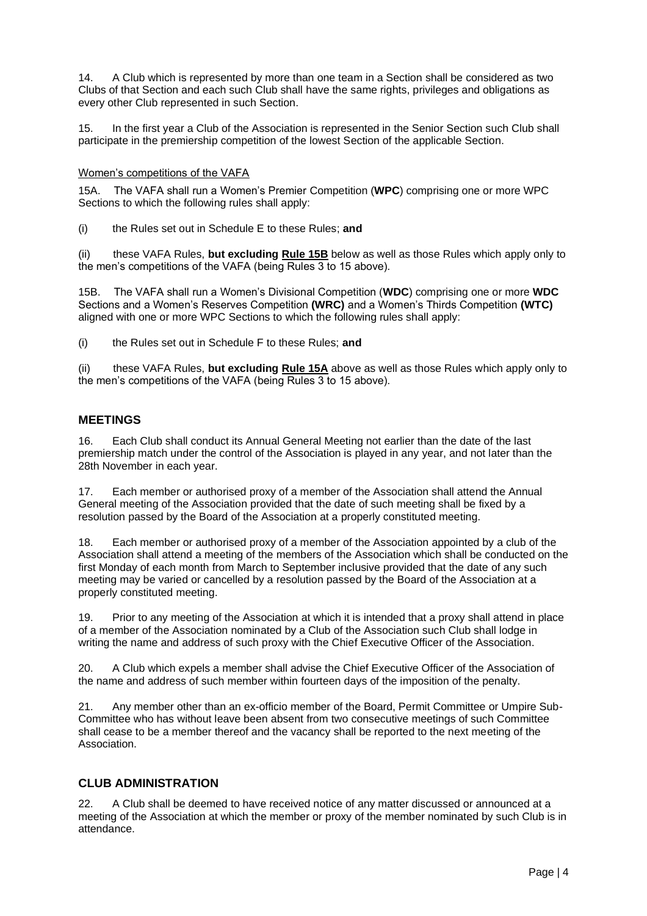14. A Club which is represented by more than one team in a Section shall be considered as two Clubs of that Section and each such Club shall have the same rights, privileges and obligations as every other Club represented in such Section.

15. In the first year a Club of the Association is represented in the Senior Section such Club shall participate in the premiership competition of the lowest Section of the applicable Section.

Women's competitions of the VAFA

15A. The VAFA shall run a Women's Premier Competition (**WPC**) comprising one or more WPC Sections to which the following rules shall apply:

(i) the Rules set out in Schedule E to these Rules; **and**

(ii) these VAFA Rules, **but excluding Rule 15B** below as well as those Rules which apply only to the men's competitions of the VAFA (being Rules 3 to 15 above).

15B. The VAFA shall run a Women's Divisional Competition (**WDC**) comprising one or more **WDC** Sections and a Women's Reserves Competition **(WRC)** and a Women's Thirds Competition **(WTC)** aligned with one or more WPC Sections to which the following rules shall apply:

(i) the Rules set out in Schedule F to these Rules; **and**

(ii) these VAFA Rules, **but excluding Rule 15A** above as well as those Rules which apply only to the men's competitions of the VAFA (being Rules 3 to 15 above).

## MEETINGS

16. Each Club shall conduct its Annual General Meeting not earlier than the date of the last premiership match under the control of the Association is played in any year, and not later than the 28th November in each year.

17. Each member or authorised proxy of a member of the Association shall attend the Annual General meeting of the Association provided that the date of such meeting shall be fixed by a resolution passed by the Board of the Association at a properly constituted meeting.

18. Each member or authorised proxy of a member of the Association appointed by a club of the Association shall attend a meeting of the members of the Association which shall be conducted on the first Monday of each month from March to September inclusive provided that the date of any such meeting may be varied or cancelled by a resolution passed by the Board of the Association at a properly constituted meeting.

19. Prior to any meeting of the Association at which it is intended that a proxy shall attend in place of a member of the Association nominated by a Club of the Association such Club shall lodge in writing the name and address of such proxy with the Chief Executive Officer of the Association.

20. A Club which expels a member shall advise the Chief Executive Officer of the Association of the name and address of such member within fourteen days of the imposition of the penalty.

21. Any member other than an ex-officio member of the Board, Permit Committee or Umpire Sub-Committee who has without leave been absent from two consecutive meetings of such Committee shall cease to be a member thereof and the vacancy shall be reported to the next meeting of the Association.

## CLUB ADMINISTRATION

22. A Club shall be deemed to have received notice of any matter discussed or announced at a meeting of the Association at which the member or proxy of the member nominated by such Club is in attendance.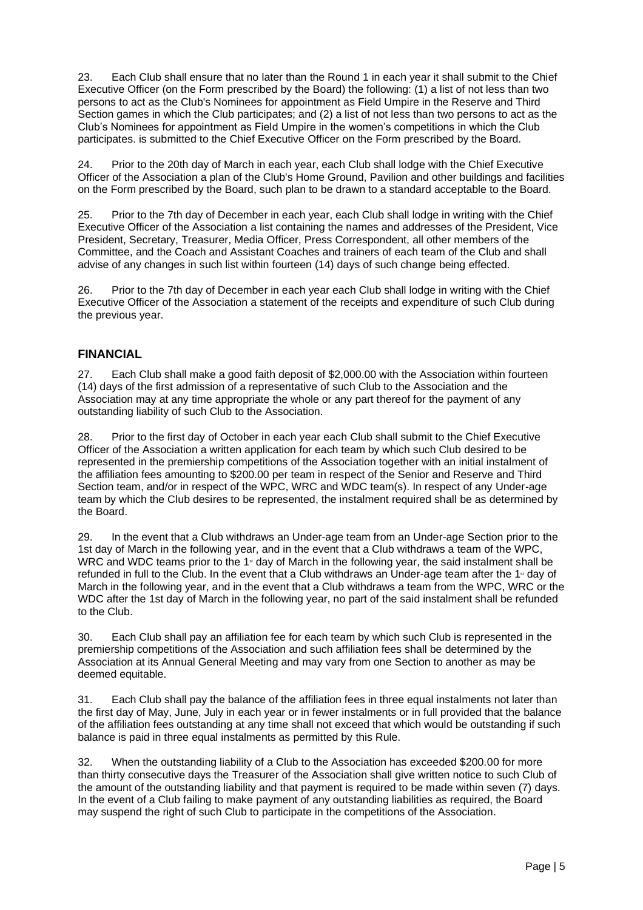23. Each Club shall ensure that no later than the Round 1 in each year it shall submit to the Chief Executive Officer (on the Form prescribed by the Board) the following: (1) a list of not less than two persons to act as the Club's Nominees for appointment as Field Umpire in the Reserve and Third Section games in which the Club participates; and (2) a list of not less than two persons to act as the Club's Nominees for appointment as Field Umpire in the women's competitions in which the Club participates. is submitted to the Chief Executive Officer on the Form prescribed by the Board.

24. Prior to the 20th day of March in each year, each Club shall lodge with the Chief Executive Officer of the Association a plan of the Club's Home Ground, Pavilion and other buildings and facilities on the Form prescribed by the Board, such plan to be drawn to a standard acceptable to the Board.

25. Prior to the 7th day of December in each year, each Club shall lodge in writing with the Chief Executive Officer of the Association a list containing the names and addresses of the President, Vice President, Secretary, Treasurer, Media Officer, Press Correspondent, all other members of the Committee, and the Coach and Assistant Coaches and trainers of each team of the Club and shall advise of any changes in such list within fourteen (14) days of such change being effected.

26. Prior to the 7th day of December in each year each Club shall lodge in writing with the Chief Executive Officer of the Association a statement of the receipts and expenditure of such Club during the previous year.

## FINANCIAL

27. Each Club shall make a good faith deposit of $2,000.00 with the Association within fourteen (14) days of the first admission of a representative of such Club to the Association and the Association may at any time appropriate the whole or any part thereof for the payment of any outstanding liability of such Club to the Association.

28. Prior to the first day of October in each year each Club shall submit to the Chief Executive Officer of the Association a written application for each team by which such Club desired to be represented in the premiership competitions of the Association together with an initial instalment of the affiliation fees amounting to $200.00 per team in respect of the Senior and Reserve and Third Section team, and/or in respect of the WPC, WRC and WDC team(s). In respect of any Under-age team by which the Club desires to be represented, the instalment required shall be as determined by the Board.

29. In the event that a Club withdraws an Under-age team from an Under-age Section prior to the 1st day of March in the following year, and in the event that a Club withdraws a team of the WPC, WRC and WDC teams prior to the 1st day of March in the following year, the said instalment shall be refunded in full to the Club. In the event that a Club withdraws an Under-age team after the 1st day of March in the following year, and in the event that a Club withdraws a team from the WPC, WRC or the WDC after the 1st day of March in the following year, no part of the said instalment shall be refunded to the Club.

30. Each Club shall pay an affiliation fee for each team by which such Club is represented in the premiership competitions of the Association and such affiliation fees shall be determined by the Association at its Annual General Meeting and may vary from one Section to another as may be deemed equitable.

31. Each Club shall pay the balance of the affiliation fees in three equal instalments not later than the first day of May, June, July in each year or in fewer instalments or in full provided that the balance of the affiliation fees outstanding at any time shall not exceed that which would be outstanding if such balance is paid in three equal instalments as permitted by this Rule.

32. When the outstanding liability of a Club to the Association has exceeded $200.00 for more than thirty consecutive days the Treasurer of the Association shall give written notice to such Club of the amount of the outstanding liability and that payment is required to be made within seven (7) days. In the event of a Club failing to make payment of any outstanding liabilities as required, the Board may suspend the right of such Club to participate in the competitions of the Association.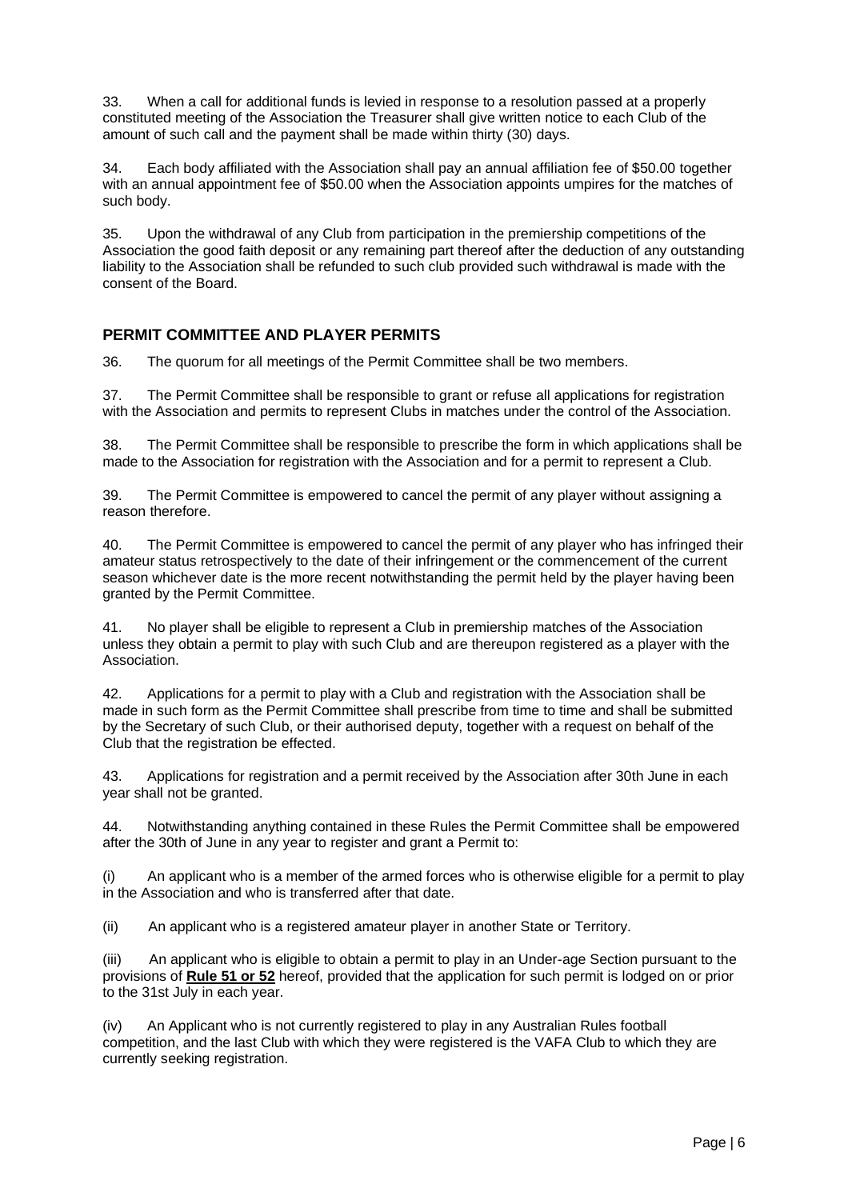33. When a call for additional funds is levied in response to a resolution passed at a properly constituted meeting of the Association the Treasurer shall give written notice to each Club of the amount of such call and the payment shall be made within thirty (30) days.

34. Each body affiliated with the Association shall pay an annual affiliation fee of $50.00 together with an annual appointment fee of $50.00 when the Association appoints umpires for the matches of such body.

35. Upon the withdrawal of any Club from participation in the premiership competitions of the Association the good faith deposit or any remaining part thereof after the deduction of any outstanding liability to the Association shall be refunded to such club provided such withdrawal is made with the consent of the Board.

## PERMIT COMMITTEE AND PLAYER PERMITS

36. The quorum for all meetings of the Permit Committee shall be two members.

37. The Permit Committee shall be responsible to grant or refuse all applications for registration with the Association and permits to represent Clubs in matches under the control of the Association.

38. The Permit Committee shall be responsible to prescribe the form in which applications shall be made to the Association for registration with the Association and for a permit to represent a Club.

39. The Permit Committee is empowered to cancel the permit of any player without assigning a reason therefore.

40. The Permit Committee is empowered to cancel the permit of any player who has infringed their amateur status retrospectively to the date of their infringement or the commencement of the current season whichever date is the more recent notwithstanding the permit held by the player having been granted by the Permit Committee.

41. No player shall be eligible to represent a Club in premiership matches of the Association unless they obtain a permit to play with such Club and are thereupon registered as a player with the Association.

42. Applications for a permit to play with a Club and registration with the Association shall be made in such form as the Permit Committee shall prescribe from time to time and shall be submitted by the Secretary of such Club, or their authorised deputy, together with a request on behalf of the Club that the registration be effected.

43. Applications for registration and a permit received by the Association after 30th June in each year shall not be granted.

44. Notwithstanding anything contained in these Rules the Permit Committee shall be empowered after the 30th of June in any year to register and grant a Permit to:

(i) An applicant who is a member of the armed forces who is otherwise eligible for a permit to play in the Association and who is transferred after that date.

(ii) An applicant who is a registered amateur player in another State or Territory.

(iii) An applicant who is eligible to obtain a permit to play in an Under-age Section pursuant to the provisions of **Rule 51 or 52** hereof, provided that the application for such permit is lodged on or prior to the 31st July in each year.

(iv) An Applicant who is not currently registered to play in any Australian Rules football competition, and the last Club with which they were registered is the VAFA Club to which they are currently seeking registration.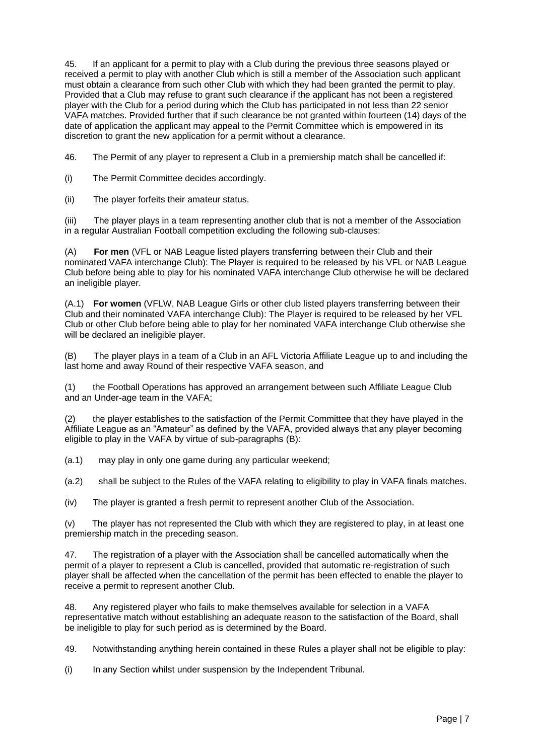45. If an applicant for a permit to play with a Club during the previous three seasons played or received a permit to play with another Club which is still a member of the Association such applicant must obtain a clearance from such other Club with which they had been granted the permit to play. Provided that a Club may refuse to grant such clearance if the applicant has not been a registered player with the Club for a period during which the Club has participated in not less than 22 senior VAFA matches. Provided further that if such clearance be not granted within fourteen (14) days of the date of application the applicant may appeal to the Permit Committee which is empowered in its discretion to grant the new application for a permit without a clearance.

46. The Permit of any player to represent a Club in a premiership match shall be cancelled if:

(i) The Permit Committee decides accordingly.

(ii) The player forfeits their amateur status.

(iii) The player plays in a team representing another club that is not a member of the Association in a regular Australian Football competition excluding the following sub-clauses:

(A) **For men** (VFL or NAB League listed players transferring between their Club and their nominated VAFA interchange Club): The Player is required to be released by his VFL or NAB League Club before being able to play for his nominated VAFA interchange Club otherwise he will be declared an ineligible player.

(A.1) **For women** (VFLW, NAB League Girls or other club listed players transferring between their Club and their nominated VAFA interchange Club): The Player is required to be released by her VFL Club or other Club before being able to play for her nominated VAFA interchange Club otherwise she will be declared an ineligible player.

(B) The player plays in a team of a Club in an AFL Victoria Affiliate League up to and including the last home and away Round of their respective VAFA season, and

(1) the Football Operations has approved an arrangement between such Affiliate League Club and an Under-age team in the VAFA;

(2) the player establishes to the satisfaction of the Permit Committee that they have played in the Affiliate League as an "Amateur" as defined by the VAFA, provided always that any player becoming eligible to play in the VAFA by virtue of sub-paragraphs (B):

(a.1) may play in only one game during any particular weekend;

(a.2) shall be subject to the Rules of the VAFA relating to eligibility to play in VAFA finals matches.

(iv) The player is granted a fresh permit to represent another Club of the Association.

(v) The player has not represented the Club with which they are registered to play, in at least one premiership match in the preceding season.

47. The registration of a player with the Association shall be cancelled automatically when the permit of a player to represent a Club is cancelled, provided that automatic re-registration of such player shall be affected when the cancellation of the permit has been effected to enable the player to receive a permit to represent another Club.

48. Any registered player who fails to make themselves available for selection in a VAFA representative match without establishing an adequate reason to the satisfaction of the Board, shall be ineligible to play for such period as is determined by the Board.

49. Notwithstanding anything herein contained in these Rules a player shall not be eligible to play:

(i) In any Section whilst under suspension by the Independent Tribunal.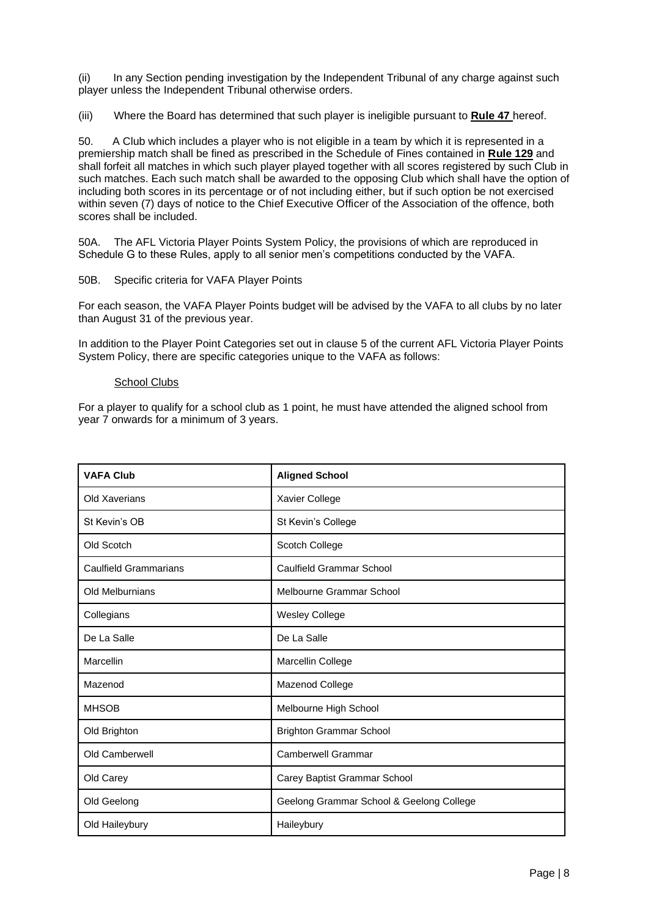(ii) In any Section pending investigation by the Independent Tribunal of any charge against such player unless the Independent Tribunal otherwise orders.

(iii) Where the Board has determined that such player is ineligible pursuant to **Rule 47** hereof.

50. A Club which includes a player who is not eligible in a team by which it is represented in a premiership match shall be fined as prescribed in the Schedule of Fines contained in **Rule 129** and shall forfeit all matches in which such player played together with all scores registered by such Club in such matches. Each such match shall be awarded to the opposing Club which shall have the option of including both scores in its percentage or of not including either, but if such option be not exercised within seven (7) days of notice to the Chief Executive Officer of the Association of the offence, both scores shall be included.

50A. The AFL Victoria Player Points System Policy, the provisions of which are reproduced in Schedule G to these Rules, apply to all senior men's competitions conducted by the VAFA.

50B. Specific criteria for VAFA Player Points

For each season, the VAFA Player Points budget will be advised by the VAFA to all clubs by no later than August 31 of the previous year.

In addition to the Player Point Categories set out in clause 5 of the current AFL Victoria Player Points System Policy, there are specific categories unique to the VAFA as follows:

School Clubs

For a player to qualify for a school club as 1 point, he must have attended the aligned school from year 7 onwards for a minimum of 3 years.

| VAFA Club | Aligned School |
|---|---|
| Old Xaverians | Xavier College |
| St Kevin's OB | St Kevin's College |
| Old Scotch | Scotch College |
| Caulfield Grammarians | Caulfield Grammar School |
| Old Melburnians | Melbourne Grammar School |
| Collegians | Wesley College |
| De La Salle | De La Salle |
| Marcellin | Marcellin College |
| Mazenod | Mazenod College |
| MHSOB | Melbourne High School |
| Old Brighton | Brighton Grammar School |
| Old Camberwell | Camberwell Grammar |
| Old Carey | Carey Baptist Grammar School |
| Old Geelong | Geelong Grammar School & Geelong College |
| Old Haileybury | Haileybury |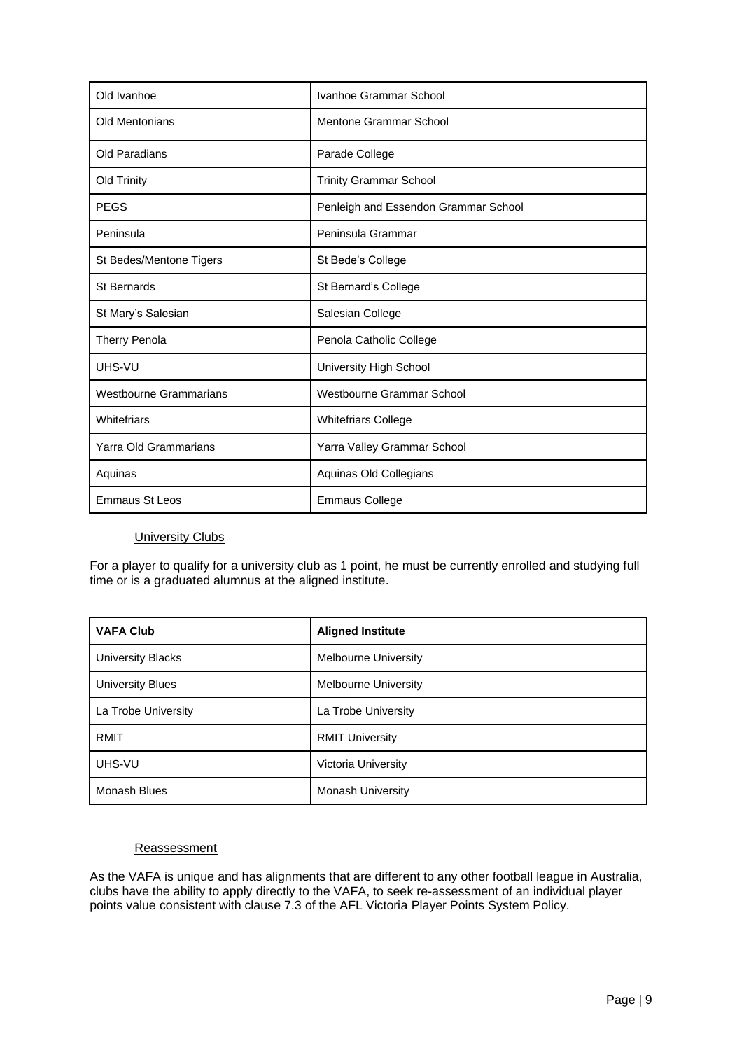| Old Ivanhoe | Ivanhoe Grammar School |
|---|---|
| Old Mentonians | Mentone Grammar School |
| Old Paradians | Parade College |
| Old Trinity | Trinity Grammar School |
| PEGS | Penleigh and Essendon Grammar School |
| Peninsula | Peninsula Grammar |
| St Bedes/Mentone Tigers | St Bede's College |
| St Bernards | St Bernard's College |
| St Mary's Salesian | Salesian College |
| Therry Penola | Penola Catholic College |
| UHS-VU | University High School |
| Westbourne Grammarians | Westbourne Grammar School |
| Whitefriars | Whitefriars College |
| Yarra Old Grammarians | Yarra Valley Grammar School |
| Aquinas | Aquinas Old Collegians |
| Emmaus St Leos | Emmaus College |

University Clubs

For a player to qualify for a university club as 1 point, he must be currently enrolled and studying full time or is a graduated alumnus at the aligned institute.

| VAFA Club | Aligned Institute |
|---|---|
| University Blacks | Melbourne University |
| University Blues | Melbourne University |
| La Trobe University | La Trobe University |
| RMIT | RMIT University |
| UHS-VU | Victoria University |
| Monash Blues | Monash University |

Reassessment

As the VAFA is unique and has alignments that are different to any other football league in Australia, clubs have the ability to apply directly to the VAFA, to seek re-assessment of an individual player points value consistent with clause 7.3 of the AFL Victoria Player Points System Policy.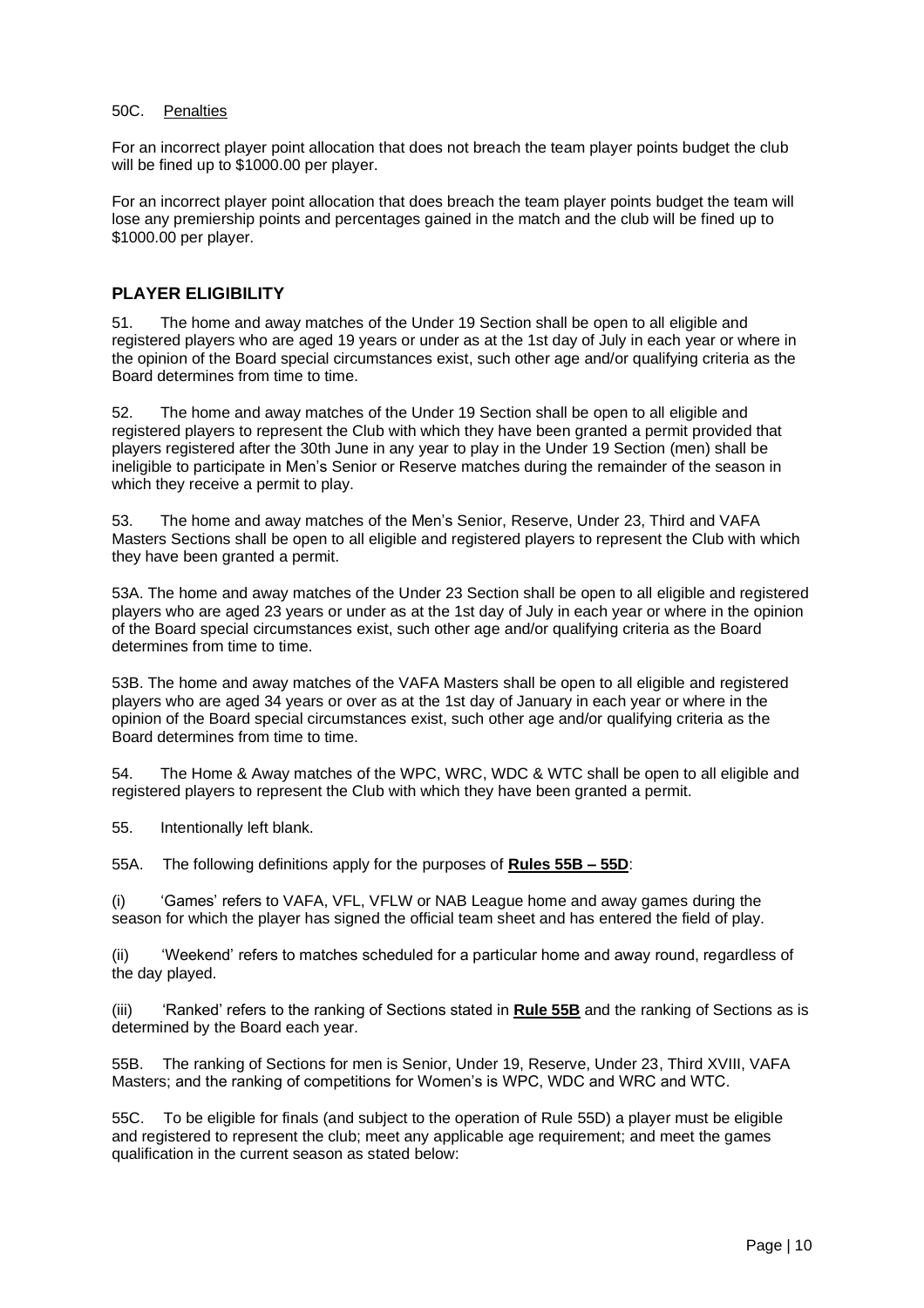50C. Penalties

For an incorrect player point allocation that does not breach the team player points budget the club will be fined up to $1000.00 per player.

For an incorrect player point allocation that does breach the team player points budget the team will lose any premiership points and percentages gained in the match and the club will be fined up to $1000.00 per player.

## PLAYER ELIGIBILITY

51. The home and away matches of the Under 19 Section shall be open to all eligible and registered players who are aged 19 years or under as at the 1st day of July in each year or where in the opinion of the Board special circumstances exist, such other age and/or qualifying criteria as the Board determines from time to time.

52. The home and away matches of the Under 19 Section shall be open to all eligible and registered players to represent the Club with which they have been granted a permit provided that players registered after the 30th June in any year to play in the Under 19 Section (men) shall be ineligible to participate in Men's Senior or Reserve matches during the remainder of the season in which they receive a permit to play.

53. The home and away matches of the Men's Senior, Reserve, Under 23, Third and VAFA Masters Sections shall be open to all eligible and registered players to represent the Club with which they have been granted a permit.

53A. The home and away matches of the Under 23 Section shall be open to all eligible and registered players who are aged 23 years or under as at the 1st day of July in each year or where in the opinion of the Board special circumstances exist, such other age and/or qualifying criteria as the Board determines from time to time.

53B. The home and away matches of the VAFA Masters shall be open to all eligible and registered players who are aged 34 years or over as at the 1st day of January in each year or where in the opinion of the Board special circumstances exist, such other age and/or qualifying criteria as the Board determines from time to time.

54. The Home & Away matches of the WPC, WRC, WDC & WTC shall be open to all eligible and registered players to represent the Club with which they have been granted a permit.

55. Intentionally left blank.

55A. The following definitions apply for the purposes of **Rules 55B – 55D**:

(i) 'Games' refers to VAFA, VFL, VFLW or NAB League home and away games during the season for which the player has signed the official team sheet and has entered the field of play.

(ii) 'Weekend' refers to matches scheduled for a particular home and away round, regardless of the day played.

(iii) 'Ranked' refers to the ranking of Sections stated in **Rule 55B** and the ranking of Sections as is determined by the Board each year.

55B. The ranking of Sections for men is Senior, Under 19, Reserve, Under 23, Third XVIII, VAFA Masters; and the ranking of competitions for Women's is WPC, WDC and WRC and WTC.

55C. To be eligible for finals (and subject to the operation of Rule 55D) a player must be eligible and registered to represent the club; meet any applicable age requirement; and meet the games qualification in the current season as stated below: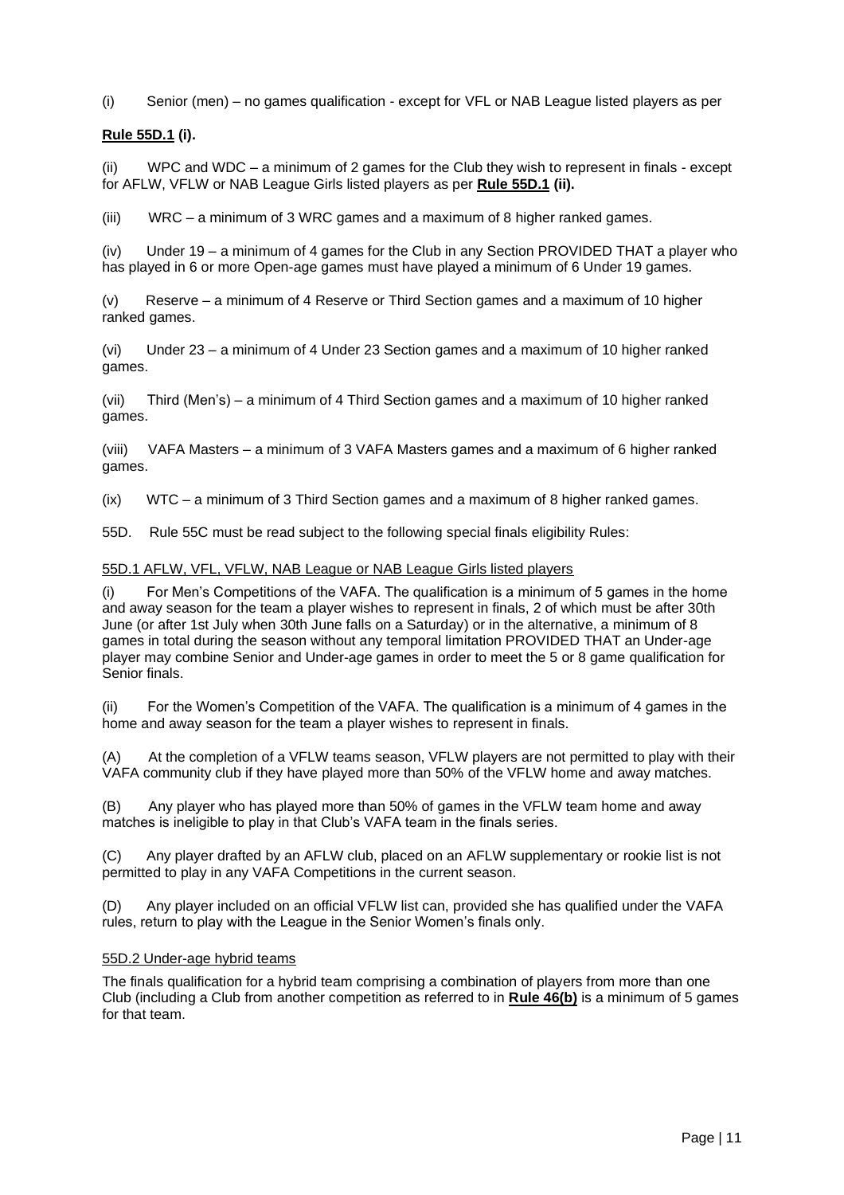(i) Senior (men) – no games qualification - except for VFL or NAB League listed players as per

**Rule 55D.1 (i).**

(ii) WPC and WDC – a minimum of 2 games for the Club they wish to represent in finals - except for AFLW, VFLW or NAB League Girls listed players as per **Rule 55D.1 (ii).**

(iii) WRC – a minimum of 3 WRC games and a maximum of 8 higher ranked games.

(iv) Under 19 – a minimum of 4 games for the Club in any Section PROVIDED THAT a player who has played in 6 or more Open-age games must have played a minimum of 6 Under 19 games.

(v) Reserve – a minimum of 4 Reserve or Third Section games and a maximum of 10 higher ranked games.

(vi) Under 23 – a minimum of 4 Under 23 Section games and a maximum of 10 higher ranked games.

(vii) Third (Men's) – a minimum of 4 Third Section games and a maximum of 10 higher ranked games.

(viii) VAFA Masters – a minimum of 3 VAFA Masters games and a maximum of 6 higher ranked games.

(ix) WTC – a minimum of 3 Third Section games and a maximum of 8 higher ranked games.

55D. Rule 55C must be read subject to the following special finals eligibility Rules:

55D.1 AFLW, VFL, VFLW, NAB League or NAB League Girls listed players

(i) For Men's Competitions of the VAFA. The qualification is a minimum of 5 games in the home and away season for the team a player wishes to represent in finals, 2 of which must be after 30th June (or after 1st July when 30th June falls on a Saturday) or in the alternative, a minimum of 8 games in total during the season without any temporal limitation PROVIDED THAT an Under-age player may combine Senior and Under-age games in order to meet the 5 or 8 game qualification for Senior finals.

(ii) For the Women's Competition of the VAFA. The qualification is a minimum of 4 games in the home and away season for the team a player wishes to represent in finals.

(A) At the completion of a VFLW teams season, VFLW players are not permitted to play with their VAFA community club if they have played more than 50% of the VFLW home and away matches.

(B) Any player who has played more than 50% of games in the VFLW team home and away matches is ineligible to play in that Club's VAFA team in the finals series.

(C) Any player drafted by an AFLW club, placed on an AFLW supplementary or rookie list is not permitted to play in any VAFA Competitions in the current season.

(D) Any player included on an official VFLW list can, provided she has qualified under the VAFA rules, return to play with the League in the Senior Women's finals only.

55D.2 Under-age hybrid teams

The finals qualification for a hybrid team comprising a combination of players from more than one Club (including a Club from another competition as referred to in **Rule 46(b)** is a minimum of 5 games for that team.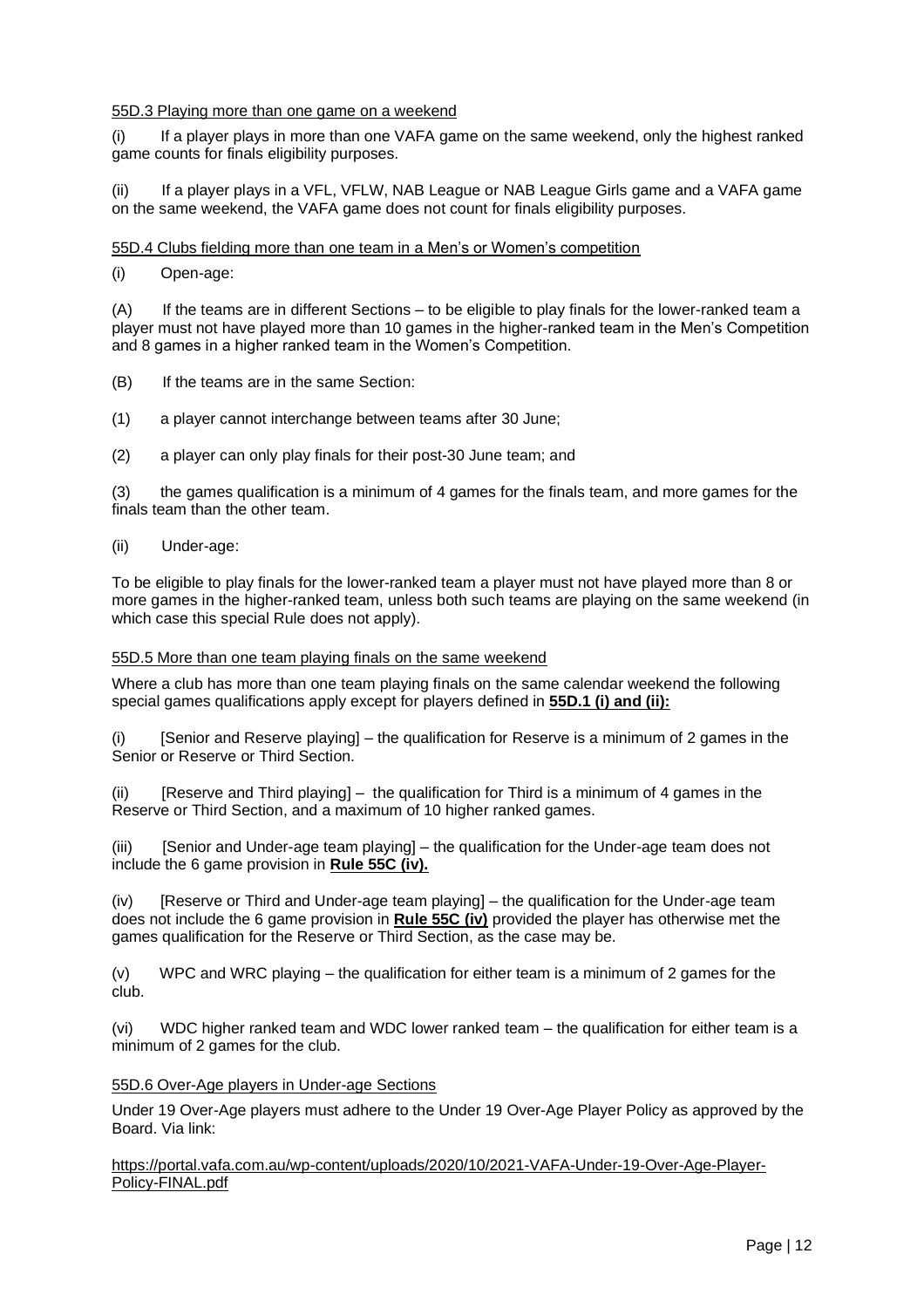55D.3 Playing more than one game on a weekend

(i) If a player plays in more than one VAFA game on the same weekend, only the highest ranked game counts for finals eligibility purposes.

(ii) If a player plays in a VFL, VFLW, NAB League or NAB League Girls game and a VAFA game on the same weekend, the VAFA game does not count for finals eligibility purposes.

55D.4 Clubs fielding more than one team in a Men's or Women's competition

(i) Open-age:

(A) If the teams are in different Sections – to be eligible to play finals for the lower-ranked team a player must not have played more than 10 games in the higher-ranked team in the Men's Competition and 8 games in a higher ranked team in the Women's Competition.

(B) If the teams are in the same Section:

(1) a player cannot interchange between teams after 30 June;

(2) a player can only play finals for their post-30 June team; and

(3) the games qualification is a minimum of 4 games for the finals team, and more games for the finals team than the other team.

(ii) Under-age:

To be eligible to play finals for the lower-ranked team a player must not have played more than 8 or more games in the higher-ranked team, unless both such teams are playing on the same weekend (in which case this special Rule does not apply).

55D.5 More than one team playing finals on the same weekend

Where a club has more than one team playing finals on the same calendar weekend the following special games qualifications apply except for players defined in **55D.1 (i) and (ii):**

(i) [Senior and Reserve playing] – the qualification for Reserve is a minimum of 2 games in the Senior or Reserve or Third Section.

(ii) [Reserve and Third playing] – the qualification for Third is a minimum of 4 games in the Reserve or Third Section, and a maximum of 10 higher ranked games.

(iii) [Senior and Under-age team playing] – the qualification for the Under-age team does not include the 6 game provision in **Rule 55C (iv).**

(iv) [Reserve or Third and Under-age team playing] – the qualification for the Under-age team does not include the 6 game provision in **Rule 55C (iv)** provided the player has otherwise met the games qualification for the Reserve or Third Section, as the case may be.

(v) WPC and WRC playing – the qualification for either team is a minimum of 2 games for the club.

(vi) WDC higher ranked team and WDC lower ranked team – the qualification for either team is a minimum of 2 games for the club.

55D.6 Over-Age players in Under-age Sections

Under 19 Over-Age players must adhere to the Under 19 Over-Age Player Policy as approved by the Board. Via link:

https://portal.vafa.com.au/wp-content/uploads/2020/10/2021-VAFA-Under-19-Over-Age-Player-Policy-FINAL.pdf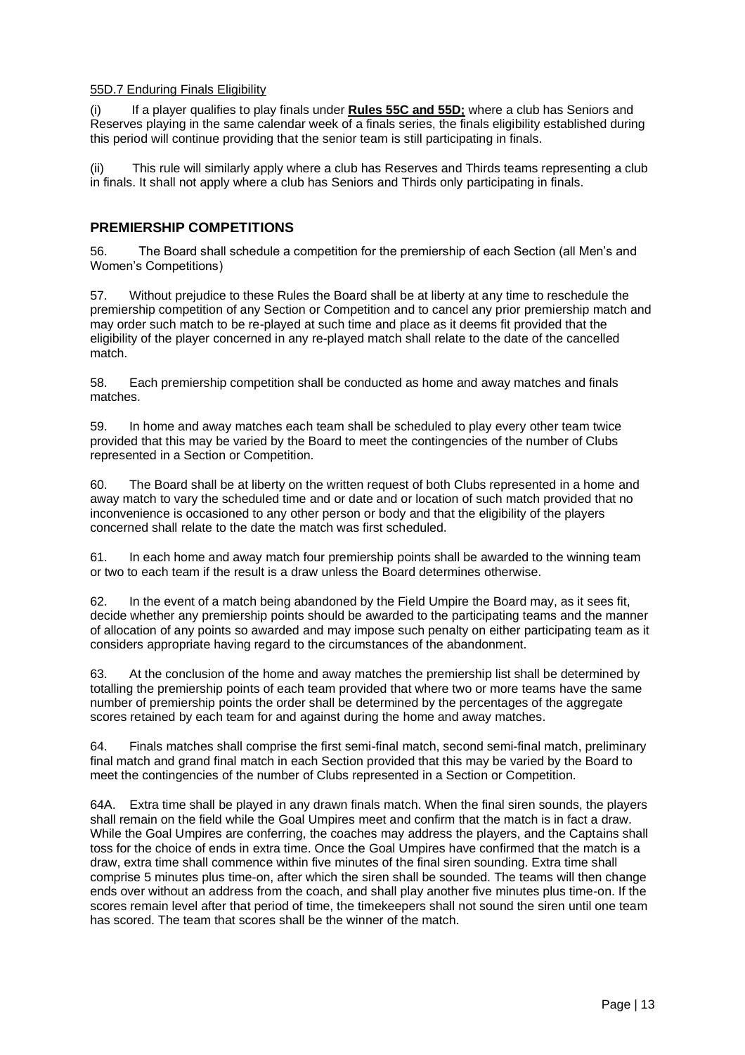<u>55D.7 Enduring Finals Eligibility</u>

(i) If a player qualifies to play finals under **<u>Rules 55C and 55D;</u>** where a club has Seniors and Reserves playing in the same calendar week of a finals series, the finals eligibility established during this period will continue providing that the senior team is still participating in finals.

(ii) This rule will similarly apply where a club has Reserves and Thirds teams representing a club in finals. It shall not apply where a club has Seniors and Thirds only participating in finals.

## PREMIERSHIP COMPETITIONS

56. The Board shall schedule a competition for the premiership of each Section (all Men's and Women's Competitions)

57. Without prejudice to these Rules the Board shall be at liberty at any time to reschedule the premiership competition of any Section or Competition and to cancel any prior premiership match and may order such match to be re-played at such time and place as it deems fit provided that the eligibility of the player concerned in any re-played match shall relate to the date of the cancelled match.

58. Each premiership competition shall be conducted as home and away matches and finals matches.

59. In home and away matches each team shall be scheduled to play every other team twice provided that this may be varied by the Board to meet the contingencies of the number of Clubs represented in a Section or Competition.

60. The Board shall be at liberty on the written request of both Clubs represented in a home and away match to vary the scheduled time and or date and or location of such match provided that no inconvenience is occasioned to any other person or body and that the eligibility of the players concerned shall relate to the date the match was first scheduled.

61. In each home and away match four premiership points shall be awarded to the winning team or two to each team if the result is a draw unless the Board determines otherwise.

62. In the event of a match being abandoned by the Field Umpire the Board may, as it sees fit, decide whether any premiership points should be awarded to the participating teams and the manner of allocation of any points so awarded and may impose such penalty on either participating team as it considers appropriate having regard to the circumstances of the abandonment.

63. At the conclusion of the home and away matches the premiership list shall be determined by totalling the premiership points of each team provided that where two or more teams have the same number of premiership points the order shall be determined by the percentages of the aggregate scores retained by each team for and against during the home and away matches.

64. Finals matches shall comprise the first semi-final match, second semi-final match, preliminary final match and grand final match in each Section provided that this may be varied by the Board to meet the contingencies of the number of Clubs represented in a Section or Competition.

64A. Extra time shall be played in any drawn finals match. When the final siren sounds, the players shall remain on the field while the Goal Umpires meet and confirm that the match is in fact a draw. While the Goal Umpires are conferring, the coaches may address the players, and the Captains shall toss for the choice of ends in extra time. Once the Goal Umpires have confirmed that the match is a draw, extra time shall commence within five minutes of the final siren sounding. Extra time shall comprise 5 minutes plus time-on, after which the siren shall be sounded. The teams will then change ends over without an address from the coach, and shall play another five minutes plus time-on. If the scores remain level after that period of time, the timekeepers shall not sound the siren until one team has scored. The team that scores shall be the winner of the match.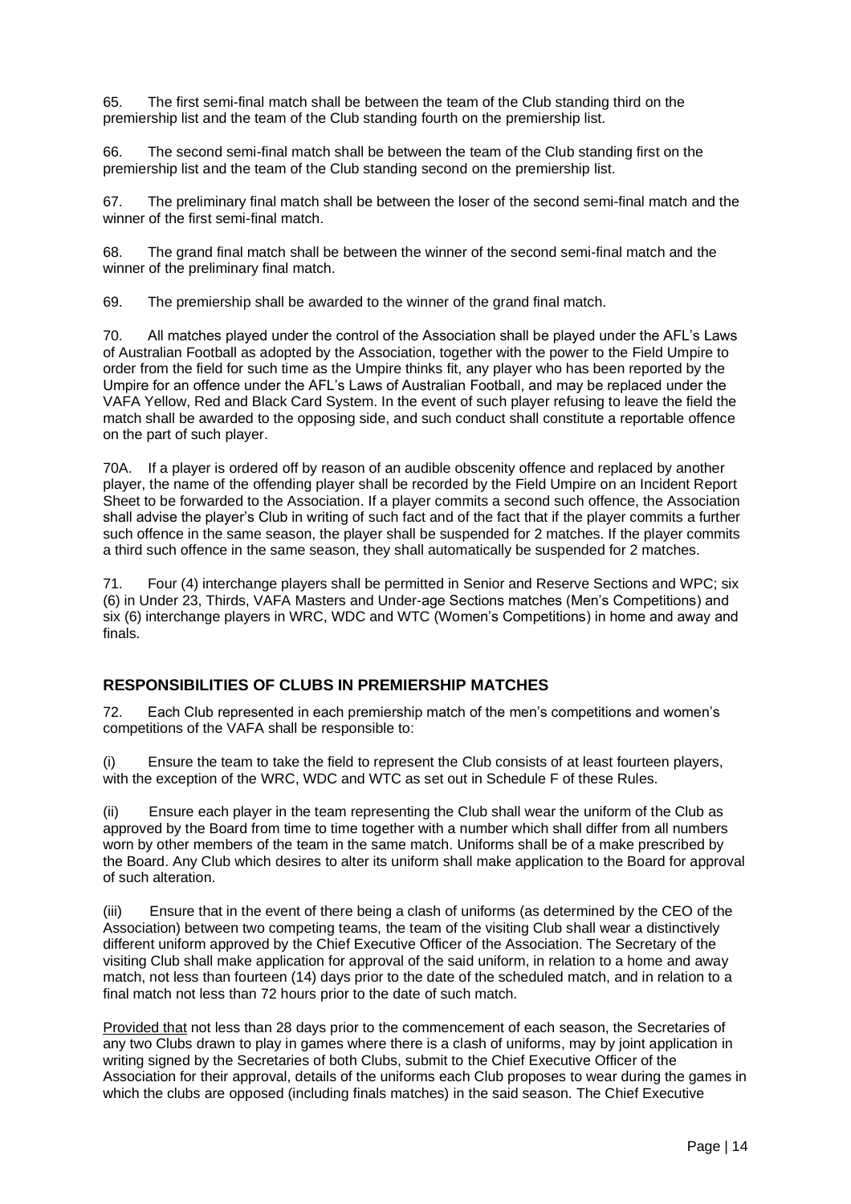65. The first semi-final match shall be between the team of the Club standing third on the premiership list and the team of the Club standing fourth on the premiership list.

66. The second semi-final match shall be between the team of the Club standing first on the premiership list and the team of the Club standing second on the premiership list.

67. The preliminary final match shall be between the loser of the second semi-final match and the winner of the first semi-final match.

68. The grand final match shall be between the winner of the second semi-final match and the winner of the preliminary final match.

69. The premiership shall be awarded to the winner of the grand final match.

70. All matches played under the control of the Association shall be played under the AFL's Laws of Australian Football as adopted by the Association, together with the power to the Field Umpire to order from the field for such time as the Umpire thinks fit, any player who has been reported by the Umpire for an offence under the AFL's Laws of Australian Football, and may be replaced under the VAFA Yellow, Red and Black Card System. In the event of such player refusing to leave the field the match shall be awarded to the opposing side, and such conduct shall constitute a reportable offence on the part of such player.

70A. If a player is ordered off by reason of an audible obscenity offence and replaced by another player, the name of the offending player shall be recorded by the Field Umpire on an Incident Report Sheet to be forwarded to the Association. If a player commits a second such offence, the Association shall advise the player's Club in writing of such fact and of the fact that if the player commits a further such offence in the same season, the player shall be suspended for 2 matches. If the player commits a third such offence in the same season, they shall automatically be suspended for 2 matches.

71. Four (4) interchange players shall be permitted in Senior and Reserve Sections and WPC; six (6) in Under 23, Thirds, VAFA Masters and Under-age Sections matches (Men's Competitions) and six (6) interchange players in WRC, WDC and WTC (Women's Competitions) in home and away and finals.

## RESPONSIBILITIES OF CLUBS IN PREMIERSHIP MATCHES

72. Each Club represented in each premiership match of the men's competitions and women's competitions of the VAFA shall be responsible to:

(i) Ensure the team to take the field to represent the Club consists of at least fourteen players, with the exception of the WRC, WDC and WTC as set out in Schedule F of these Rules.

(ii) Ensure each player in the team representing the Club shall wear the uniform of the Club as approved by the Board from time to time together with a number which shall differ from all numbers worn by other members of the team in the same match. Uniforms shall be of a make prescribed by the Board. Any Club which desires to alter its uniform shall make application to the Board for approval of such alteration.

(iii) Ensure that in the event of there being a clash of uniforms (as determined by the CEO of the Association) between two competing teams, the team of the visiting Club shall wear a distinctively different uniform approved by the Chief Executive Officer of the Association. The Secretary of the visiting Club shall make application for approval of the said uniform, in relation to a home and away match, not less than fourteen (14) days prior to the date of the scheduled match, and in relation to a final match not less than 72 hours prior to the date of such match.

Provided that not less than 28 days prior to the commencement of each season, the Secretaries of any two Clubs drawn to play in games where there is a clash of uniforms, may by joint application in writing signed by the Secretaries of both Clubs, submit to the Chief Executive Officer of the Association for their approval, details of the uniforms each Club proposes to wear during the games in which the clubs are opposed (including finals matches) in the said season. The Chief Executive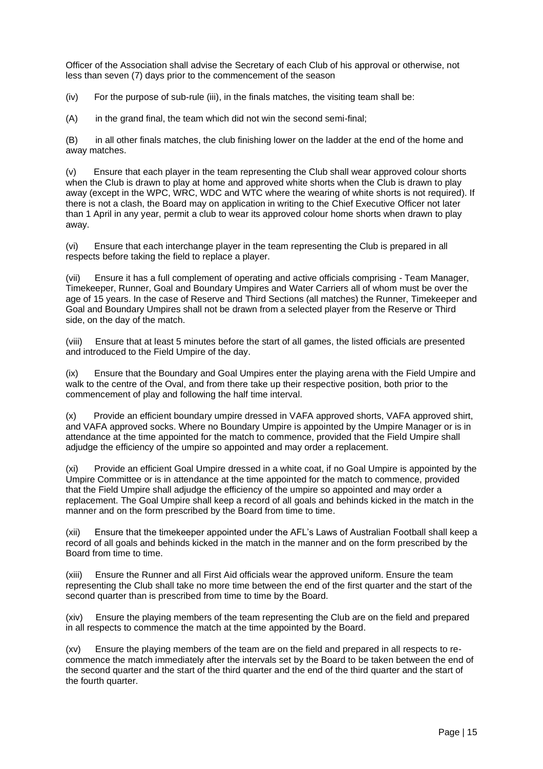Officer of the Association shall advise the Secretary of each Club of his approval or otherwise, not less than seven (7) days prior to the commencement of the season

(iv) For the purpose of sub-rule (iii), in the finals matches, the visiting team shall be:

(A) in the grand final, the team which did not win the second semi-final;

(B) in all other finals matches, the club finishing lower on the ladder at the end of the home and away matches.

(v) Ensure that each player in the team representing the Club shall wear approved colour shorts when the Club is drawn to play at home and approved white shorts when the Club is drawn to play away (except in the WPC, WRC, WDC and WTC where the wearing of white shorts is not required). If there is not a clash, the Board may on application in writing to the Chief Executive Officer not later than 1 April in any year, permit a club to wear its approved colour home shorts when drawn to play away.

(vi) Ensure that each interchange player in the team representing the Club is prepared in all respects before taking the field to replace a player.

(vii) Ensure it has a full complement of operating and active officials comprising - Team Manager, Timekeeper, Runner, Goal and Boundary Umpires and Water Carriers all of whom must be over the age of 15 years. In the case of Reserve and Third Sections (all matches) the Runner, Timekeeper and Goal and Boundary Umpires shall not be drawn from a selected player from the Reserve or Third side, on the day of the match.

(viii) Ensure that at least 5 minutes before the start of all games, the listed officials are presented and introduced to the Field Umpire of the day.

(ix) Ensure that the Boundary and Goal Umpires enter the playing arena with the Field Umpire and walk to the centre of the Oval, and from there take up their respective position, both prior to the commencement of play and following the half time interval.

(x) Provide an efficient boundary umpire dressed in VAFA approved shorts, VAFA approved shirt, and VAFA approved socks. Where no Boundary Umpire is appointed by the Umpire Manager or is in attendance at the time appointed for the match to commence, provided that the Field Umpire shall adjudge the efficiency of the umpire so appointed and may order a replacement.

(xi) Provide an efficient Goal Umpire dressed in a white coat, if no Goal Umpire is appointed by the Umpire Committee or is in attendance at the time appointed for the match to commence, provided that the Field Umpire shall adjudge the efficiency of the umpire so appointed and may order a replacement. The Goal Umpire shall keep a record of all goals and behinds kicked in the match in the manner and on the form prescribed by the Board from time to time.

(xii) Ensure that the timekeeper appointed under the AFL's Laws of Australian Football shall keep a record of all goals and behinds kicked in the match in the manner and on the form prescribed by the Board from time to time.

(xiii) Ensure the Runner and all First Aid officials wear the approved uniform. Ensure the team representing the Club shall take no more time between the end of the first quarter and the start of the second quarter than is prescribed from time to time by the Board.

(xiv) Ensure the playing members of the team representing the Club are on the field and prepared in all respects to commence the match at the time appointed by the Board.

(xv) Ensure the playing members of the team are on the field and prepared in all respects to re-commence the match immediately after the intervals set by the Board to be taken between the end of the second quarter and the start of the third quarter and the end of the third quarter and the start of the fourth quarter.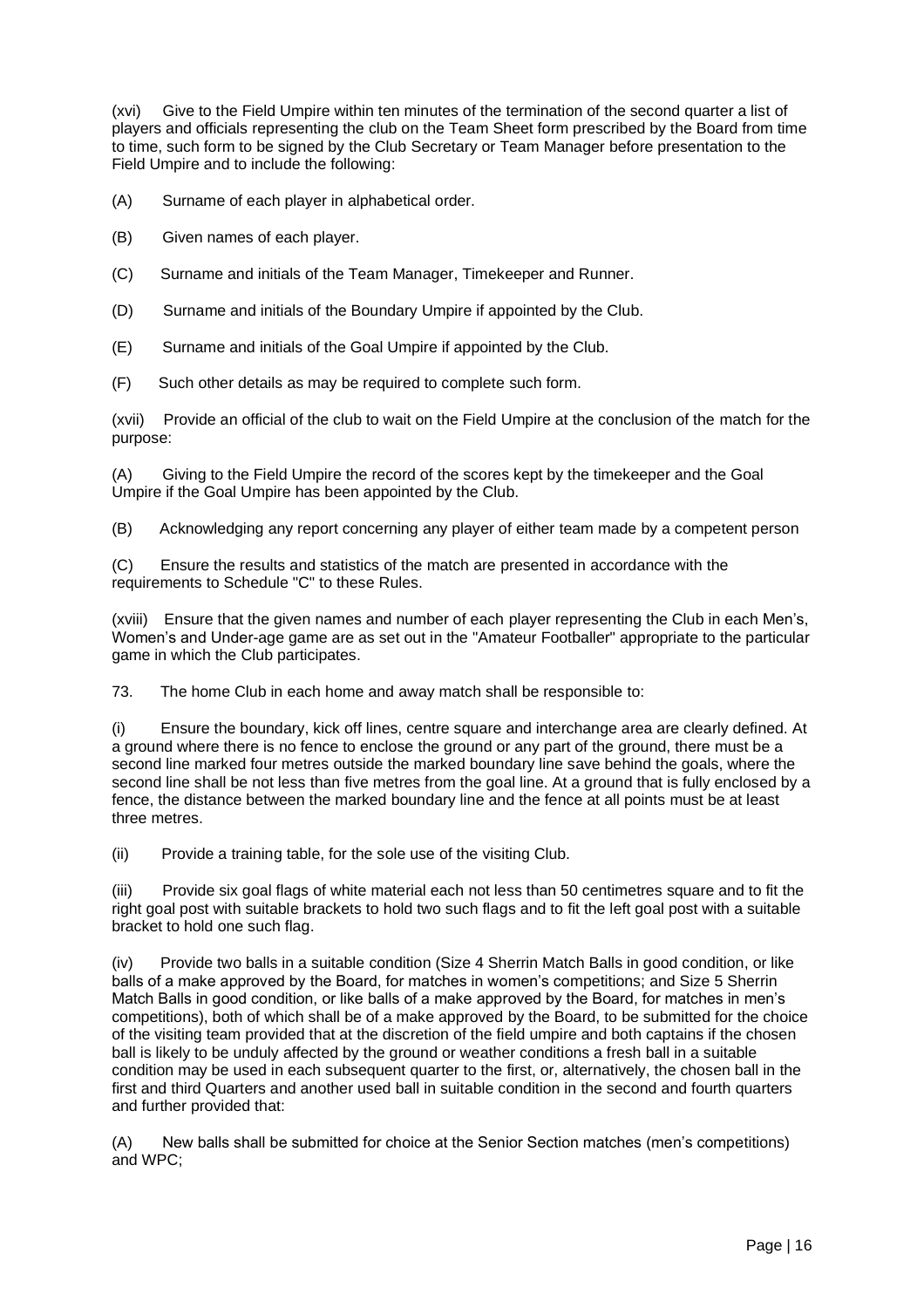(xvi) Give to the Field Umpire within ten minutes of the termination of the second quarter a list of players and officials representing the club on the Team Sheet form prescribed by the Board from time to time, such form to be signed by the Club Secretary or Team Manager before presentation to the Field Umpire and to include the following:

(A) Surname of each player in alphabetical order.

(B) Given names of each player.

(C) Surname and initials of the Team Manager, Timekeeper and Runner.

(D) Surname and initials of the Boundary Umpire if appointed by the Club.

(E) Surname and initials of the Goal Umpire if appointed by the Club.

(F) Such other details as may be required to complete such form.

(xvii) Provide an official of the club to wait on the Field Umpire at the conclusion of the match for the purpose:

(A) Giving to the Field Umpire the record of the scores kept by the timekeeper and the Goal Umpire if the Goal Umpire has been appointed by the Club.

(B) Acknowledging any report concerning any player of either team made by a competent person

(C) Ensure the results and statistics of the match are presented in accordance with the requirements to Schedule "C" to these Rules.

(xviii) Ensure that the given names and number of each player representing the Club in each Men's, Women's and Under-age game are as set out in the "Amateur Footballer" appropriate to the particular game in which the Club participates.

73. The home Club in each home and away match shall be responsible to:

(i) Ensure the boundary, kick off lines, centre square and interchange area are clearly defined. At a ground where there is no fence to enclose the ground or any part of the ground, there must be a second line marked four metres outside the marked boundary line save behind the goals, where the second line shall be not less than five metres from the goal line. At a ground that is fully enclosed by a fence, the distance between the marked boundary line and the fence at all points must be at least three metres.

(ii) Provide a training table, for the sole use of the visiting Club.

(iii) Provide six goal flags of white material each not less than 50 centimetres square and to fit the right goal post with suitable brackets to hold two such flags and to fit the left goal post with a suitable bracket to hold one such flag.

(iv) Provide two balls in a suitable condition (Size 4 Sherrin Match Balls in good condition, or like balls of a make approved by the Board, for matches in women's competitions; and Size 5 Sherrin Match Balls in good condition, or like balls of a make approved by the Board, for matches in men's competitions), both of which shall be of a make approved by the Board, to be submitted for the choice of the visiting team provided that at the discretion of the field umpire and both captains if the chosen ball is likely to be unduly affected by the ground or weather conditions a fresh ball in a suitable condition may be used in each subsequent quarter to the first, or, alternatively, the chosen ball in the first and third Quarters and another used ball in suitable condition in the second and fourth quarters and further provided that:

(A) New balls shall be submitted for choice at the Senior Section matches (men's competitions) and WPC;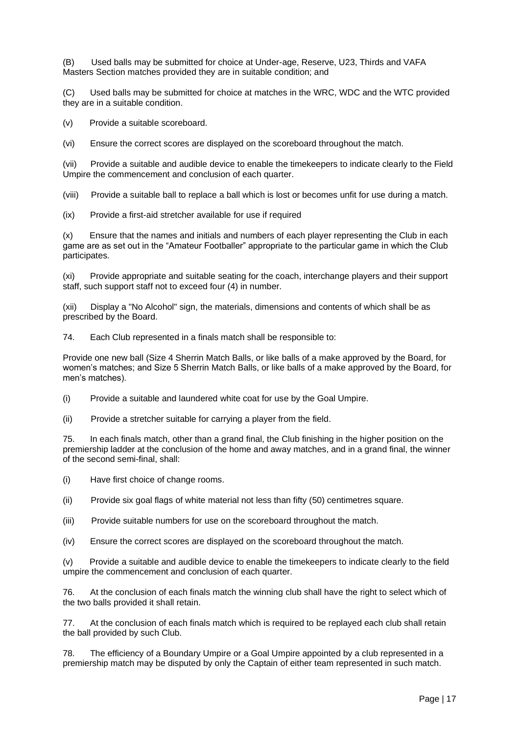(B) Used balls may be submitted for choice at Under-age, Reserve, U23, Thirds and VAFA Masters Section matches provided they are in suitable condition; and

(C) Used balls may be submitted for choice at matches in the WRC, WDC and the WTC provided they are in a suitable condition.

(v) Provide a suitable scoreboard.

(vi) Ensure the correct scores are displayed on the scoreboard throughout the match.

(vii) Provide a suitable and audible device to enable the timekeepers to indicate clearly to the Field Umpire the commencement and conclusion of each quarter.

(viii) Provide a suitable ball to replace a ball which is lost or becomes unfit for use during a match.

(ix) Provide a first-aid stretcher available for use if required

(x) Ensure that the names and initials and numbers of each player representing the Club in each game are as set out in the "Amateur Footballer" appropriate to the particular game in which the Club participates.

(xi) Provide appropriate and suitable seating for the coach, interchange players and their support staff, such support staff not to exceed four (4) in number.

(xii) Display a "No Alcohol" sign, the materials, dimensions and contents of which shall be as prescribed by the Board.

74. Each Club represented in a finals match shall be responsible to:

Provide one new ball (Size 4 Sherrin Match Balls, or like balls of a make approved by the Board, for women's matches; and Size 5 Sherrin Match Balls, or like balls of a make approved by the Board, for men's matches).

(i) Provide a suitable and laundered white coat for use by the Goal Umpire.

(ii) Provide a stretcher suitable for carrying a player from the field.

75. In each finals match, other than a grand final, the Club finishing in the higher position on the premiership ladder at the conclusion of the home and away matches, and in a grand final, the winner of the second semi-final, shall:

(i) Have first choice of change rooms.

(ii) Provide six goal flags of white material not less than fifty (50) centimetres square.

(iii) Provide suitable numbers for use on the scoreboard throughout the match.

(iv) Ensure the correct scores are displayed on the scoreboard throughout the match.

(v) Provide a suitable and audible device to enable the timekeepers to indicate clearly to the field umpire the commencement and conclusion of each quarter.

76. At the conclusion of each finals match the winning club shall have the right to select which of the two balls provided it shall retain.

77. At the conclusion of each finals match which is required to be replayed each club shall retain the ball provided by such Club.

78. The efficiency of a Boundary Umpire or a Goal Umpire appointed by a club represented in a premiership match may be disputed by only the Captain of either team represented in such match.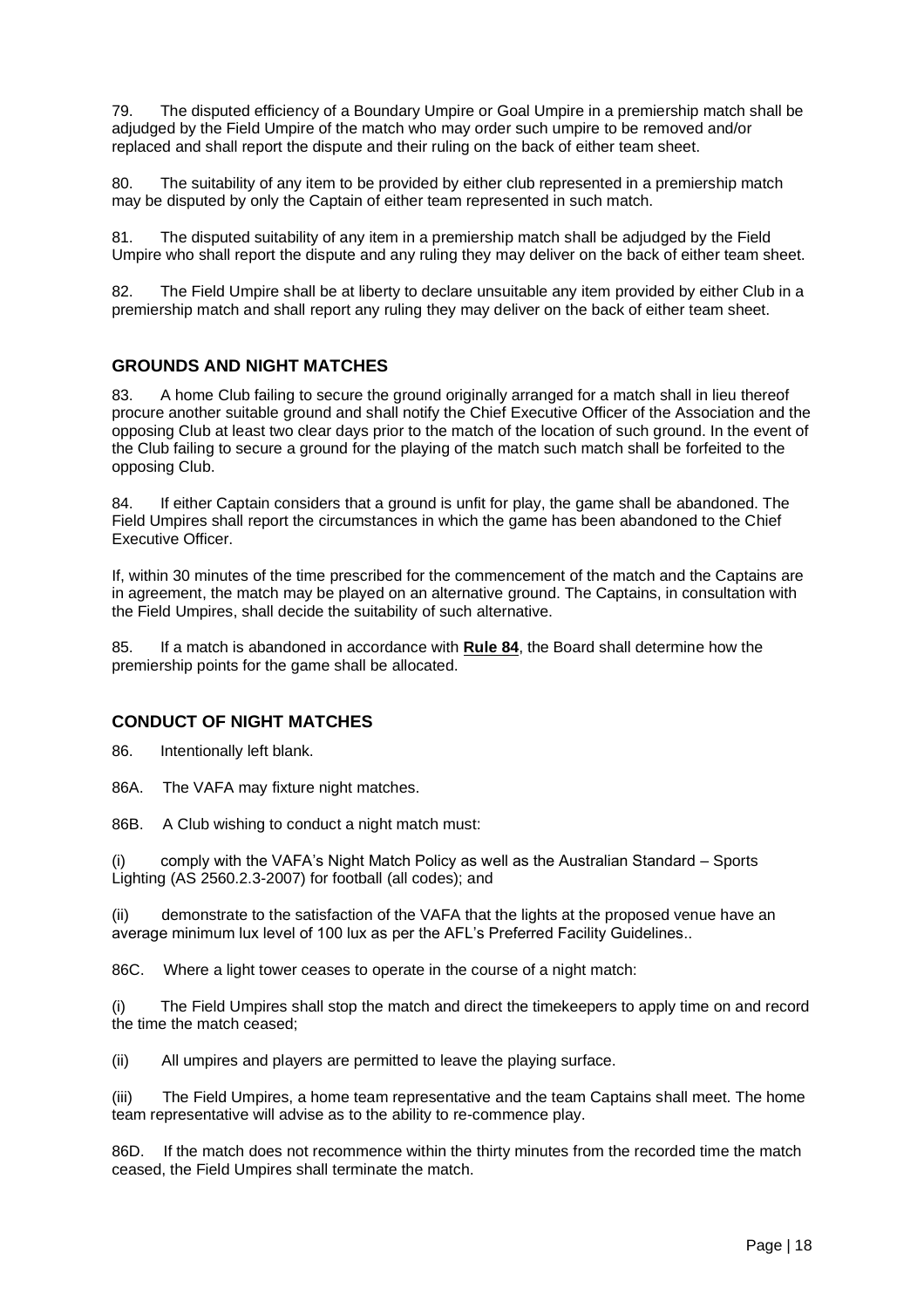79. The disputed efficiency of a Boundary Umpire or Goal Umpire in a premiership match shall be adjudged by the Field Umpire of the match who may order such umpire to be removed and/or replaced and shall report the dispute and their ruling on the back of either team sheet.

80. The suitability of any item to be provided by either club represented in a premiership match may be disputed by only the Captain of either team represented in such match.

81. The disputed suitability of any item in a premiership match shall be adjudged by the Field Umpire who shall report the dispute and any ruling they may deliver on the back of either team sheet.

82. The Field Umpire shall be at liberty to declare unsuitable any item provided by either Club in a premiership match and shall report any ruling they may deliver on the back of either team sheet.

## GROUNDS AND NIGHT MATCHES

83. A home Club failing to secure the ground originally arranged for a match shall in lieu thereof procure another suitable ground and shall notify the Chief Executive Officer of the Association and the opposing Club at least two clear days prior to the match of the location of such ground. In the event of the Club failing to secure a ground for the playing of the match such match shall be forfeited to the opposing Club.

84. If either Captain considers that a ground is unfit for play, the game shall be abandoned. The Field Umpires shall report the circumstances in which the game has been abandoned to the Chief Executive Officer.

If, within 30 minutes of the time prescribed for the commencement of the match and the Captains are in agreement, the match may be played on an alternative ground. The Captains, in consultation with the Field Umpires, shall decide the suitability of such alternative.

85. If a match is abandoned in accordance with **Rule 84**, the Board shall determine how the premiership points for the game shall be allocated.

## CONDUCT OF NIGHT MATCHES

86. Intentionally left blank.

86A. The VAFA may fixture night matches.

86B. A Club wishing to conduct a night match must:

(i) comply with the VAFA's Night Match Policy as well as the Australian Standard – Sports Lighting (AS 2560.2.3-2007) for football (all codes); and

(ii) demonstrate to the satisfaction of the VAFA that the lights at the proposed venue have an average minimum lux level of 100 lux as per the AFL's Preferred Facility Guidelines..

86C. Where a light tower ceases to operate in the course of a night match:

(i) The Field Umpires shall stop the match and direct the timekeepers to apply time on and record the time the match ceased;

(ii) All umpires and players are permitted to leave the playing surface.

(iii) The Field Umpires, a home team representative and the team Captains shall meet. The home team representative will advise as to the ability to re-commence play.

86D. If the match does not recommence within the thirty minutes from the recorded time the match ceased, the Field Umpires shall terminate the match.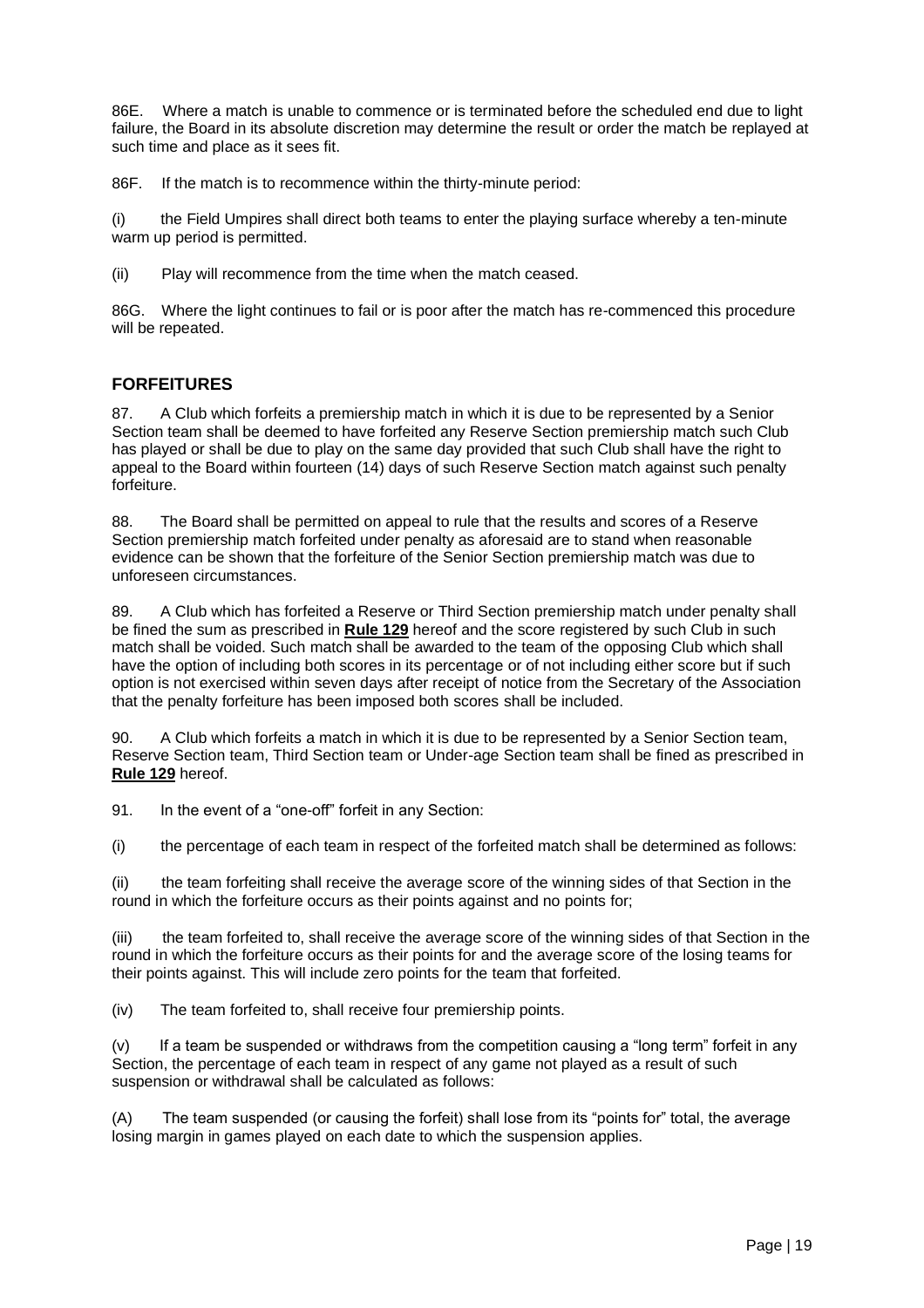86E. Where a match is unable to commence or is terminated before the scheduled end due to light failure, the Board in its absolute discretion may determine the result or order the match be replayed at such time and place as it sees fit.

86F. If the match is to recommence within the thirty-minute period:

(i) the Field Umpires shall direct both teams to enter the playing surface whereby a ten-minute warm up period is permitted.

(ii) Play will recommence from the time when the match ceased.

86G. Where the light continues to fail or is poor after the match has re-commenced this procedure will be repeated.

## FORFEITURES

87. A Club which forfeits a premiership match in which it is due to be represented by a Senior Section team shall be deemed to have forfeited any Reserve Section premiership match such Club has played or shall be due to play on the same day provided that such Club shall have the right to appeal to the Board within fourteen (14) days of such Reserve Section match against such penalty forfeiture.

88. The Board shall be permitted on appeal to rule that the results and scores of a Reserve Section premiership match forfeited under penalty as aforesaid are to stand when reasonable evidence can be shown that the forfeiture of the Senior Section premiership match was due to unforeseen circumstances.

89. A Club which has forfeited a Reserve or Third Section premiership match under penalty shall be fined the sum as prescribed in **Rule 129** hereof and the score registered by such Club in such match shall be voided. Such match shall be awarded to the team of the opposing Club which shall have the option of including both scores in its percentage or of not including either score but if such option is not exercised within seven days after receipt of notice from the Secretary of the Association that the penalty forfeiture has been imposed both scores shall be included.

90. A Club which forfeits a match in which it is due to be represented by a Senior Section team, Reserve Section team, Third Section team or Under-age Section team shall be fined as prescribed in **Rule 129** hereof.

91. In the event of a "one-off" forfeit in any Section:

(i) the percentage of each team in respect of the forfeited match shall be determined as follows:

(ii) the team forfeiting shall receive the average score of the winning sides of that Section in the round in which the forfeiture occurs as their points against and no points for;

(iii) the team forfeited to, shall receive the average score of the winning sides of that Section in the round in which the forfeiture occurs as their points for and the average score of the losing teams for their points against. This will include zero points for the team that forfeited.

(iv) The team forfeited to, shall receive four premiership points.

(v) If a team be suspended or withdraws from the competition causing a "long term" forfeit in any Section, the percentage of each team in respect of any game not played as a result of such suspension or withdrawal shall be calculated as follows:

(A) The team suspended (or causing the forfeit) shall lose from its "points for" total, the average losing margin in games played on each date to which the suspension applies.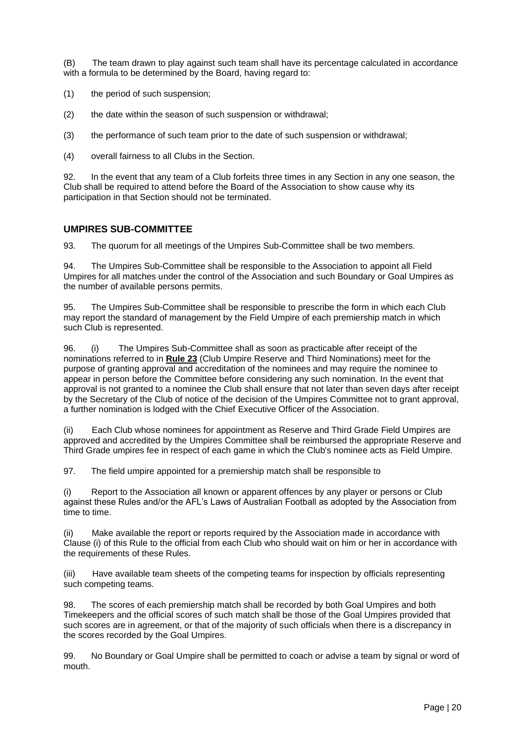(B) The team drawn to play against such team shall have its percentage calculated in accordance with a formula to be determined by the Board, having regard to:

(1) the period of such suspension;

(2) the date within the season of such suspension or withdrawal;

(3) the performance of such team prior to the date of such suspension or withdrawal;

(4) overall fairness to all Clubs in the Section.

92. In the event that any team of a Club forfeits three times in any Section in any one season, the Club shall be required to attend before the Board of the Association to show cause why its participation in that Section should not be terminated.

## UMPIRES SUB-COMMITTEE

93. The quorum for all meetings of the Umpires Sub-Committee shall be two members.

94. The Umpires Sub-Committee shall be responsible to the Association to appoint all Field Umpires for all matches under the control of the Association and such Boundary or Goal Umpires as the number of available persons permits.

95. The Umpires Sub-Committee shall be responsible to prescribe the form in which each Club may report the standard of management by the Field Umpire of each premiership match in which such Club is represented.

96. (i) The Umpires Sub-Committee shall as soon as practicable after receipt of the nominations referred to in **Rule 23** (Club Umpire Reserve and Third Nominations) meet for the purpose of granting approval and accreditation of the nominees and may require the nominee to appear in person before the Committee before considering any such nomination. In the event that approval is not granted to a nominee the Club shall ensure that not later than seven days after receipt by the Secretary of the Club of notice of the decision of the Umpires Committee not to grant approval, a further nomination is lodged with the Chief Executive Officer of the Association.

(ii) Each Club whose nominees for appointment as Reserve and Third Grade Field Umpires are approved and accredited by the Umpires Committee shall be reimbursed the appropriate Reserve and Third Grade umpires fee in respect of each game in which the Club's nominee acts as Field Umpire.

97. The field umpire appointed for a premiership match shall be responsible to

(i) Report to the Association all known or apparent offences by any player or persons or Club against these Rules and/or the AFL's Laws of Australian Football as adopted by the Association from time to time.

(ii) Make available the report or reports required by the Association made in accordance with Clause (i) of this Rule to the official from each Club who should wait on him or her in accordance with the requirements of these Rules.

(iii) Have available team sheets of the competing teams for inspection by officials representing such competing teams.

98. The scores of each premiership match shall be recorded by both Goal Umpires and both Timekeepers and the official scores of such match shall be those of the Goal Umpires provided that such scores are in agreement, or that of the majority of such officials when there is a discrepancy in the scores recorded by the Goal Umpires.

99. No Boundary or Goal Umpire shall be permitted to coach or advise a team by signal or word of mouth.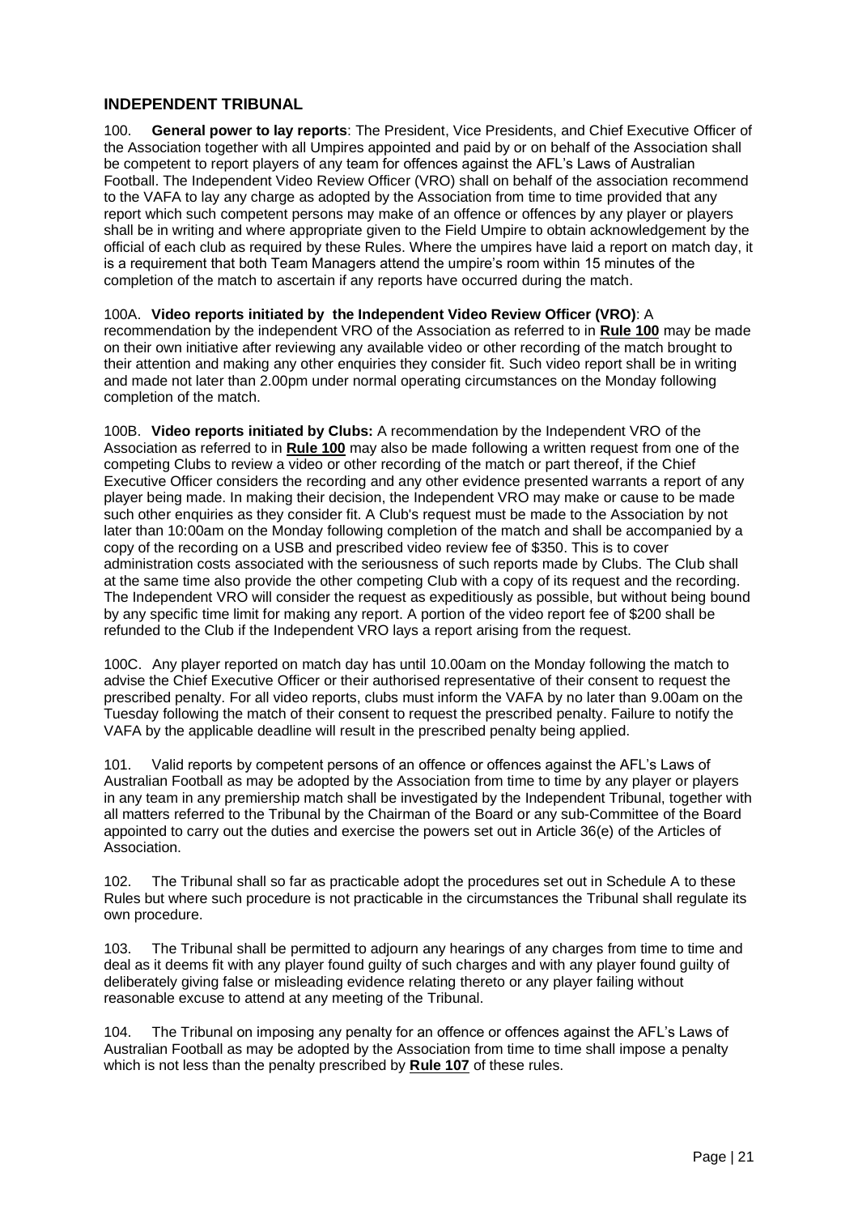## INDEPENDENT TRIBUNAL

100. **General power to lay reports**: The President, Vice Presidents, and Chief Executive Officer of the Association together with all Umpires appointed and paid by or on behalf of the Association shall be competent to report players of any team for offences against the AFL's Laws of Australian Football. The Independent Video Review Officer (VRO) shall on behalf of the association recommend to the VAFA to lay any charge as adopted by the Association from time to time provided that any report which such competent persons may make of an offence or offences by any player or players shall be in writing and where appropriate given to the Field Umpire to obtain acknowledgement by the official of each club as required by these Rules. Where the umpires have laid a report on match day, it is a requirement that both Team Managers attend the umpire's room within 15 minutes of the completion of the match to ascertain if any reports have occurred during the match.

100A. **Video reports initiated by the Independent Video Review Officer (VRO)**: A recommendation by the independent VRO of the Association as referred to in **Rule 100** may be made on their own initiative after reviewing any available video or other recording of the match brought to their attention and making any other enquiries they consider fit. Such video report shall be in writing and made not later than 2.00pm under normal operating circumstances on the Monday following completion of the match.

100B. **Video reports initiated by Clubs:** A recommendation by the Independent VRO of the Association as referred to in **Rule 100** may also be made following a written request from one of the competing Clubs to review a video or other recording of the match or part thereof, if the Chief Executive Officer considers the recording and any other evidence presented warrants a report of any player being made. In making their decision, the Independent VRO may make or cause to be made such other enquiries as they consider fit. A Club's request must be made to the Association by not later than 10:00am on the Monday following completion of the match and shall be accompanied by a copy of the recording on a USB and prescribed video review fee of $350. This is to cover administration costs associated with the seriousness of such reports made by Clubs. The Club shall at the same time also provide the other competing Club with a copy of its request and the recording. The Independent VRO will consider the request as expeditiously as possible, but without being bound by any specific time limit for making any report. A portion of the video report fee of $200 shall be refunded to the Club if the Independent VRO lays a report arising from the request.

100C. Any player reported on match day has until 10.00am on the Monday following the match to advise the Chief Executive Officer or their authorised representative of their consent to request the prescribed penalty. For all video reports, clubs must inform the VAFA by no later than 9.00am on the Tuesday following the match of their consent to request the prescribed penalty. Failure to notify the VAFA by the applicable deadline will result in the prescribed penalty being applied.

101. Valid reports by competent persons of an offence or offences against the AFL's Laws of Australian Football as may be adopted by the Association from time to time by any player or players in any team in any premiership match shall be investigated by the Independent Tribunal, together with all matters referred to the Tribunal by the Chairman of the Board or any sub-Committee of the Board appointed to carry out the duties and exercise the powers set out in Article 36(e) of the Articles of Association.

102. The Tribunal shall so far as practicable adopt the procedures set out in Schedule A to these Rules but where such procedure is not practicable in the circumstances the Tribunal shall regulate its own procedure.

103. The Tribunal shall be permitted to adjourn any hearings of any charges from time to time and deal as it deems fit with any player found guilty of such charges and with any player found guilty of deliberately giving false or misleading evidence relating thereto or any player failing without reasonable excuse to attend at any meeting of the Tribunal.

104. The Tribunal on imposing any penalty for an offence or offences against the AFL's Laws of Australian Football as may be adopted by the Association from time to time shall impose a penalty which is not less than the penalty prescribed by **Rule 107** of these rules.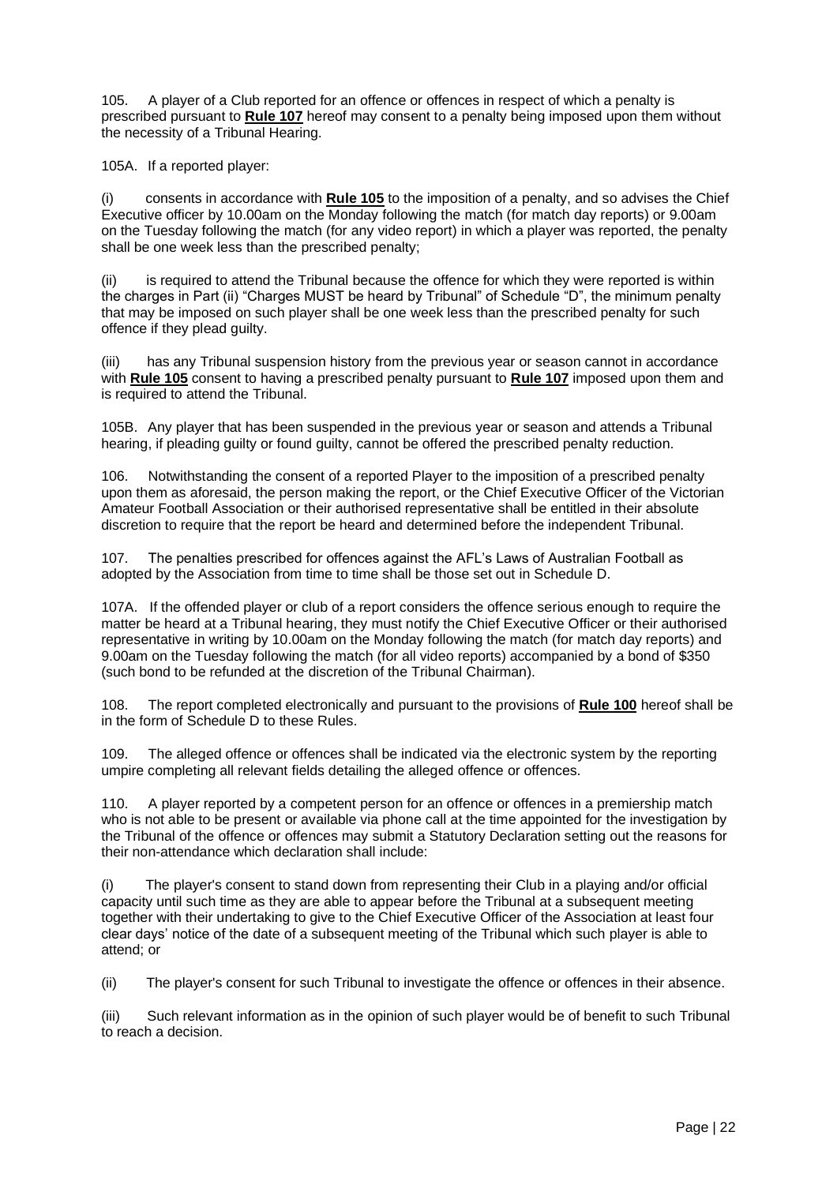105. A player of a Club reported for an offence or offences in respect of which a penalty is prescribed pursuant to **Rule 107** hereof may consent to a penalty being imposed upon them without the necessity of a Tribunal Hearing.

105A. If a reported player:

(i) consents in accordance with **Rule 105** to the imposition of a penalty, and so advises the Chief Executive officer by 10.00am on the Monday following the match (for match day reports) or 9.00am on the Tuesday following the match (for any video report) in which a player was reported, the penalty shall be one week less than the prescribed penalty;

(ii) is required to attend the Tribunal because the offence for which they were reported is within the charges in Part (ii) "Charges MUST be heard by Tribunal" of Schedule "D", the minimum penalty that may be imposed on such player shall be one week less than the prescribed penalty for such offence if they plead guilty.

(iii) has any Tribunal suspension history from the previous year or season cannot in accordance with **Rule 105** consent to having a prescribed penalty pursuant to **Rule 107** imposed upon them and is required to attend the Tribunal.

105B. Any player that has been suspended in the previous year or season and attends a Tribunal hearing, if pleading guilty or found guilty, cannot be offered the prescribed penalty reduction.

106. Notwithstanding the consent of a reported Player to the imposition of a prescribed penalty upon them as aforesaid, the person making the report, or the Chief Executive Officer of the Victorian Amateur Football Association or their authorised representative shall be entitled in their absolute discretion to require that the report be heard and determined before the independent Tribunal.

107. The penalties prescribed for offences against the AFL's Laws of Australian Football as adopted by the Association from time to time shall be those set out in Schedule D.

107A. If the offended player or club of a report considers the offence serious enough to require the matter be heard at a Tribunal hearing, they must notify the Chief Executive Officer or their authorised representative in writing by 10.00am on the Monday following the match (for match day reports) and 9.00am on the Tuesday following the match (for all video reports) accompanied by a bond of $350 (such bond to be refunded at the discretion of the Tribunal Chairman).

108. The report completed electronically and pursuant to the provisions of **Rule 100** hereof shall be in the form of Schedule D to these Rules.

109. The alleged offence or offences shall be indicated via the electronic system by the reporting umpire completing all relevant fields detailing the alleged offence or offences.

110. A player reported by a competent person for an offence or offences in a premiership match who is not able to be present or available via phone call at the time appointed for the investigation by the Tribunal of the offence or offences may submit a Statutory Declaration setting out the reasons for their non-attendance which declaration shall include:

(i) The player's consent to stand down from representing their Club in a playing and/or official capacity until such time as they are able to appear before the Tribunal at a subsequent meeting together with their undertaking to give to the Chief Executive Officer of the Association at least four clear days' notice of the date of a subsequent meeting of the Tribunal which such player is able to attend; or

(ii) The player's consent for such Tribunal to investigate the offence or offences in their absence.

(iii) Such relevant information as in the opinion of such player would be of benefit to such Tribunal to reach a decision.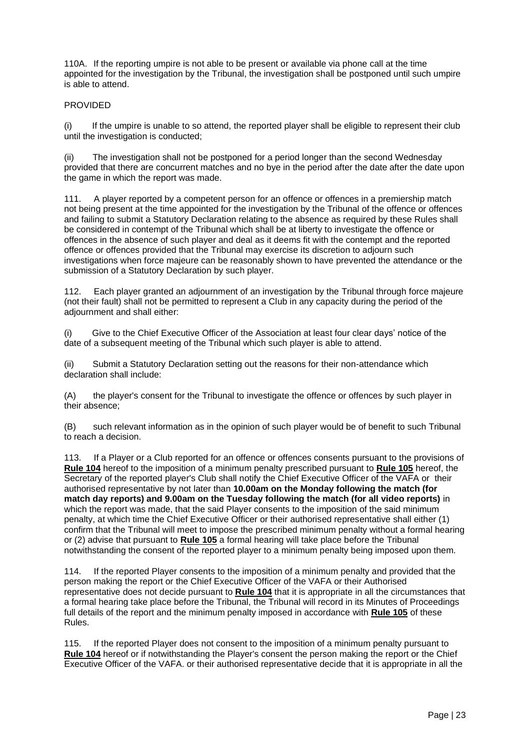110A. If the reporting umpire is not able to be present or available via phone call at the time appointed for the investigation by the Tribunal, the investigation shall be postponed until such umpire is able to attend.

PROVIDED

(i) If the umpire is unable to so attend, the reported player shall be eligible to represent their club until the investigation is conducted;

(ii) The investigation shall not be postponed for a period longer than the second Wednesday provided that there are concurrent matches and no bye in the period after the date after the date upon the game in which the report was made.

111. A player reported by a competent person for an offence or offences in a premiership match not being present at the time appointed for the investigation by the Tribunal of the offence or offences and failing to submit a Statutory Declaration relating to the absence as required by these Rules shall be considered in contempt of the Tribunal which shall be at liberty to investigate the offence or offences in the absence of such player and deal as it deems fit with the contempt and the reported offence or offences provided that the Tribunal may exercise its discretion to adjourn such investigations when force majeure can be reasonably shown to have prevented the attendance or the submission of a Statutory Declaration by such player.

112. Each player granted an adjournment of an investigation by the Tribunal through force majeure (not their fault) shall not be permitted to represent a Club in any capacity during the period of the adjournment and shall either:

(i) Give to the Chief Executive Officer of the Association at least four clear days' notice of the date of a subsequent meeting of the Tribunal which such player is able to attend.

(ii) Submit a Statutory Declaration setting out the reasons for their non-attendance which declaration shall include:

(A) the player's consent for the Tribunal to investigate the offence or offences by such player in their absence;

(B) such relevant information as in the opinion of such player would be of benefit to such Tribunal to reach a decision.

113. If a Player or a Club reported for an offence or offences consents pursuant to the provisions of **Rule 104** hereof to the imposition of a minimum penalty prescribed pursuant to **Rule 105** hereof, the Secretary of the reported player's Club shall notify the Chief Executive Officer of the VAFA or their authorised representative by not later than **10.00am on the Monday following the match (for match day reports) and 9.00am on the Tuesday following the match (for all video reports)** in which the report was made, that the said Player consents to the imposition of the said minimum penalty, at which time the Chief Executive Officer or their authorised representative shall either (1) confirm that the Tribunal will meet to impose the prescribed minimum penalty without a formal hearing or (2) advise that pursuant to **Rule 105** a formal hearing will take place before the Tribunal notwithstanding the consent of the reported player to a minimum penalty being imposed upon them.

114. If the reported Player consents to the imposition of a minimum penalty and provided that the person making the report or the Chief Executive Officer of the VAFA or their Authorised representative does not decide pursuant to **Rule 104** that it is appropriate in all the circumstances that a formal hearing take place before the Tribunal, the Tribunal will record in its Minutes of Proceedings full details of the report and the minimum penalty imposed in accordance with **Rule 105** of these Rules.

115. If the reported Player does not consent to the imposition of a minimum penalty pursuant to **Rule 104** hereof or if notwithstanding the Player's consent the person making the report or the Chief Executive Officer of the VAFA. or their authorised representative decide that it is appropriate in all the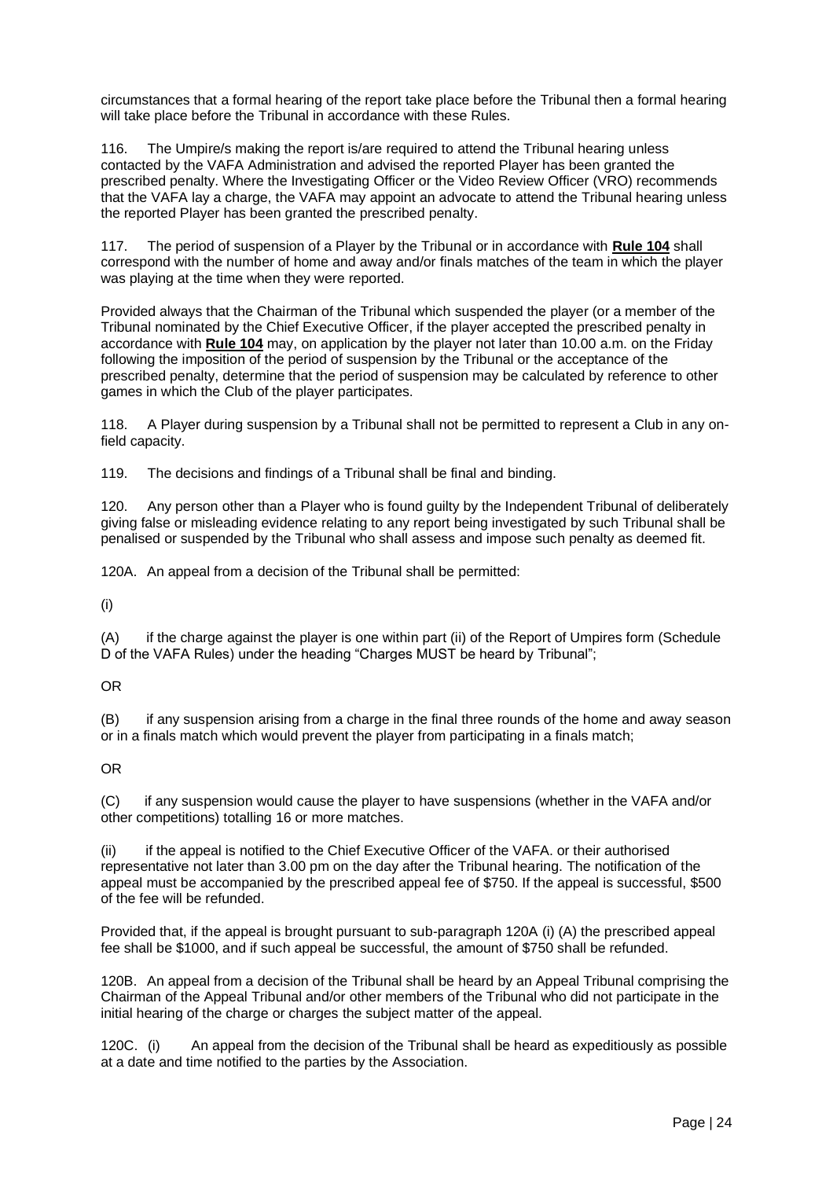circumstances that a formal hearing of the report take place before the Tribunal then a formal hearing will take place before the Tribunal in accordance with these Rules.

116. The Umpire/s making the report is/are required to attend the Tribunal hearing unless contacted by the VAFA Administration and advised the reported Player has been granted the prescribed penalty. Where the Investigating Officer or the Video Review Officer (VRO) recommends that the VAFA lay a charge, the VAFA may appoint an advocate to attend the Tribunal hearing unless the reported Player has been granted the prescribed penalty.

117. The period of suspension of a Player by the Tribunal or in accordance with **Rule 104** shall correspond with the number of home and away and/or finals matches of the team in which the player was playing at the time when they were reported.

Provided always that the Chairman of the Tribunal which suspended the player (or a member of the Tribunal nominated by the Chief Executive Officer, if the player accepted the prescribed penalty in accordance with **Rule 104** may, on application by the player not later than 10.00 a.m. on the Friday following the imposition of the period of suspension by the Tribunal or the acceptance of the prescribed penalty, determine that the period of suspension may be calculated by reference to other games in which the Club of the player participates.

118. A Player during suspension by a Tribunal shall not be permitted to represent a Club in any on-field capacity.

119. The decisions and findings of a Tribunal shall be final and binding.

120. Any person other than a Player who is found guilty by the Independent Tribunal of deliberately giving false or misleading evidence relating to any report being investigated by such Tribunal shall be penalised or suspended by the Tribunal who shall assess and impose such penalty as deemed fit.

120A. An appeal from a decision of the Tribunal shall be permitted:

(i)

(A) if the charge against the player is one within part (ii) of the Report of Umpires form (Schedule D of the VAFA Rules) under the heading "Charges MUST be heard by Tribunal";

OR

(B) if any suspension arising from a charge in the final three rounds of the home and away season or in a finals match which would prevent the player from participating in a finals match;

OR

(C) if any suspension would cause the player to have suspensions (whether in the VAFA and/or other competitions) totalling 16 or more matches.

(ii) if the appeal is notified to the Chief Executive Officer of the VAFA. or their authorised representative not later than 3.00 pm on the day after the Tribunal hearing. The notification of the appeal must be accompanied by the prescribed appeal fee of $750. If the appeal is successful, $500 of the fee will be refunded.

Provided that, if the appeal is brought pursuant to sub-paragraph 120A (i) (A) the prescribed appeal fee shall be $1000, and if such appeal be successful, the amount of $750 shall be refunded.

120B. An appeal from a decision of the Tribunal shall be heard by an Appeal Tribunal comprising the Chairman of the Appeal Tribunal and/or other members of the Tribunal who did not participate in the initial hearing of the charge or charges the subject matter of the appeal.

120C. (i) An appeal from the decision of the Tribunal shall be heard as expeditiously as possible at a date and time notified to the parties by the Association.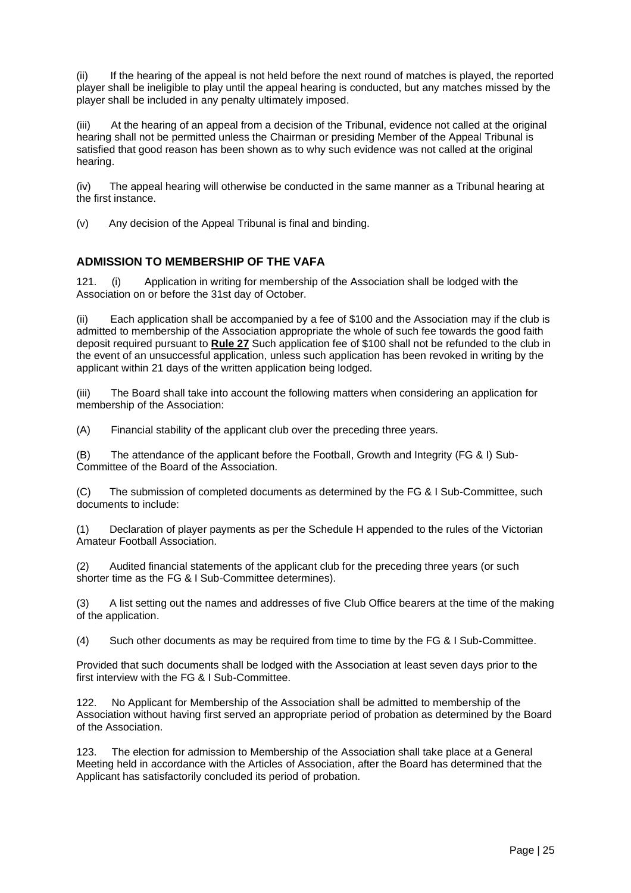(ii) If the hearing of the appeal is not held before the next round of matches is played, the reported player shall be ineligible to play until the appeal hearing is conducted, but any matches missed by the player shall be included in any penalty ultimately imposed.

(iii) At the hearing of an appeal from a decision of the Tribunal, evidence not called at the original hearing shall not be permitted unless the Chairman or presiding Member of the Appeal Tribunal is satisfied that good reason has been shown as to why such evidence was not called at the original hearing.

(iv) The appeal hearing will otherwise be conducted in the same manner as a Tribunal hearing at the first instance.

(v) Any decision of the Appeal Tribunal is final and binding.

## ADMISSION TO MEMBERSHIP OF THE VAFA

121. (i) Application in writing for membership of the Association shall be lodged with the Association on or before the 31st day of October.

(ii) Each application shall be accompanied by a fee of $100 and the Association may if the club is admitted to membership of the Association appropriate the whole of such fee towards the good faith deposit required pursuant to **Rule 27** Such application fee of $100 shall not be refunded to the club in the event of an unsuccessful application, unless such application has been revoked in writing by the applicant within 21 days of the written application being lodged.

(iii) The Board shall take into account the following matters when considering an application for membership of the Association:

(A) Financial stability of the applicant club over the preceding three years.

(B) The attendance of the applicant before the Football, Growth and Integrity (FG & I) Sub-Committee of the Board of the Association.

(C) The submission of completed documents as determined by the FG & I Sub-Committee, such documents to include:

(1) Declaration of player payments as per the Schedule H appended to the rules of the Victorian Amateur Football Association.

(2) Audited financial statements of the applicant club for the preceding three years (or such shorter time as the FG & I Sub-Committee determines).

(3) A list setting out the names and addresses of five Club Office bearers at the time of the making of the application.

(4) Such other documents as may be required from time to time by the FG & I Sub-Committee.

Provided that such documents shall be lodged with the Association at least seven days prior to the first interview with the FG & I Sub-Committee.

122. No Applicant for Membership of the Association shall be admitted to membership of the Association without having first served an appropriate period of probation as determined by the Board of the Association.

123. The election for admission to Membership of the Association shall take place at a General Meeting held in accordance with the Articles of Association, after the Board has determined that the Applicant has satisfactorily concluded its period of probation.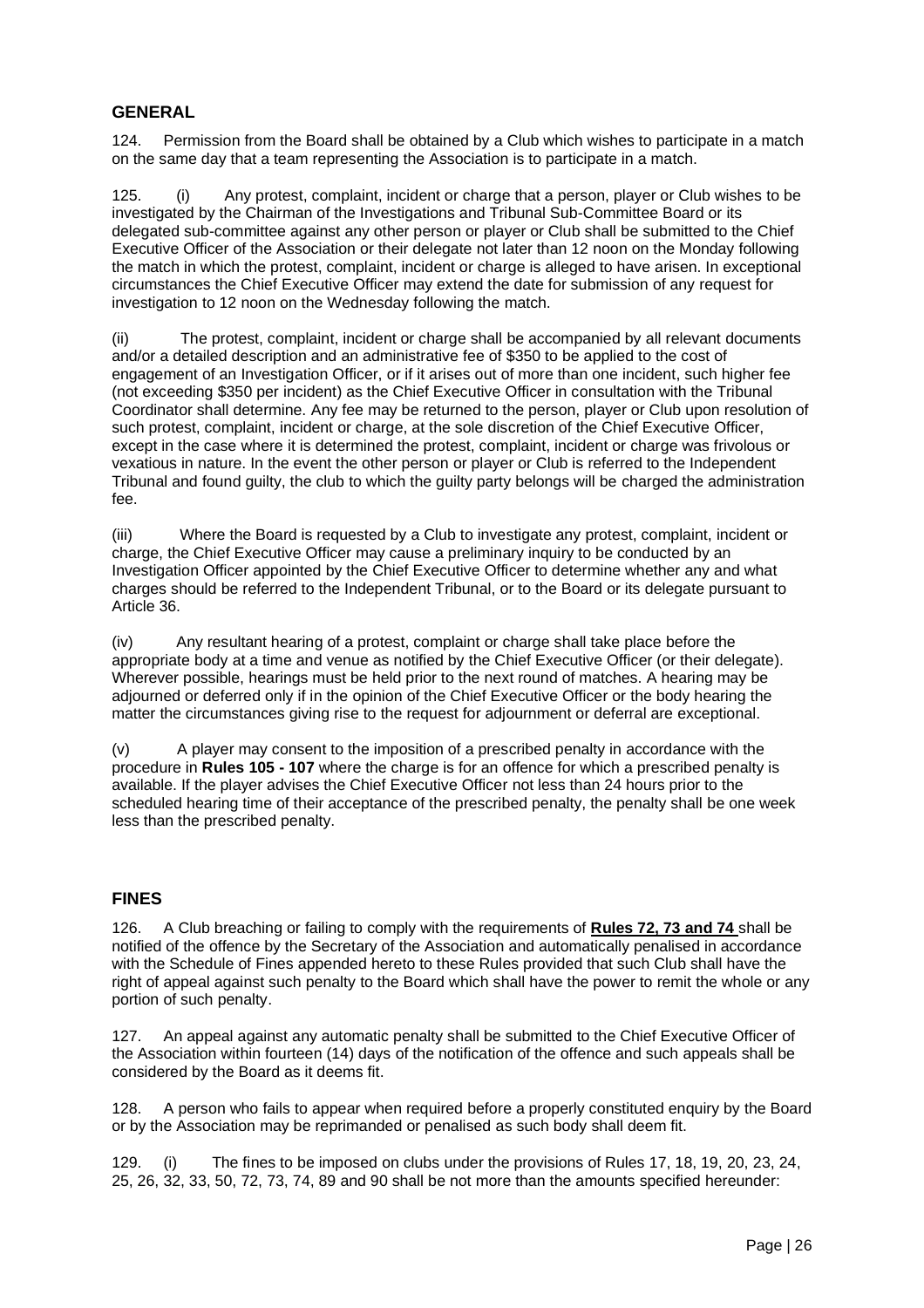## GENERAL

124. Permission from the Board shall be obtained by a Club which wishes to participate in a match on the same day that a team representing the Association is to participate in a match.

125. (i) Any protest, complaint, incident or charge that a person, player or Club wishes to be investigated by the Chairman of the Investigations and Tribunal Sub-Committee Board or its delegated sub-committee against any other person or player or Club shall be submitted to the Chief Executive Officer of the Association or their delegate not later than 12 noon on the Monday following the match in which the protest, complaint, incident or charge is alleged to have arisen. In exceptional circumstances the Chief Executive Officer may extend the date for submission of any request for investigation to 12 noon on the Wednesday following the match.

(ii) The protest, complaint, incident or charge shall be accompanied by all relevant documents and/or a detailed description and an administrative fee of $350 to be applied to the cost of engagement of an Investigation Officer, or if it arises out of more than one incident, such higher fee (not exceeding $350 per incident) as the Chief Executive Officer in consultation with the Tribunal Coordinator shall determine. Any fee may be returned to the person, player or Club upon resolution of such protest, complaint, incident or charge, at the sole discretion of the Chief Executive Officer, except in the case where it is determined the protest, complaint, incident or charge was frivolous or vexatious in nature. In the event the other person or player or Club is referred to the Independent Tribunal and found guilty, the club to which the guilty party belongs will be charged the administration fee.

(iii) Where the Board is requested by a Club to investigate any protest, complaint, incident or charge, the Chief Executive Officer may cause a preliminary inquiry to be conducted by an Investigation Officer appointed by the Chief Executive Officer to determine whether any and what charges should be referred to the Independent Tribunal, or to the Board or its delegate pursuant to Article 36.

(iv) Any resultant hearing of a protest, complaint or charge shall take place before the appropriate body at a time and venue as notified by the Chief Executive Officer (or their delegate). Wherever possible, hearings must be held prior to the next round of matches. A hearing may be adjourned or deferred only if in the opinion of the Chief Executive Officer or the body hearing the matter the circumstances giving rise to the request for adjournment or deferral are exceptional.

(v) A player may consent to the imposition of a prescribed penalty in accordance with the procedure in **Rules 105 - 107** where the charge is for an offence for which a prescribed penalty is available. If the player advises the Chief Executive Officer not less than 24 hours prior to the scheduled hearing time of their acceptance of the prescribed penalty, the penalty shall be one week less than the prescribed penalty.

## FINES

126. A Club breaching or failing to comply with the requirements of **Rules 72, 73 and 74** shall be notified of the offence by the Secretary of the Association and automatically penalised in accordance with the Schedule of Fines appended hereto to these Rules provided that such Club shall have the right of appeal against such penalty to the Board which shall have the power to remit the whole or any portion of such penalty.

127. An appeal against any automatic penalty shall be submitted to the Chief Executive Officer of the Association within fourteen (14) days of the notification of the offence and such appeals shall be considered by the Board as it deems fit.

128. A person who fails to appear when required before a properly constituted enquiry by the Board or by the Association may be reprimanded or penalised as such body shall deem fit.

129. (i) The fines to be imposed on clubs under the provisions of Rules 17, 18, 19, 20, 23, 24, 25, 26, 32, 33, 50, 72, 73, 74, 89 and 90 shall be not more than the amounts specified hereunder: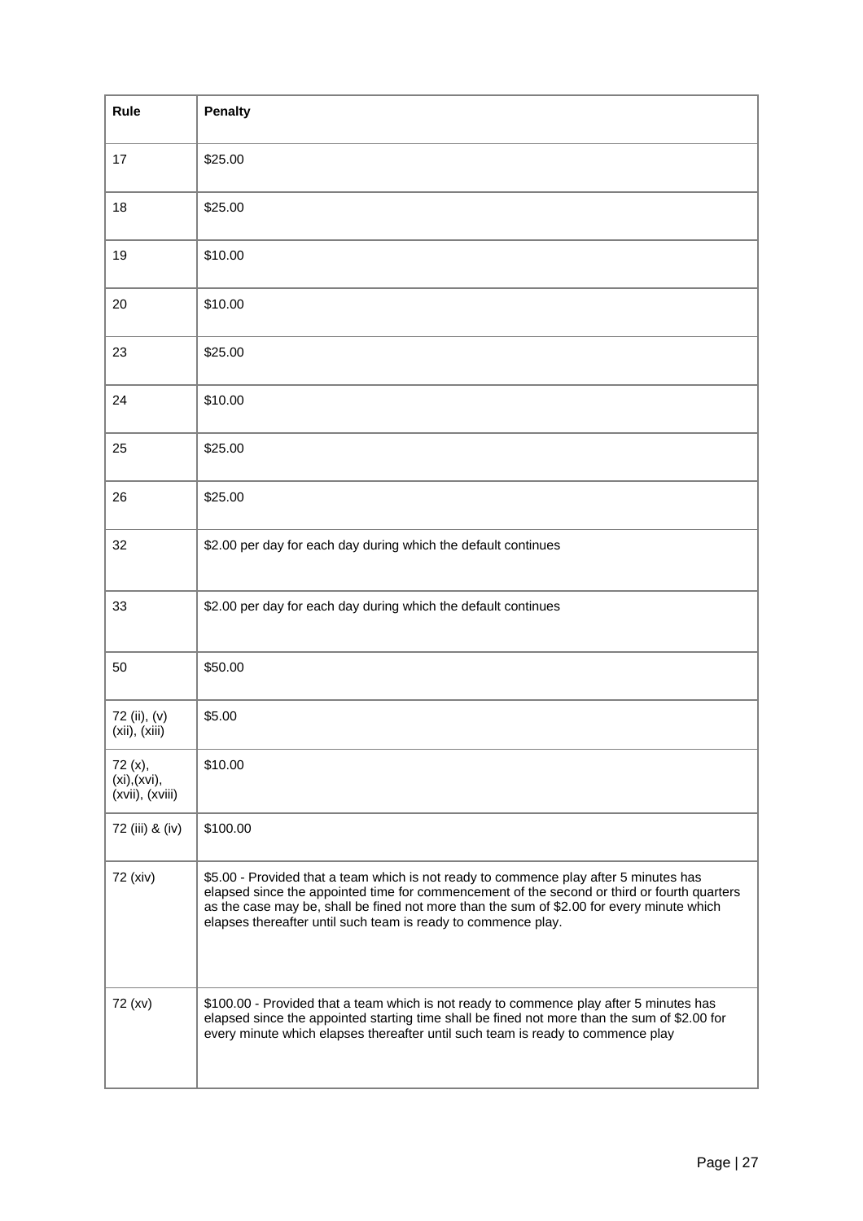| Rule | Penalty |
|---|---|
| 17 | $25.00 |
| 18 | $25.00 |
| 19 | $10.00 |
| 20 | $10.00 |
| 23 | $25.00 |
| 24 | $10.00 |
| 25 | $25.00 |
| 26 | $25.00 |
| 32 | $2.00 per day for each day during which the default continues |
| 33 | $2.00 per day for each day during which the default continues |
| 50 | $50.00 |
| 72 (ii), (v) (xii), (xiii) | $5.00 |
| 72 (x), (xi),(xvi), (xvii), (xviii) | $10.00 |
| 72 (iii) & (iv) | $100.00 |
| 72 (xiv) | $5.00 - Provided that a team which is not ready to commence play after 5 minutes has elapsed since the appointed time for commencement of the second or third or fourth quarters as the case may be, shall be fined not more than the sum of $2.00 for every minute which elapses thereafter until such team is ready to commence play. |
| 72 (xv) | $100.00 - Provided that a team which is not ready to commence play after 5 minutes has elapsed since the appointed starting time shall be fined not more than the sum of $2.00 for every minute which elapses thereafter until such team is ready to commence play |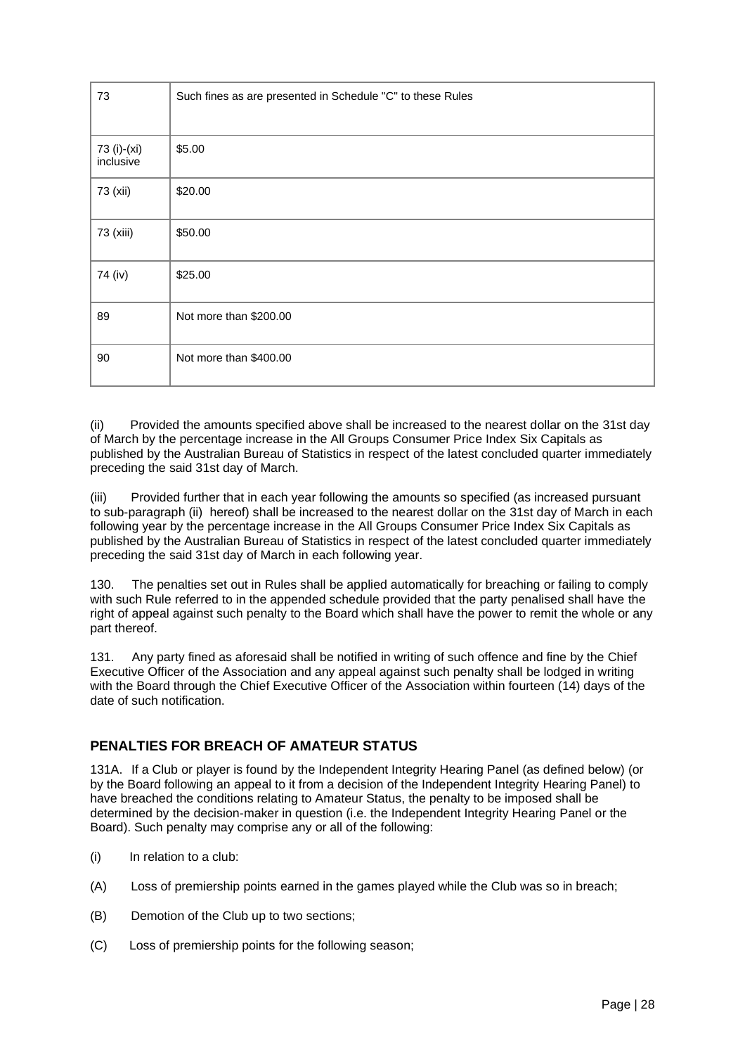| 73 | Such fines as are presented in Schedule "C" to these Rules |
|---|---|
| 73 (i)-(xi) inclusive | $5.00 |
| 73 (xii) | $20.00 |
| 73 (xiii) | $50.00 |
| 74 (iv) | $25.00 |
| 89 | Not more than $200.00 |
| 90 | Not more than $400.00 |

(ii) Provided the amounts specified above shall be increased to the nearest dollar on the 31st day of March by the percentage increase in the All Groups Consumer Price Index Six Capitals as published by the Australian Bureau of Statistics in respect of the latest concluded quarter immediately preceding the said 31st day of March.

(iii) Provided further that in each year following the amounts so specified (as increased pursuant to sub-paragraph (ii) hereof) shall be increased to the nearest dollar on the 31st day of March in each following year by the percentage increase in the All Groups Consumer Price Index Six Capitals as published by the Australian Bureau of Statistics in respect of the latest concluded quarter immediately preceding the said 31st day of March in each following year.

130. The penalties set out in Rules shall be applied automatically for breaching or failing to comply with such Rule referred to in the appended schedule provided that the party penalised shall have the right of appeal against such penalty to the Board which shall have the power to remit the whole or any part thereof.

131. Any party fined as aforesaid shall be notified in writing of such offence and fine by the Chief Executive Officer of the Association and any appeal against such penalty shall be lodged in writing with the Board through the Chief Executive Officer of the Association within fourteen (14) days of the date of such notification.

## PENALTIES FOR BREACH OF AMATEUR STATUS

131A. If a Club or player is found by the Independent Integrity Hearing Panel (as defined below) (or by the Board following an appeal to it from a decision of the Independent Integrity Hearing Panel) to have breached the conditions relating to Amateur Status, the penalty to be imposed shall be determined by the decision-maker in question (i.e. the Independent Integrity Hearing Panel or the Board). Such penalty may comprise any or all of the following:

(i) In relation to a club:

(A) Loss of premiership points earned in the games played while the Club was so in breach;

(B) Demotion of the Club up to two sections;

(C) Loss of premiership points for the following season;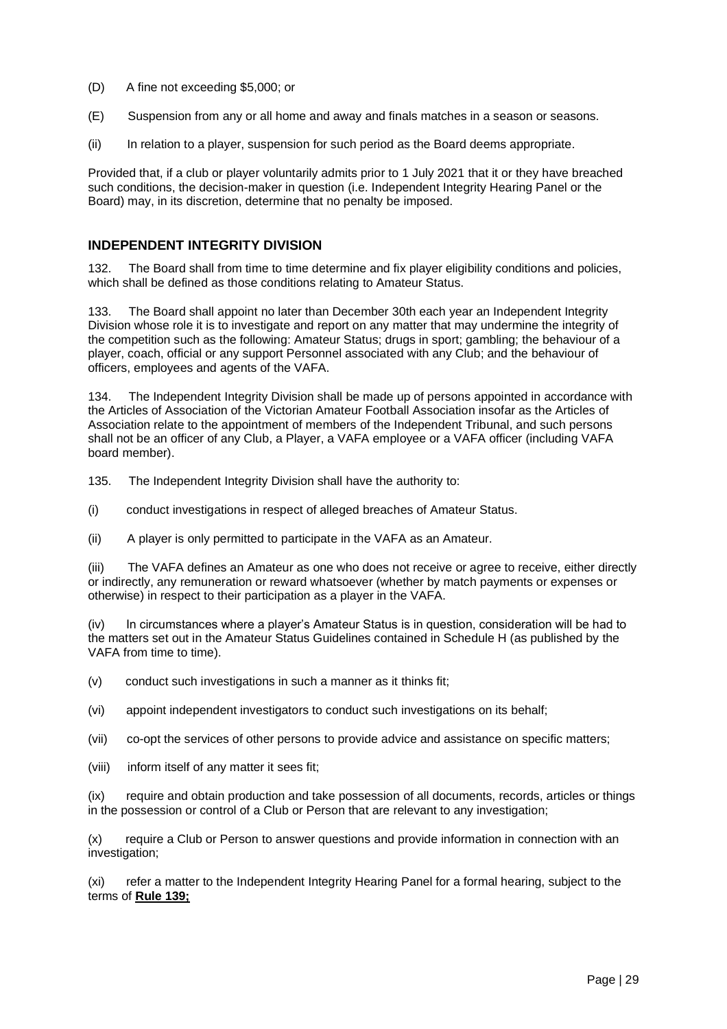(D) A fine not exceeding $5,000; or

(E) Suspension from any or all home and away and finals matches in a season or seasons.

(ii) In relation to a player, suspension for such period as the Board deems appropriate.

Provided that, if a club or player voluntarily admits prior to 1 July 2021 that it or they have breached such conditions, the decision-maker in question (i.e. Independent Integrity Hearing Panel or the Board) may, in its discretion, determine that no penalty be imposed.

## INDEPENDENT INTEGRITY DIVISION

132. The Board shall from time to time determine and fix player eligibility conditions and policies, which shall be defined as those conditions relating to Amateur Status.

133. The Board shall appoint no later than December 30th each year an Independent Integrity Division whose role it is to investigate and report on any matter that may undermine the integrity of the competition such as the following: Amateur Status; drugs in sport; gambling; the behaviour of a player, coach, official or any support Personnel associated with any Club; and the behaviour of officers, employees and agents of the VAFA.

134. The Independent Integrity Division shall be made up of persons appointed in accordance with the Articles of Association of the Victorian Amateur Football Association insofar as the Articles of Association relate to the appointment of members of the Independent Tribunal, and such persons shall not be an officer of any Club, a Player, a VAFA employee or a VAFA officer (including VAFA board member).

135. The Independent Integrity Division shall have the authority to:

(i) conduct investigations in respect of alleged breaches of Amateur Status.

(ii) A player is only permitted to participate in the VAFA as an Amateur.

(iii) The VAFA defines an Amateur as one who does not receive or agree to receive, either directly or indirectly, any remuneration or reward whatsoever (whether by match payments or expenses or otherwise) in respect to their participation as a player in the VAFA.

(iv) In circumstances where a player's Amateur Status is in question, consideration will be had to the matters set out in the Amateur Status Guidelines contained in Schedule H (as published by the VAFA from time to time).

(v) conduct such investigations in such a manner as it thinks fit;

(vi) appoint independent investigators to conduct such investigations on its behalf;

(vii) co-opt the services of other persons to provide advice and assistance on specific matters;

(viii) inform itself of any matter it sees fit;

(ix) require and obtain production and take possession of all documents, records, articles or things in the possession or control of a Club or Person that are relevant to any investigation;

(x) require a Club or Person to answer questions and provide information in connection with an investigation;

(xi) refer a matter to the Independent Integrity Hearing Panel for a formal hearing, subject to the terms of **Rule 139;**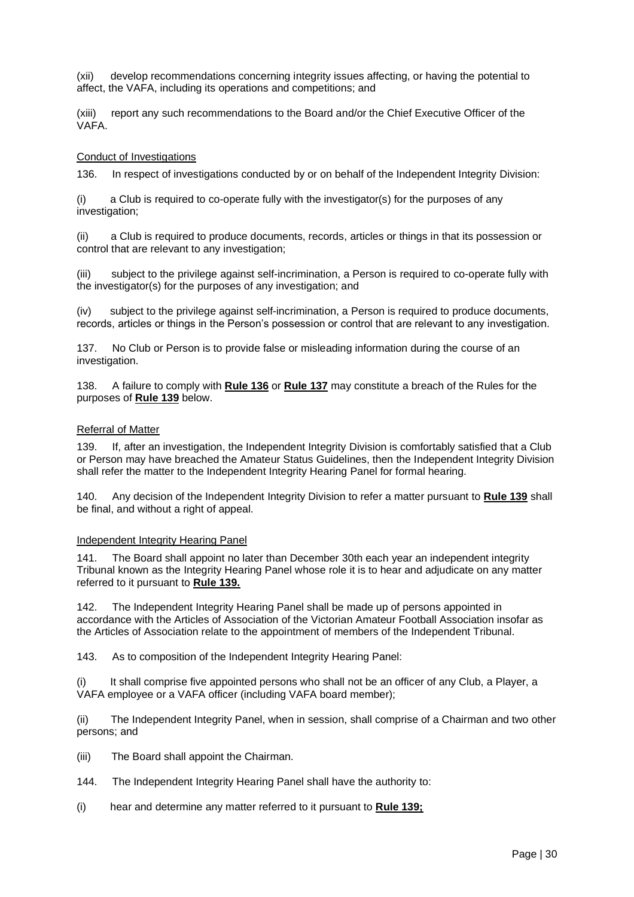(xii) develop recommendations concerning integrity issues affecting, or having the potential to affect, the VAFA, including its operations and competitions; and

(xiii) report any such recommendations to the Board and/or the Chief Executive Officer of the VAFA.

<u>Conduct of Investigations</u>

136. In respect of investigations conducted by or on behalf of the Independent Integrity Division:

(i) a Club is required to co-operate fully with the investigator(s) for the purposes of any investigation;

(ii) a Club is required to produce documents, records, articles or things in that its possession or control that are relevant to any investigation;

(iii) subject to the privilege against self-incrimination, a Person is required to co-operate fully with the investigator(s) for the purposes of any investigation; and

(iv) subject to the privilege against self-incrimination, a Person is required to produce documents, records, articles or things in the Person's possession or control that are relevant to any investigation.

137. No Club or Person is to provide false or misleading information during the course of an investigation.

138. A failure to comply with **Rule 136** or **Rule 137** may constitute a breach of the Rules for the purposes of **Rule 139** below.

<u>Referral of Matter</u>

139. If, after an investigation, the Independent Integrity Division is comfortably satisfied that a Club or Person may have breached the Amateur Status Guidelines, then the Independent Integrity Division shall refer the matter to the Independent Integrity Hearing Panel for formal hearing.

140. Any decision of the Independent Integrity Division to refer a matter pursuant to **Rule 139** shall be final, and without a right of appeal.

<u>Independent Integrity Hearing Panel</u>

141. The Board shall appoint no later than December 30th each year an independent integrity Tribunal known as the Integrity Hearing Panel whose role it is to hear and adjudicate on any matter referred to it pursuant to **Rule 139.**

142. The Independent Integrity Hearing Panel shall be made up of persons appointed in accordance with the Articles of Association of the Victorian Amateur Football Association insofar as the Articles of Association relate to the appointment of members of the Independent Tribunal.

143. As to composition of the Independent Integrity Hearing Panel:

(i) It shall comprise five appointed persons who shall not be an officer of any Club, a Player, a VAFA employee or a VAFA officer (including VAFA board member);

(ii) The Independent Integrity Panel, when in session, shall comprise of a Chairman and two other persons; and

(iii) The Board shall appoint the Chairman.

144. The Independent Integrity Hearing Panel shall have the authority to:

(i) hear and determine any matter referred to it pursuant to **Rule 139;**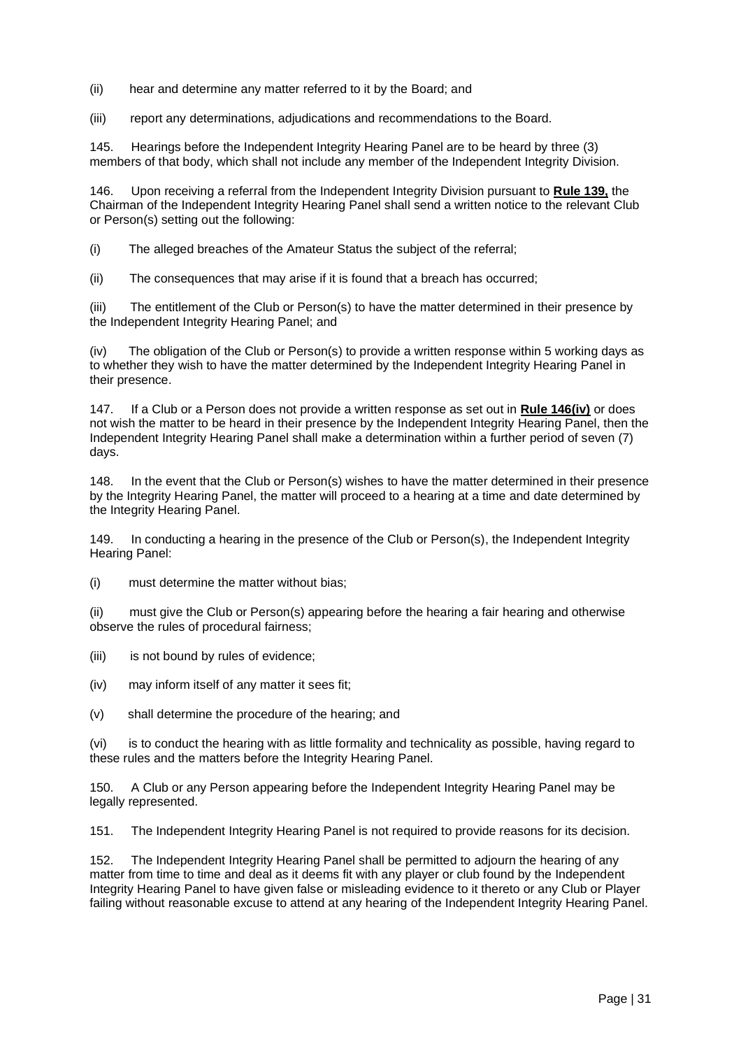(ii) hear and determine any matter referred to it by the Board; and

(iii) report any determinations, adjudications and recommendations to the Board.

145. Hearings before the Independent Integrity Hearing Panel are to be heard by three (3) members of that body, which shall not include any member of the Independent Integrity Division.

146. Upon receiving a referral from the Independent Integrity Division pursuant to **Rule 139,** the Chairman of the Independent Integrity Hearing Panel shall send a written notice to the relevant Club or Person(s) setting out the following:

(i) The alleged breaches of the Amateur Status the subject of the referral;

(ii) The consequences that may arise if it is found that a breach has occurred;

(iii) The entitlement of the Club or Person(s) to have the matter determined in their presence by the Independent Integrity Hearing Panel; and

(iv) The obligation of the Club or Person(s) to provide a written response within 5 working days as to whether they wish to have the matter determined by the Independent Integrity Hearing Panel in their presence.

147. If a Club or a Person does not provide a written response as set out in **Rule 146(iv)** or does not wish the matter to be heard in their presence by the Independent Integrity Hearing Panel, then the Independent Integrity Hearing Panel shall make a determination within a further period of seven (7) days.

148. In the event that the Club or Person(s) wishes to have the matter determined in their presence by the Integrity Hearing Panel, the matter will proceed to a hearing at a time and date determined by the Integrity Hearing Panel.

149. In conducting a hearing in the presence of the Club or Person(s), the Independent Integrity Hearing Panel:

(i) must determine the matter without bias;

(ii) must give the Club or Person(s) appearing before the hearing a fair hearing and otherwise observe the rules of procedural fairness;

(iii) is not bound by rules of evidence;

(iv) may inform itself of any matter it sees fit;

(v) shall determine the procedure of the hearing; and

(vi) is to conduct the hearing with as little formality and technicality as possible, having regard to these rules and the matters before the Integrity Hearing Panel.

150. A Club or any Person appearing before the Independent Integrity Hearing Panel may be legally represented.

151. The Independent Integrity Hearing Panel is not required to provide reasons for its decision.

152. The Independent Integrity Hearing Panel shall be permitted to adjourn the hearing of any matter from time to time and deal as it deems fit with any player or club found by the Independent Integrity Hearing Panel to have given false or misleading evidence to it thereto or any Club or Player failing without reasonable excuse to attend at any hearing of the Independent Integrity Hearing Panel.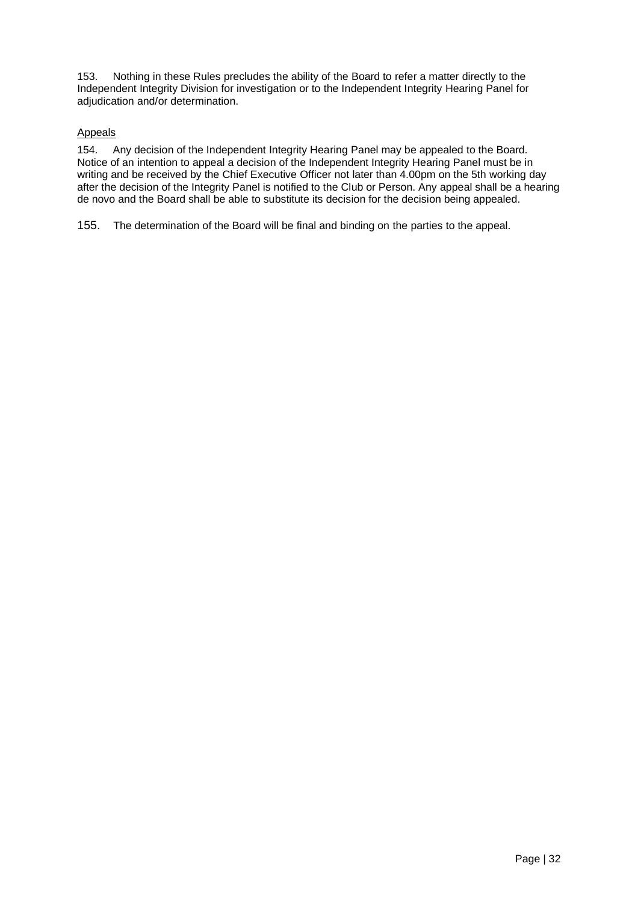153. Nothing in these Rules precludes the ability of the Board to refer a matter directly to the Independent Integrity Division for investigation or to the Independent Integrity Hearing Panel for adjudication and/or determination.

<u>Appeals</u>

154. Any decision of the Independent Integrity Hearing Panel may be appealed to the Board. Notice of an intention to appeal a decision of the Independent Integrity Hearing Panel must be in writing and be received by the Chief Executive Officer not later than 4.00pm on the 5th working day after the decision of the Integrity Panel is notified to the Club or Person. Any appeal shall be a hearing de novo and the Board shall be able to substitute its decision for the decision being appealed.

155. The determination of the Board will be final and binding on the parties to the appeal.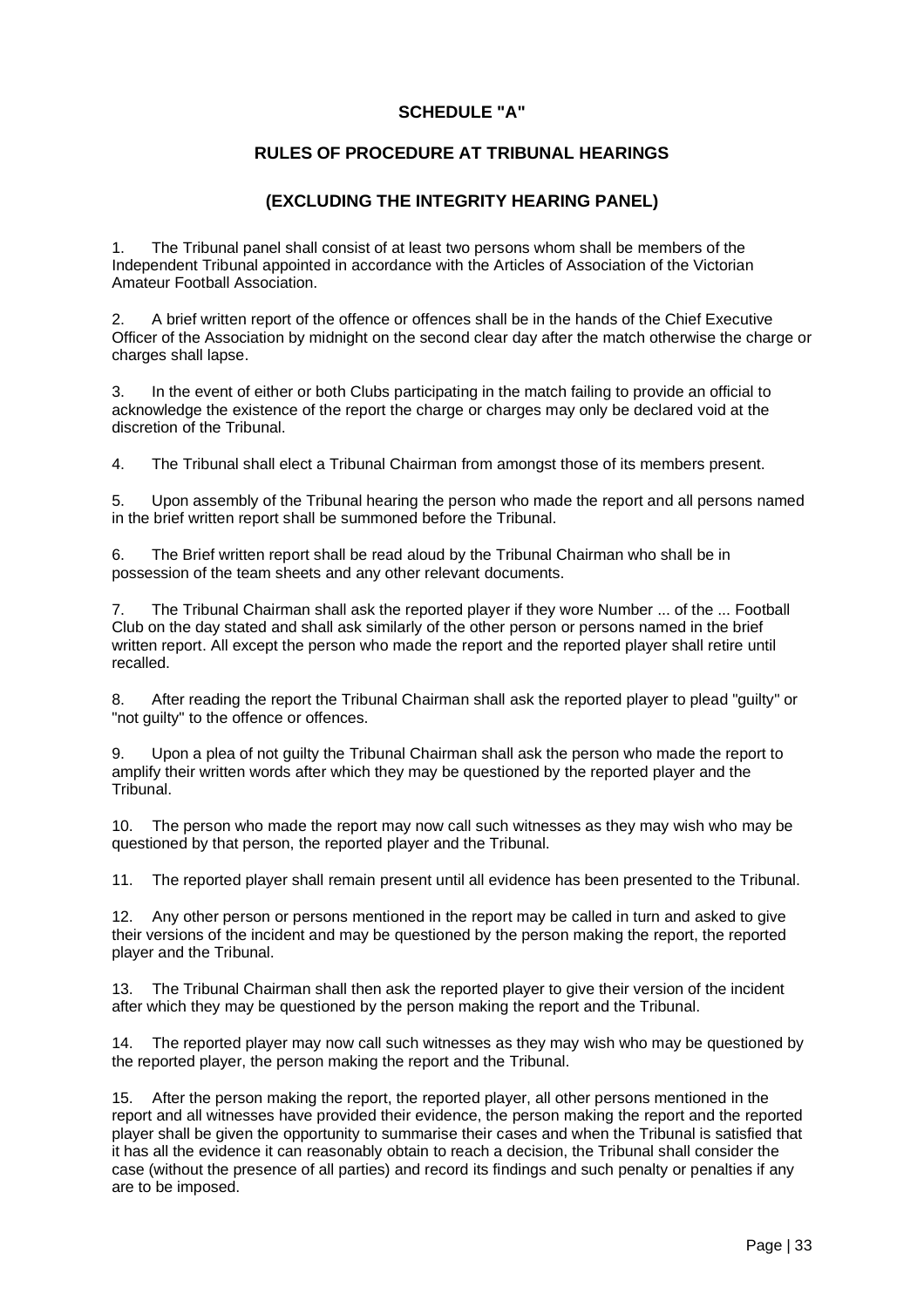# SCHEDULE "A"

## RULES OF PROCEDURE AT TRIBUNAL HEARINGS

## (EXCLUDING THE INTEGRITY HEARING PANEL)

1. The Tribunal panel shall consist of at least two persons whom shall be members of the Independent Tribunal appointed in accordance with the Articles of Association of the Victorian Amateur Football Association.

2. A brief written report of the offence or offences shall be in the hands of the Chief Executive Officer of the Association by midnight on the second clear day after the match otherwise the charge or charges shall lapse.

3. In the event of either or both Clubs participating in the match failing to provide an official to acknowledge the existence of the report the charge or charges may only be declared void at the discretion of the Tribunal.

4. The Tribunal shall elect a Tribunal Chairman from amongst those of its members present.

5. Upon assembly of the Tribunal hearing the person who made the report and all persons named in the brief written report shall be summoned before the Tribunal.

6. The Brief written report shall be read aloud by the Tribunal Chairman who shall be in possession of the team sheets and any other relevant documents.

7. The Tribunal Chairman shall ask the reported player if they wore Number ... of the ... Football Club on the day stated and shall ask similarly of the other person or persons named in the brief written report. All except the person who made the report and the reported player shall retire until recalled.

8. After reading the report the Tribunal Chairman shall ask the reported player to plead "guilty" or "not guilty" to the offence or offences.

9. Upon a plea of not guilty the Tribunal Chairman shall ask the person who made the report to amplify their written words after which they may be questioned by the reported player and the Tribunal.

10. The person who made the report may now call such witnesses as they may wish who may be questioned by that person, the reported player and the Tribunal.

11. The reported player shall remain present until all evidence has been presented to the Tribunal.

12. Any other person or persons mentioned in the report may be called in turn and asked to give their versions of the incident and may be questioned by the person making the report, the reported player and the Tribunal.

13. The Tribunal Chairman shall then ask the reported player to give their version of the incident after which they may be questioned by the person making the report and the Tribunal.

14. The reported player may now call such witnesses as they may wish who may be questioned by the reported player, the person making the report and the Tribunal.

15. After the person making the report, the reported player, all other persons mentioned in the report and all witnesses have provided their evidence, the person making the report and the reported player shall be given the opportunity to summarise their cases and when the Tribunal is satisfied that it has all the evidence it can reasonably obtain to reach a decision, the Tribunal shall consider the case (without the presence of all parties) and record its findings and such penalty or penalties if any are to be imposed.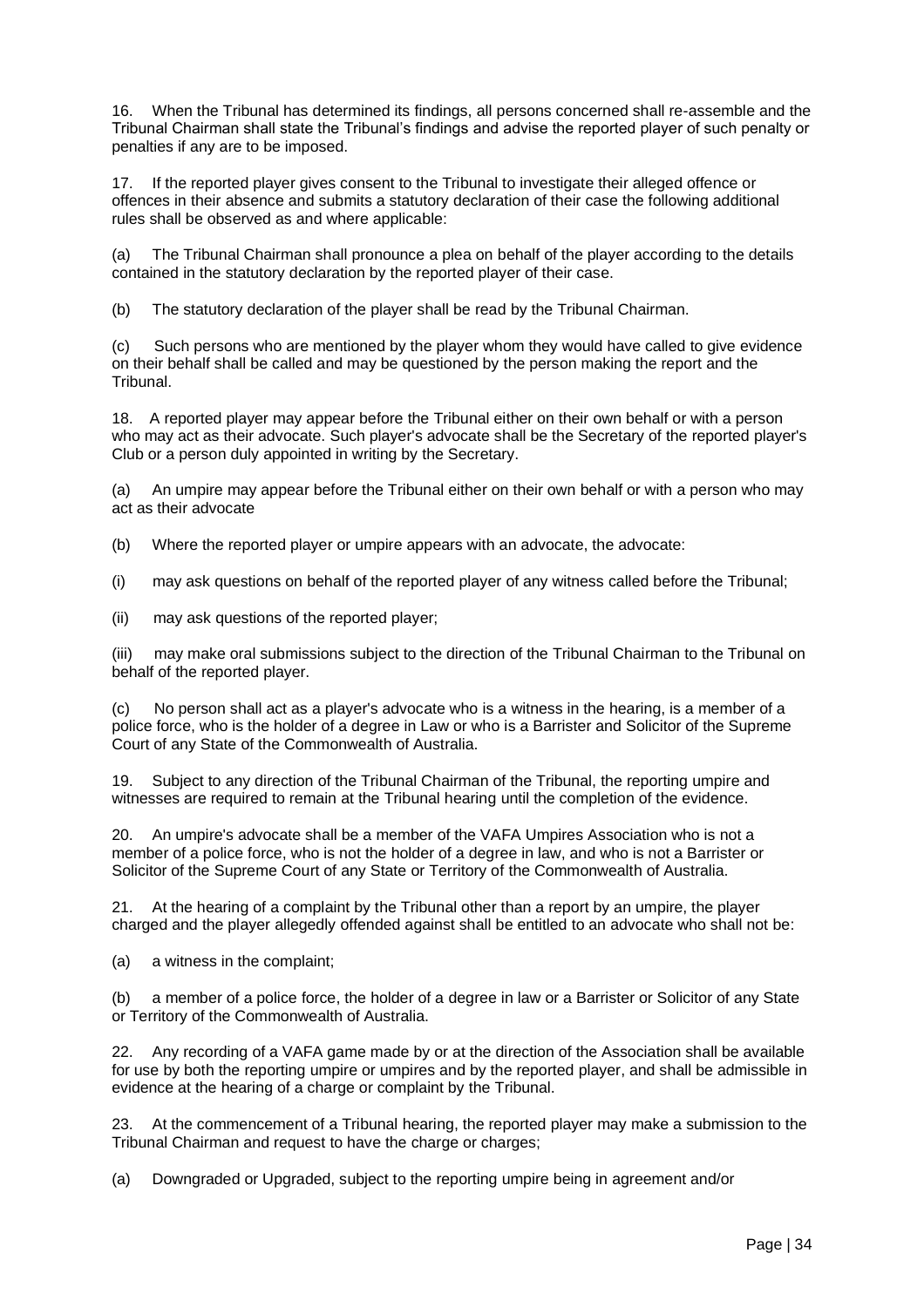16. When the Tribunal has determined its findings, all persons concerned shall re-assemble and the Tribunal Chairman shall state the Tribunal's findings and advise the reported player of such penalty or penalties if any are to be imposed.

17. If the reported player gives consent to the Tribunal to investigate their alleged offence or offences in their absence and submits a statutory declaration of their case the following additional rules shall be observed as and where applicable:

(a) The Tribunal Chairman shall pronounce a plea on behalf of the player according to the details contained in the statutory declaration by the reported player of their case.

(b) The statutory declaration of the player shall be read by the Tribunal Chairman.

(c) Such persons who are mentioned by the player whom they would have called to give evidence on their behalf shall be called and may be questioned by the person making the report and the Tribunal.

18. A reported player may appear before the Tribunal either on their own behalf or with a person who may act as their advocate. Such player's advocate shall be the Secretary of the reported player's Club or a person duly appointed in writing by the Secretary.

(a) An umpire may appear before the Tribunal either on their own behalf or with a person who may act as their advocate

(b) Where the reported player or umpire appears with an advocate, the advocate:

(i) may ask questions on behalf of the reported player of any witness called before the Tribunal;

(ii) may ask questions of the reported player;

(iii) may make oral submissions subject to the direction of the Tribunal Chairman to the Tribunal on behalf of the reported player.

(c) No person shall act as a player's advocate who is a witness in the hearing, is a member of a police force, who is the holder of a degree in Law or who is a Barrister and Solicitor of the Supreme Court of any State of the Commonwealth of Australia.

19. Subject to any direction of the Tribunal Chairman of the Tribunal, the reporting umpire and witnesses are required to remain at the Tribunal hearing until the completion of the evidence.

20. An umpire's advocate shall be a member of the VAFA Umpires Association who is not a member of a police force, who is not the holder of a degree in law, and who is not a Barrister or Solicitor of the Supreme Court of any State or Territory of the Commonwealth of Australia.

21. At the hearing of a complaint by the Tribunal other than a report by an umpire, the player charged and the player allegedly offended against shall be entitled to an advocate who shall not be:

(a) a witness in the complaint;

(b) a member of a police force, the holder of a degree in law or a Barrister or Solicitor of any State or Territory of the Commonwealth of Australia.

22. Any recording of a VAFA game made by or at the direction of the Association shall be available for use by both the reporting umpire or umpires and by the reported player, and shall be admissible in evidence at the hearing of a charge or complaint by the Tribunal.

23. At the commencement of a Tribunal hearing, the reported player may make a submission to the Tribunal Chairman and request to have the charge or charges;

(a) Downgraded or Upgraded, subject to the reporting umpire being in agreement and/or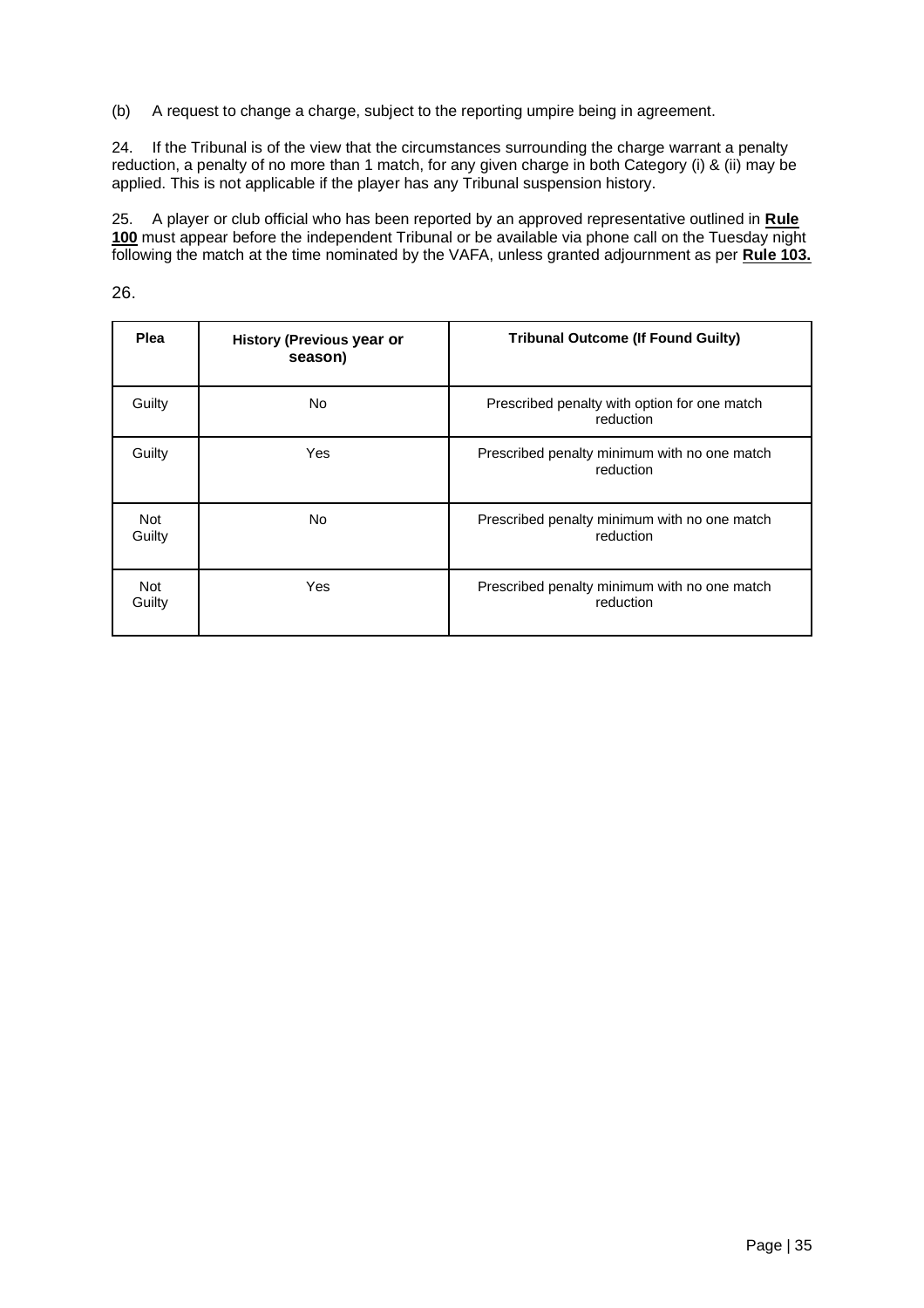(b) A request to change a charge, subject to the reporting umpire being in agreement.

24. If the Tribunal is of the view that the circumstances surrounding the charge warrant a penalty reduction, a penalty of no more than 1 match, for any given charge in both Category (i) & (ii) may be applied. This is not applicable if the player has any Tribunal suspension history.

25. A player or club official who has been reported by an approved representative outlined in **Rule 100** must appear before the independent Tribunal or be available via phone call on the Tuesday night following the match at the time nominated by the VAFA, unless granted adjournment as per **Rule 103.**

26.

| **Plea** | **History (Previous year or season)** | **Tribunal Outcome (If Found Guilty)** |
|---|---|---|
| Guilty | No | Prescribed penalty with option for one match reduction |
| Guilty | Yes | Prescribed penalty minimum with no one match reduction |
| Not Guilty | No | Prescribed penalty minimum with no one match reduction |
| Not Guilty | Yes | Prescribed penalty minimum with no one match reduction |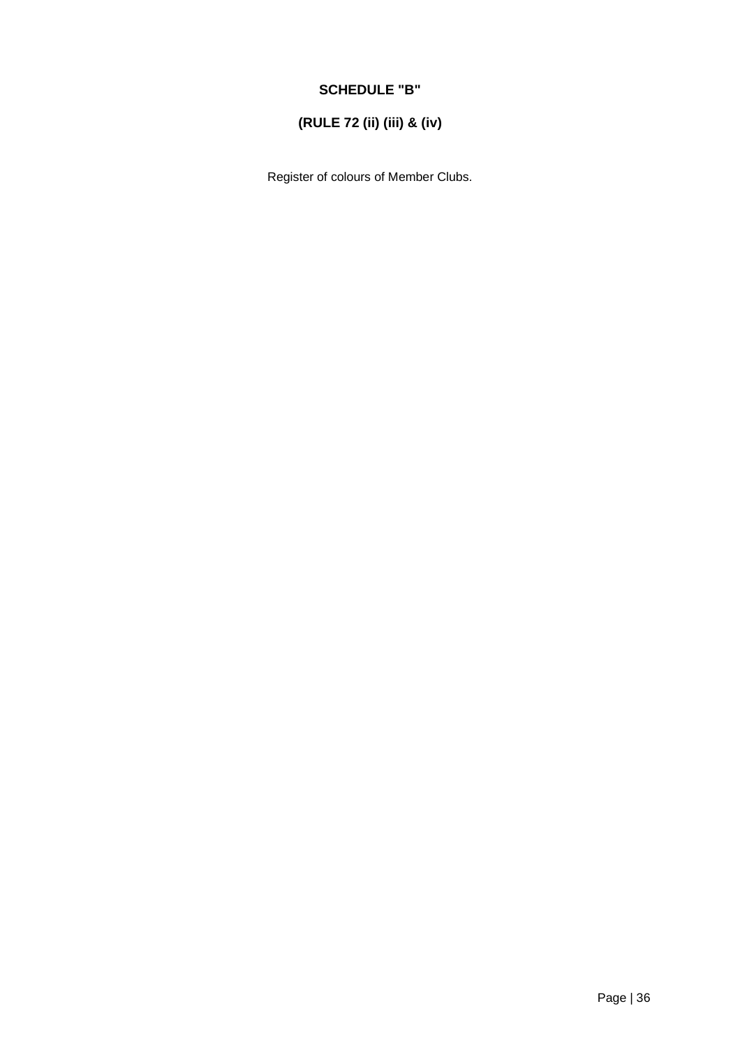## SCHEDULE "B"

### (RULE 72 (ii) (iii) & (iv)

Register of colours of Member Clubs.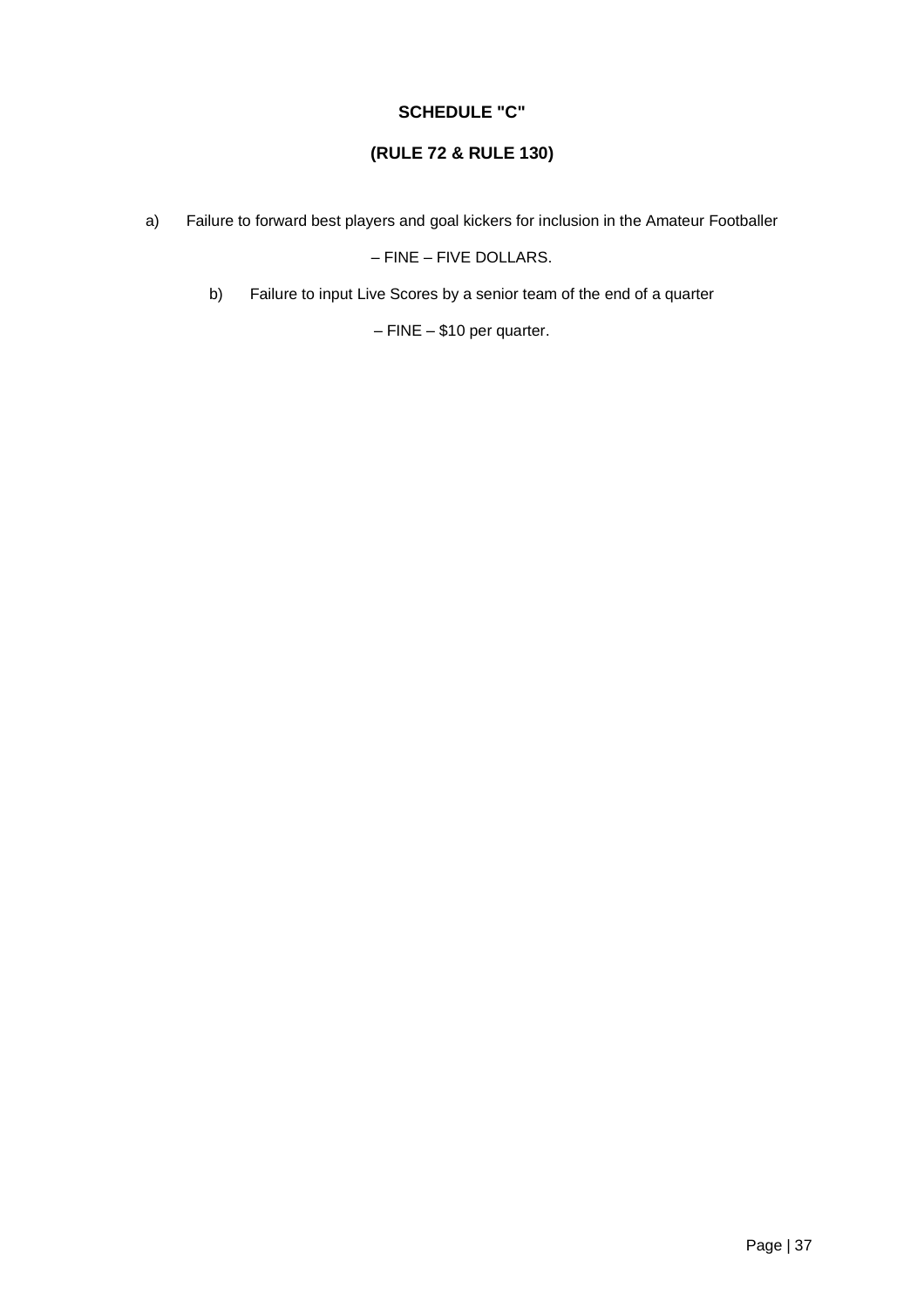**SCHEDULE "C"**

**(RULE 72 & RULE 130)**

a) Failure to forward best players and goal kickers for inclusion in the Amateur Footballer

– FINE – FIVE DOLLARS.

b) Failure to input Live Scores by a senior team of the end of a quarter

– FINE – $10 per quarter.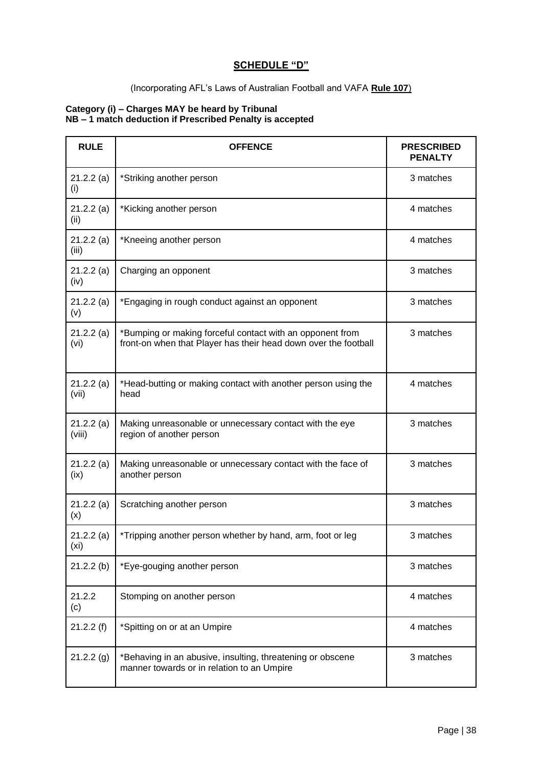## SCHEDULE "D"

(Incorporating AFL's Laws of Australian Football and VAFA **Rule 107**)

**Category (i) – Charges MAY be heard by Tribunal**
**NB – 1 match deduction if Prescribed Penalty is accepted**

| RULE | OFFENCE | PRESCRIBED PENALTY |
|---|---|---|
| 21.2.2 (a) (i) | *Striking another person | 3 matches |
| 21.2.2 (a) (ii) | *Kicking another person | 4 matches |
| 21.2.2 (a) (iii) | *Kneeing another person | 4 matches |
| 21.2.2 (a) (iv) | Charging an opponent | 3 matches |
| 21.2.2 (a) (v) | *Engaging in rough conduct against an opponent | 3 matches |
| 21.2.2 (a) (vi) | *Bumping or making forceful contact with an opponent from front-on when that Player has their head down over the football | 3 matches |
| 21.2.2 (a) (vii) | *Head-butting or making contact with another person using the head | 4 matches |
| 21.2.2 (a) (viii) | Making unreasonable or unnecessary contact with the eye region of another person | 3 matches |
| 21.2.2 (a) (ix) | Making unreasonable or unnecessary contact with the face of another person | 3 matches |
| 21.2.2 (a) (x) | Scratching another person | 3 matches |
| 21.2.2 (a) (xi) | *Tripping another person whether by hand, arm, foot or leg | 3 matches |
| 21.2.2 (b) | *Eye-gouging another person | 3 matches |
| 21.2.2 (c) | Stomping on another person | 4 matches |
| 21.2.2 (f) | *Spitting on or at an Umpire | 4 matches |
| 21.2.2 (g) | *Behaving in an abusive, insulting, threatening or obscene manner towards or in relation to an Umpire | 3 matches |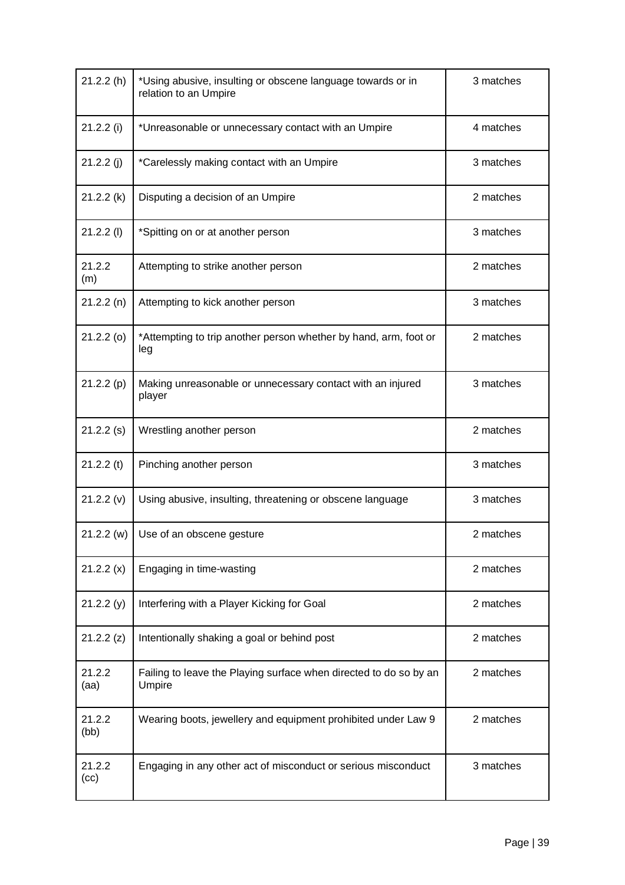| | | |
|---|---|---|
| 21.2.2 (h) | *Using abusive, insulting or obscene language towards or in relation to an Umpire | 3 matches |
| 21.2.2 (i) | *Unreasonable or unnecessary contact with an Umpire | 4 matches |
| 21.2.2 (j) | *Carelessly making contact with an Umpire | 3 matches |
| 21.2.2 (k) | Disputing a decision of an Umpire | 2 matches |
| 21.2.2 (l) | *Spitting on or at another person | 3 matches |
| 21.2.2 (m) | Attempting to strike another person | 2 matches |
| 21.2.2 (n) | Attempting to kick another person | 3 matches |
| 21.2.2 (o) | *Attempting to trip another person whether by hand, arm, foot or leg | 2 matches |
| 21.2.2 (p) | Making unreasonable or unnecessary contact with an injured player | 3 matches |
| 21.2.2 (s) | Wrestling another person | 2 matches |
| 21.2.2 (t) | Pinching another person | 3 matches |
| 21.2.2 (v) | Using abusive, insulting, threatening or obscene language | 3 matches |
| 21.2.2 (w) | Use of an obscene gesture | 2 matches |
| 21.2.2 (x) | Engaging in time-wasting | 2 matches |
| 21.2.2 (y) | Interfering with a Player Kicking for Goal | 2 matches |
| 21.2.2 (z) | Intentionally shaking a goal or behind post | 2 matches |
| 21.2.2 (aa) | Failing to leave the Playing surface when directed to do so by an Umpire | 2 matches |
| 21.2.2 (bb) | Wearing boots, jewellery and equipment prohibited under Law 9 | 2 matches |
| 21.2.2 (cc) | Engaging in any other act of misconduct or serious misconduct | 3 matches |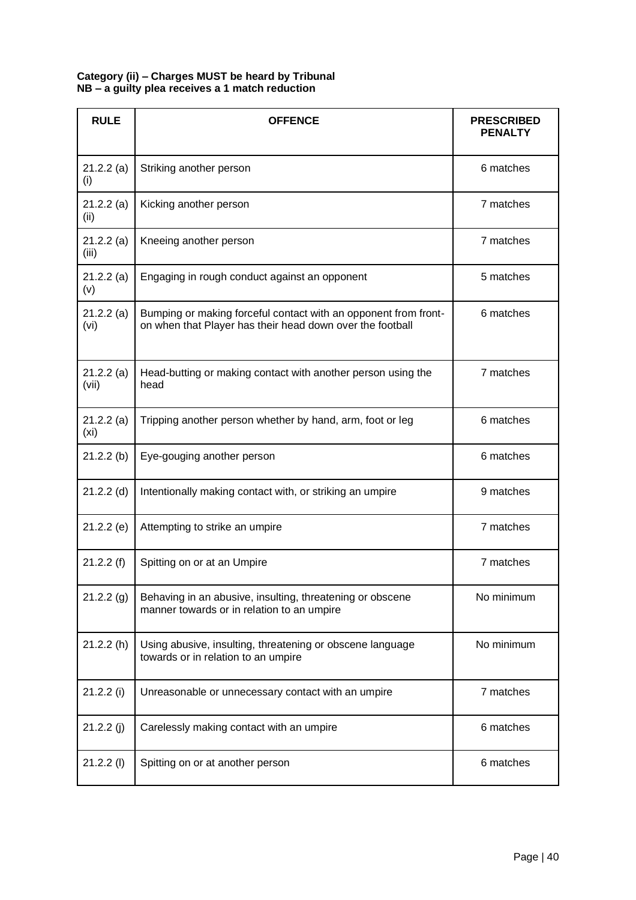**Category (ii) – Charges MUST be heard by Tribunal**
**NB – a guilty plea receives a 1 match reduction**

| RULE | OFFENCE | PRESCRIBED PENALTY |
|---|---|---|
| 21.2.2 (a) (i) | Striking another person | 6 matches |
| 21.2.2 (a) (ii) | Kicking another person | 7 matches |
| 21.2.2 (a) (iii) | Kneeing another person | 7 matches |
| 21.2.2 (a) (v) | Engaging in rough conduct against an opponent | 5 matches |
| 21.2.2 (a) (vi) | Bumping or making forceful contact with an opponent from front-on when that Player has their head down over the football | 6 matches |
| 21.2.2 (a) (vii) | Head-butting or making contact with another person using the head | 7 matches |
| 21.2.2 (a) (xi) | Tripping another person whether by hand, arm, foot or leg | 6 matches |
| 21.2.2 (b) | Eye-gouging another person | 6 matches |
| 21.2.2 (d) | Intentionally making contact with, or striking an umpire | 9 matches |
| 21.2.2 (e) | Attempting to strike an umpire | 7 matches |
| 21.2.2 (f) | Spitting on or at an Umpire | 7 matches |
| 21.2.2 (g) | Behaving in an abusive, insulting, threatening or obscene manner towards or in relation to an umpire | No minimum |
| 21.2.2 (h) | Using abusive, insulting, threatening or obscene language towards or in relation to an umpire | No minimum |
| 21.2.2 (i) | Unreasonable or unnecessary contact with an umpire | 7 matches |
| 21.2.2 (j) | Carelessly making contact with an umpire | 6 matches |
| 21.2.2 (l) | Spitting on or at another person | 6 matches |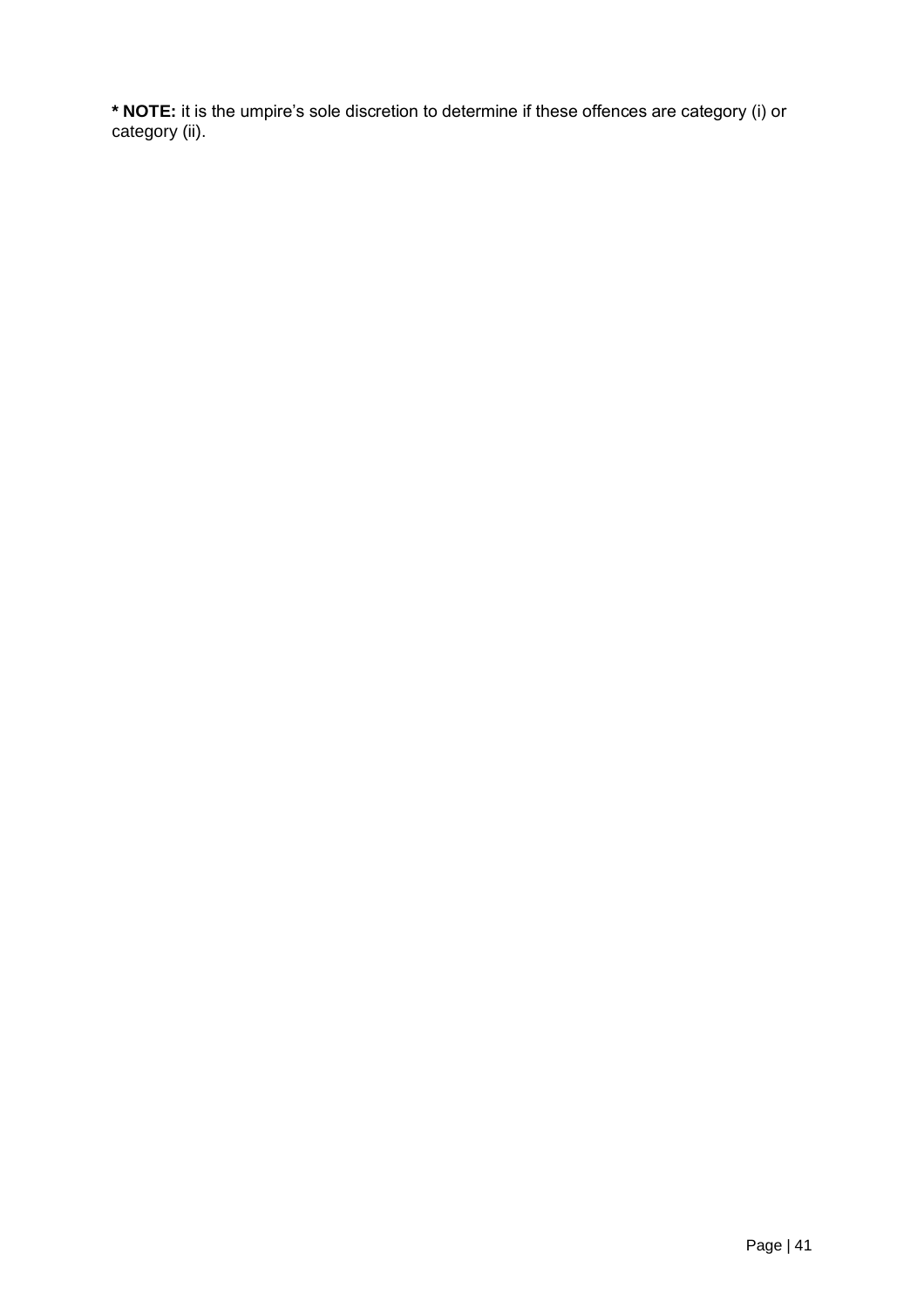**\* NOTE:** it is the umpire's sole discretion to determine if these offences are category (i) or category (ii).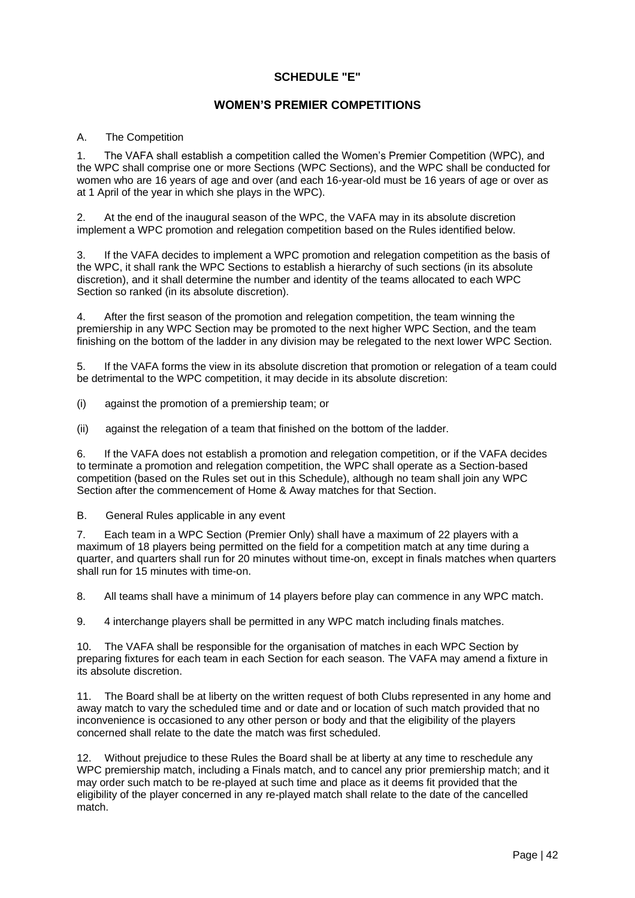## SCHEDULE "E"

## WOMEN'S PREMIER COMPETITIONS

A. The Competition

1. The VAFA shall establish a competition called the Women's Premier Competition (WPC), and the WPC shall comprise one or more Sections (WPC Sections), and the WPC shall be conducted for women who are 16 years of age and over (and each 16-year-old must be 16 years of age or over as at 1 April of the year in which she plays in the WPC).

2. At the end of the inaugural season of the WPC, the VAFA may in its absolute discretion implement a WPC promotion and relegation competition based on the Rules identified below.

3. If the VAFA decides to implement a WPC promotion and relegation competition as the basis of the WPC, it shall rank the WPC Sections to establish a hierarchy of such sections (in its absolute discretion), and it shall determine the number and identity of the teams allocated to each WPC Section so ranked (in its absolute discretion).

4. After the first season of the promotion and relegation competition, the team winning the premiership in any WPC Section may be promoted to the next higher WPC Section, and the team finishing on the bottom of the ladder in any division may be relegated to the next lower WPC Section.

5. If the VAFA forms the view in its absolute discretion that promotion or relegation of a team could be detrimental to the WPC competition, it may decide in its absolute discretion:

(i) against the promotion of a premiership team; or

(ii) against the relegation of a team that finished on the bottom of the ladder.

6. If the VAFA does not establish a promotion and relegation competition, or if the VAFA decides to terminate a promotion and relegation competition, the WPC shall operate as a Section-based competition (based on the Rules set out in this Schedule), although no team shall join any WPC Section after the commencement of Home & Away matches for that Section.

B. General Rules applicable in any event

7. Each team in a WPC Section (Premier Only) shall have a maximum of 22 players with a maximum of 18 players being permitted on the field for a competition match at any time during a quarter, and quarters shall run for 20 minutes without time-on, except in finals matches when quarters shall run for 15 minutes with time-on.

8. All teams shall have a minimum of 14 players before play can commence in any WPC match.

9. 4 interchange players shall be permitted in any WPC match including finals matches.

10. The VAFA shall be responsible for the organisation of matches in each WPC Section by preparing fixtures for each team in each Section for each season. The VAFA may amend a fixture in its absolute discretion.

11. The Board shall be at liberty on the written request of both Clubs represented in any home and away match to vary the scheduled time and or date and or location of such match provided that no inconvenience is occasioned to any other person or body and that the eligibility of the players concerned shall relate to the date the match was first scheduled.

12. Without prejudice to these Rules the Board shall be at liberty at any time to reschedule any WPC premiership match, including a Finals match, and to cancel any prior premiership match; and it may order such match to be re-played at such time and place as it deems fit provided that the eligibility of the player concerned in any re-played match shall relate to the date of the cancelled match.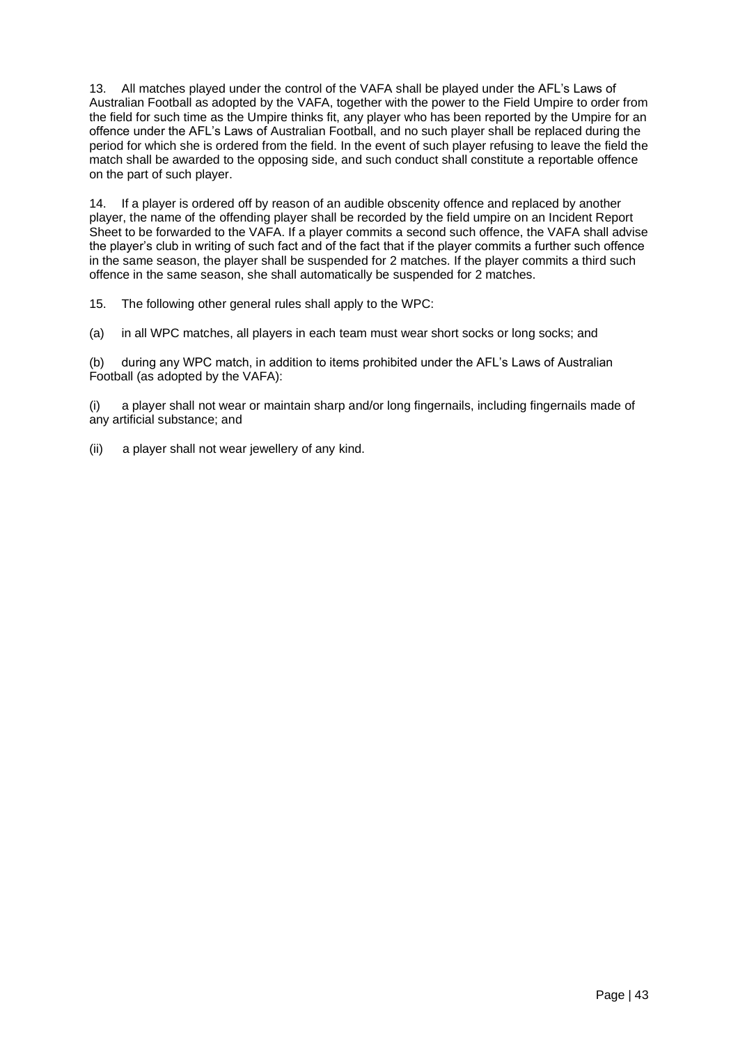13. All matches played under the control of the VAFA shall be played under the AFL's Laws of Australian Football as adopted by the VAFA, together with the power to the Field Umpire to order from the field for such time as the Umpire thinks fit, any player who has been reported by the Umpire for an offence under the AFL's Laws of Australian Football, and no such player shall be replaced during the period for which she is ordered from the field. In the event of such player refusing to leave the field the match shall be awarded to the opposing side, and such conduct shall constitute a reportable offence on the part of such player.

14. If a player is ordered off by reason of an audible obscenity offence and replaced by another player, the name of the offending player shall be recorded by the field umpire on an Incident Report Sheet to be forwarded to the VAFA. If a player commits a second such offence, the VAFA shall advise the player's club in writing of such fact and of the fact that if the player commits a further such offence in the same season, the player shall be suspended for 2 matches. If the player commits a third such offence in the same season, she shall automatically be suspended for 2 matches.

15. The following other general rules shall apply to the WPC:

(a) in all WPC matches, all players in each team must wear short socks or long socks; and

(b) during any WPC match, in addition to items prohibited under the AFL's Laws of Australian Football (as adopted by the VAFA):

(i) a player shall not wear or maintain sharp and/or long fingernails, including fingernails made of any artificial substance; and

(ii) a player shall not wear jewellery of any kind.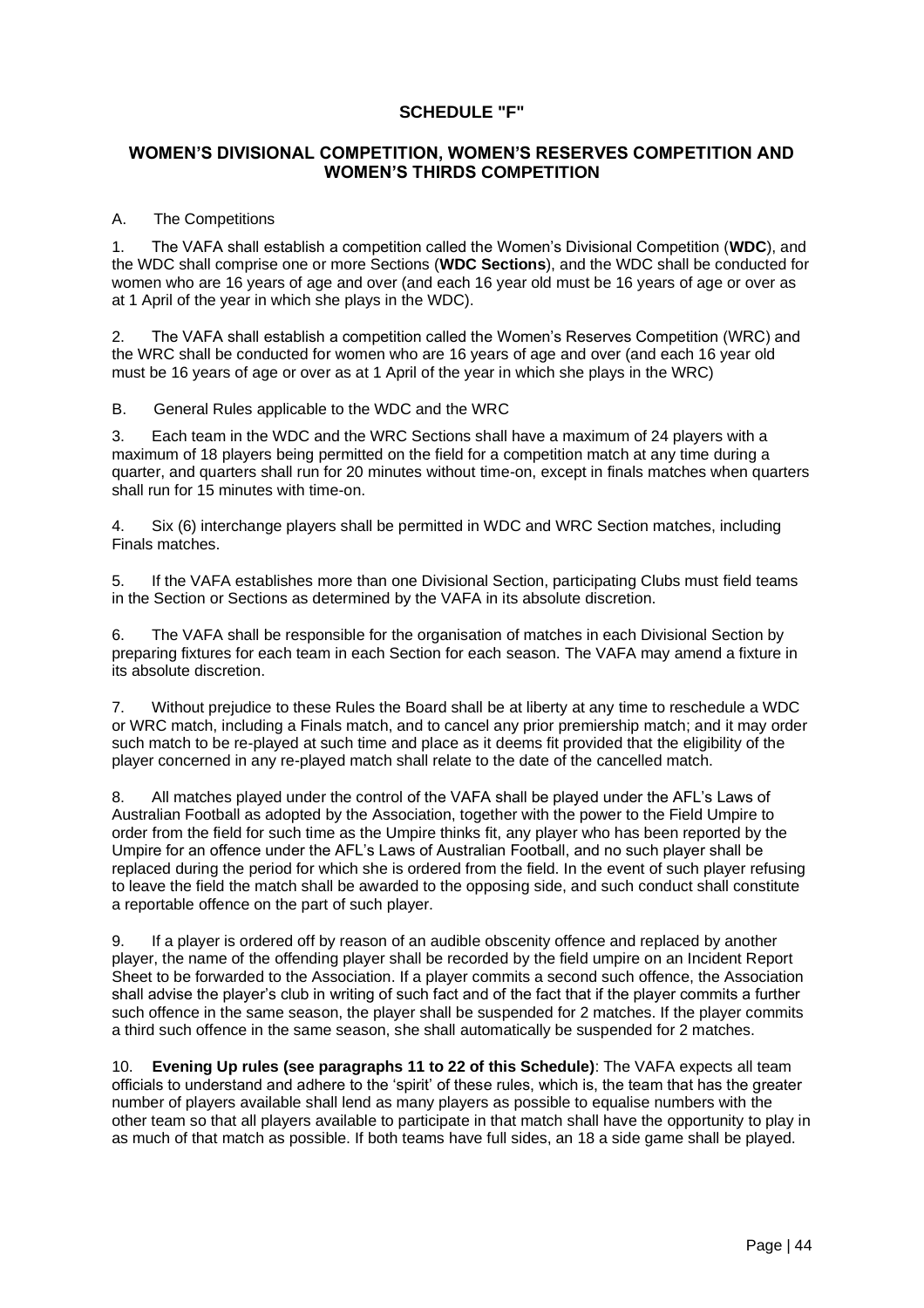## SCHEDULE "F"

### WOMEN'S DIVISIONAL COMPETITION, WOMEN'S RESERVES COMPETITION AND WOMEN'S THIRDS COMPETITION

A. The Competitions

1. The VAFA shall establish a competition called the Women's Divisional Competition (**WDC**), and the WDC shall comprise one or more Sections (**WDC Sections**), and the WDC shall be conducted for women who are 16 years of age and over (and each 16 year old must be 16 years of age or over as at 1 April of the year in which she plays in the WDC).

2. The VAFA shall establish a competition called the Women's Reserves Competition (WRC) and the WRC shall be conducted for women who are 16 years of age and over (and each 16 year old must be 16 years of age or over as at 1 April of the year in which she plays in the WRC)

B. General Rules applicable to the WDC and the WRC

3. Each team in the WDC and the WRC Sections shall have a maximum of 24 players with a maximum of 18 players being permitted on the field for a competition match at any time during a quarter, and quarters shall run for 20 minutes without time-on, except in finals matches when quarters shall run for 15 minutes with time-on.

4. Six (6) interchange players shall be permitted in WDC and WRC Section matches, including Finals matches.

5. If the VAFA establishes more than one Divisional Section, participating Clubs must field teams in the Section or Sections as determined by the VAFA in its absolute discretion.

6. The VAFA shall be responsible for the organisation of matches in each Divisional Section by preparing fixtures for each team in each Section for each season. The VAFA may amend a fixture in its absolute discretion.

7. Without prejudice to these Rules the Board shall be at liberty at any time to reschedule a WDC or WRC match, including a Finals match, and to cancel any prior premiership match; and it may order such match to be re-played at such time and place as it deems fit provided that the eligibility of the player concerned in any re-played match shall relate to the date of the cancelled match.

8. All matches played under the control of the VAFA shall be played under the AFL's Laws of Australian Football as adopted by the Association, together with the power to the Field Umpire to order from the field for such time as the Umpire thinks fit, any player who has been reported by the Umpire for an offence under the AFL's Laws of Australian Football, and no such player shall be replaced during the period for which she is ordered from the field. In the event of such player refusing to leave the field the match shall be awarded to the opposing side, and such conduct shall constitute a reportable offence on the part of such player.

9. If a player is ordered off by reason of an audible obscenity offence and replaced by another player, the name of the offending player shall be recorded by the field umpire on an Incident Report Sheet to be forwarded to the Association. If a player commits a second such offence, the Association shall advise the player's club in writing of such fact and of the fact that if the player commits a further such offence in the same season, the player shall be suspended for 2 matches. If the player commits a third such offence in the same season, she shall automatically be suspended for 2 matches.

10. **Evening Up rules (see paragraphs 11 to 22 of this Schedule)**: The VAFA expects all team officials to understand and adhere to the 'spirit' of these rules, which is, the team that has the greater number of players available shall lend as many players as possible to equalise numbers with the other team so that all players available to participate in that match shall have the opportunity to play in as much of that match as possible. If both teams have full sides, an 18 a side game shall be played.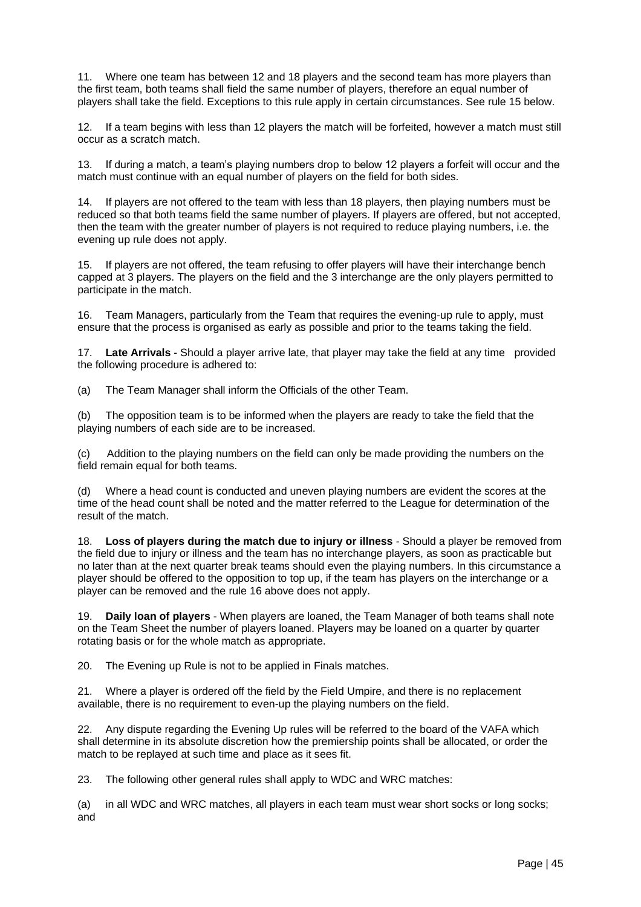11. Where one team has between 12 and 18 players and the second team has more players than the first team, both teams shall field the same number of players, therefore an equal number of players shall take the field. Exceptions to this rule apply in certain circumstances. See rule 15 below.

12. If a team begins with less than 12 players the match will be forfeited, however a match must still occur as a scratch match.

13. If during a match, a team's playing numbers drop to below 12 players a forfeit will occur and the match must continue with an equal number of players on the field for both sides.

14. If players are not offered to the team with less than 18 players, then playing numbers must be reduced so that both teams field the same number of players. If players are offered, but not accepted, then the team with the greater number of players is not required to reduce playing numbers, i.e. the evening up rule does not apply.

15. If players are not offered, the team refusing to offer players will have their interchange bench capped at 3 players. The players on the field and the 3 interchange are the only players permitted to participate in the match.

16. Team Managers, particularly from the Team that requires the evening-up rule to apply, must ensure that the process is organised as early as possible and prior to the teams taking the field.

17. **Late Arrivals** - Should a player arrive late, that player may take the field at any time provided the following procedure is adhered to:

(a) The Team Manager shall inform the Officials of the other Team.

(b) The opposition team is to be informed when the players are ready to take the field that the playing numbers of each side are to be increased.

(c) Addition to the playing numbers on the field can only be made providing the numbers on the field remain equal for both teams.

(d) Where a head count is conducted and uneven playing numbers are evident the scores at the time of the head count shall be noted and the matter referred to the League for determination of the result of the match.

18. **Loss of players during the match due to injury or illness** - Should a player be removed from the field due to injury or illness and the team has no interchange players, as soon as practicable but no later than at the next quarter break teams should even the playing numbers. In this circumstance a player should be offered to the opposition to top up, if the team has players on the interchange or a player can be removed and the rule 16 above does not apply.

19. **Daily loan of players** - When players are loaned, the Team Manager of both teams shall note on the Team Sheet the number of players loaned. Players may be loaned on a quarter by quarter rotating basis or for the whole match as appropriate.

20. The Evening up Rule is not to be applied in Finals matches.

21. Where a player is ordered off the field by the Field Umpire, and there is no replacement available, there is no requirement to even-up the playing numbers on the field.

22. Any dispute regarding the Evening Up rules will be referred to the board of the VAFA which shall determine in its absolute discretion how the premiership points shall be allocated, or order the match to be replayed at such time and place as it sees fit.

23. The following other general rules shall apply to WDC and WRC matches:

(a) in all WDC and WRC matches, all players in each team must wear short socks or long socks; and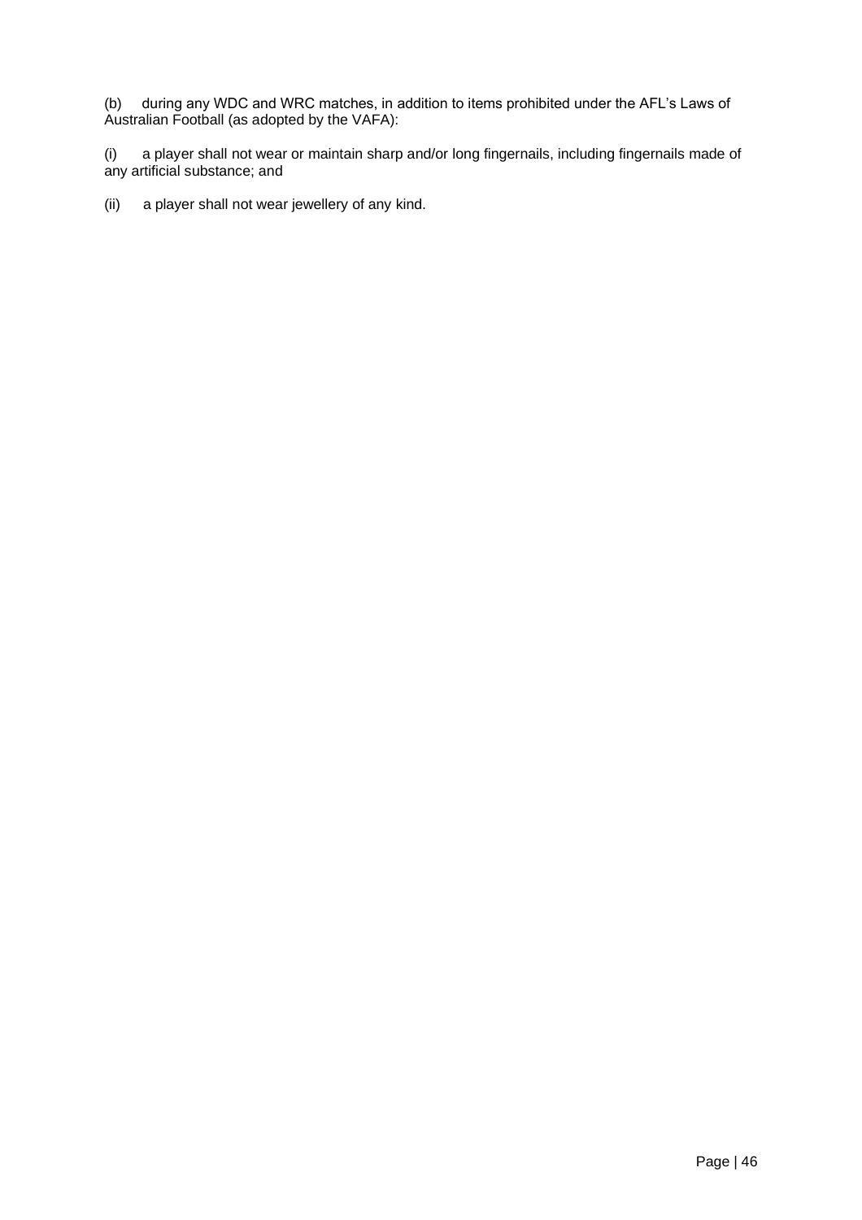(b) during any WDC and WRC matches, in addition to items prohibited under the AFL's Laws of Australian Football (as adopted by the VAFA):

(i) a player shall not wear or maintain sharp and/or long fingernails, including fingernails made of any artificial substance; and

(ii) a player shall not wear jewellery of any kind.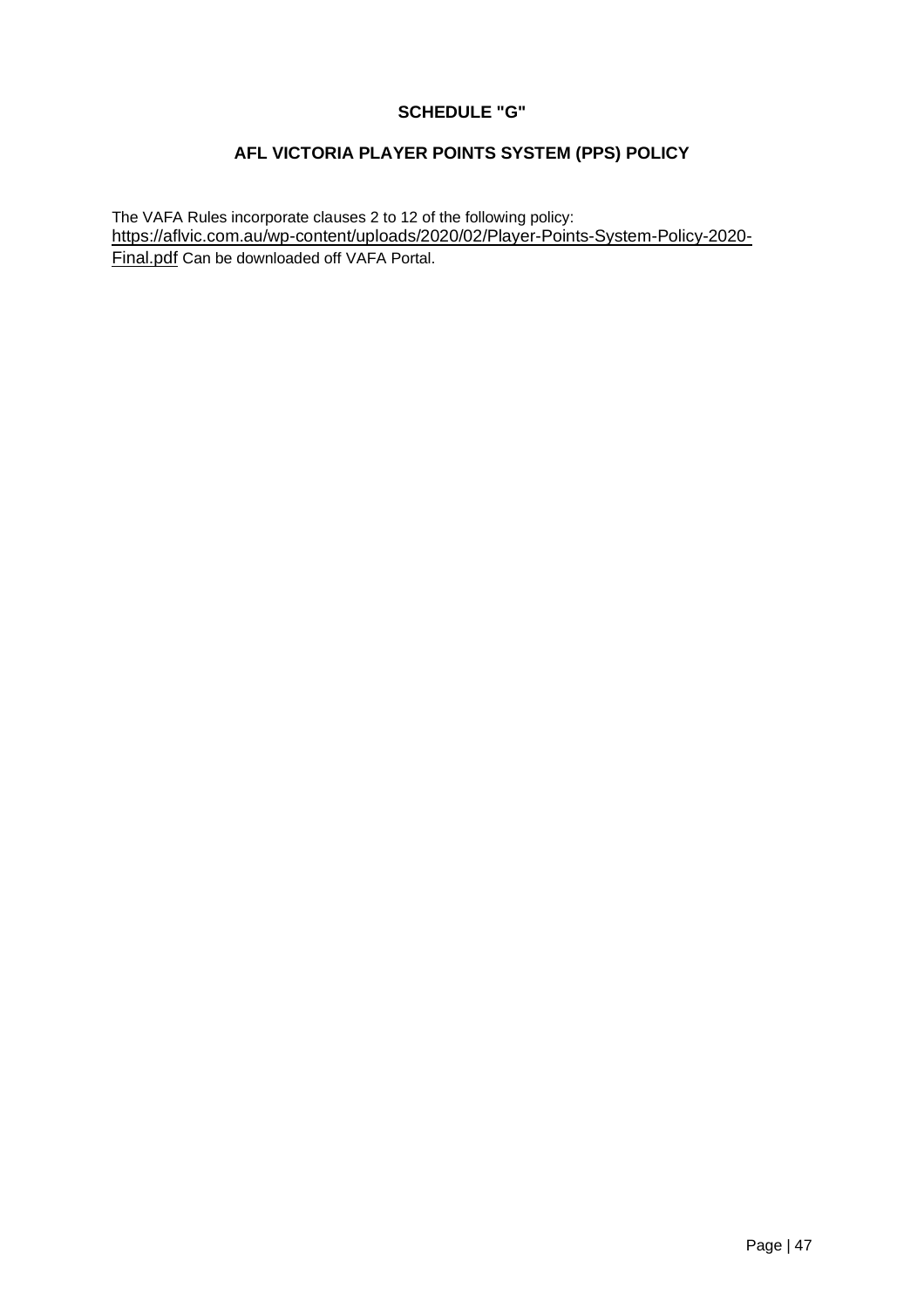## SCHEDULE "G"

## AFL VICTORIA PLAYER POINTS SYSTEM (PPS) POLICY

The VAFA Rules incorporate clauses 2 to 12 of the following policy: https://aflvic.com.au/wp-content/uploads/2020/02/Player-Points-System-Policy-2020-Final.pdf Can be downloaded off VAFA Portal.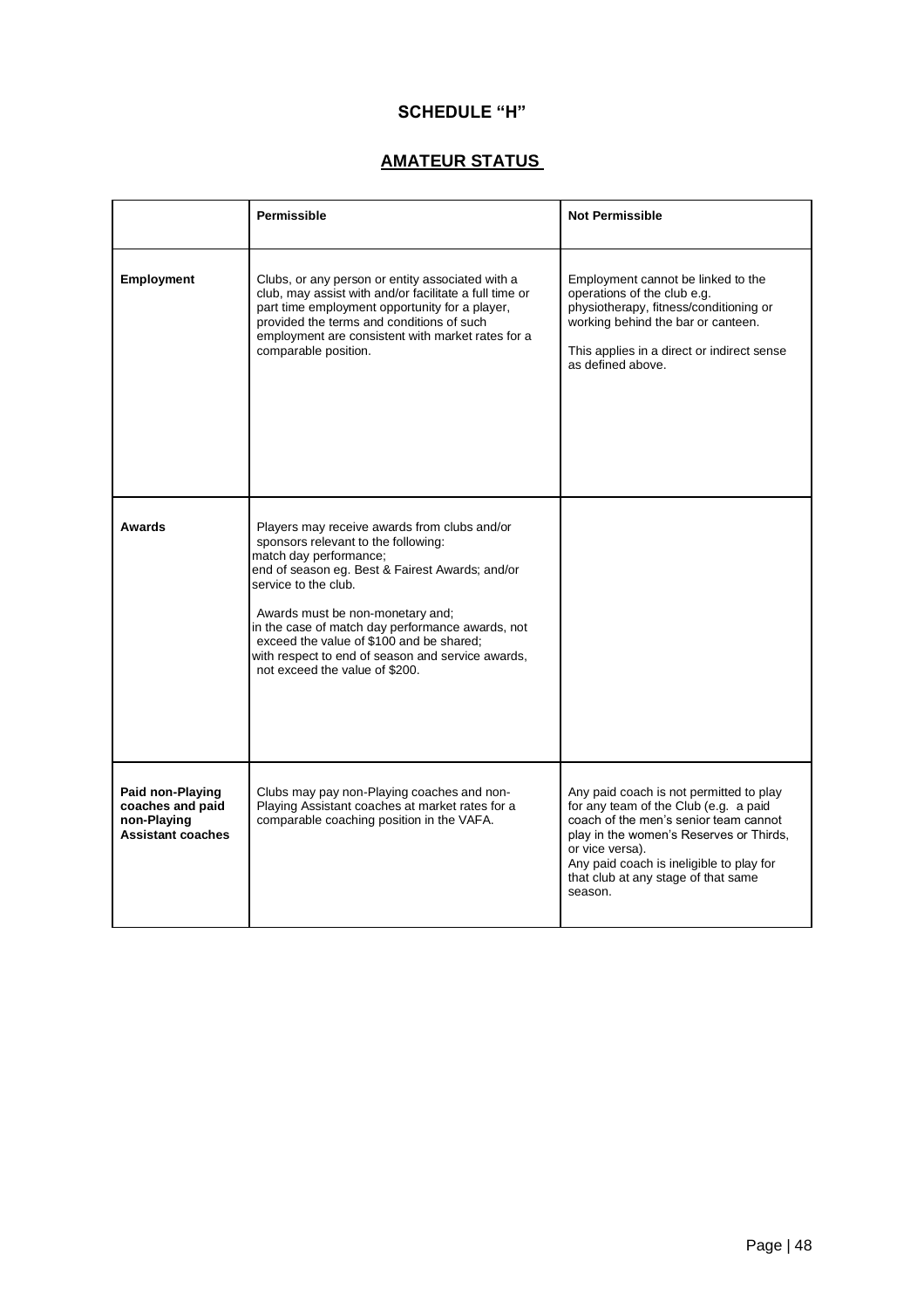# SCHEDULE "H"

## AMATEUR STATUS

| | Permissible | Not Permissible |
|---|---|---|
| **Employment** | Clubs, or any person or entity associated with a club, may assist with and/or facilitate a full time or part time employment opportunity for a player, provided the terms and conditions of such employment are consistent with market rates for a comparable position. | Employment cannot be linked to the operations of the club e.g. physiotherapy, fitness/conditioning or working behind the bar or canteen.<br><br>This applies in a direct or indirect sense as defined above. |
| **Awards** | Players may receive awards from clubs and/or sponsors relevant to the following:<br>match day performance;<br>end of season eg. Best & Fairest Awards; and/or<br>service to the club.<br><br>Awards must be non-monetary and;<br>in the case of match day performance awards, not exceed the value of $100 and be shared;<br>with respect to end of season and service awards, not exceed the value of $200. | |
| **Paid non-Playing coaches and paid non-Playing Assistant coaches** | Clubs may pay non-Playing coaches and non-Playing Assistant coaches at market rates for a comparable coaching position in the VAFA. | Any paid coach is not permitted to play for any team of the Club (e.g. a paid coach of the men's senior team cannot play in the women's Reserves or Thirds, or vice versa).<br>Any paid coach is ineligible to play for that club at any stage of that same season. |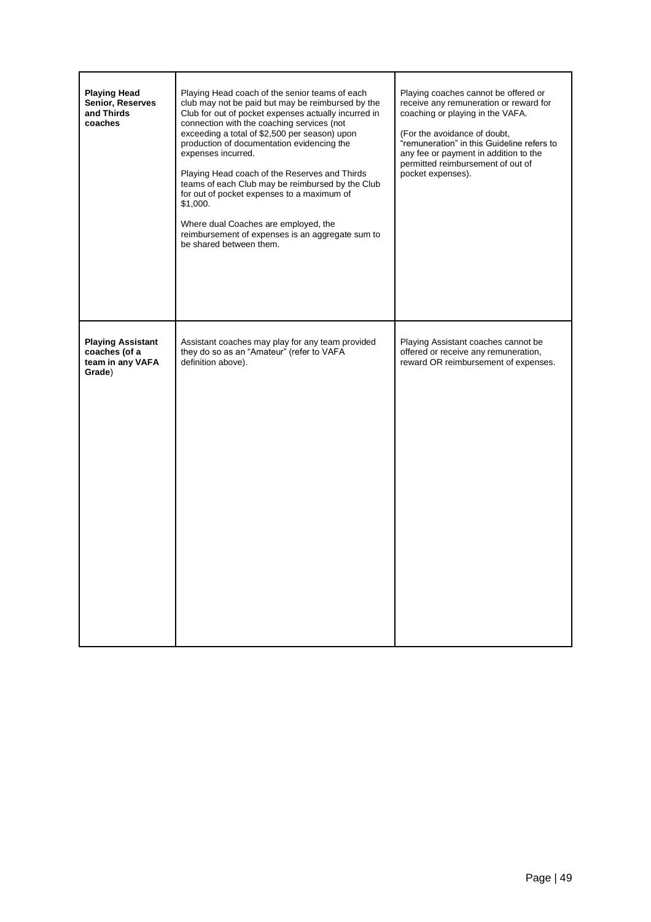| | | |
|---|---|---|
| **Playing Head Senior, Reserves and Thirds coaches** | Playing Head coach of the senior teams of each club may not be paid but may be reimbursed by the Club for out of pocket expenses actually incurred in connection with the coaching services (not exceeding a total of $2,500 per season) upon production of documentation evidencing the expenses incurred.<br><br>Playing Head coach of the Reserves and Thirds teams of each Club may be reimbursed by the Club for out of pocket expenses to a maximum of $1,000.<br><br>Where dual Coaches are employed, the reimbursement of expenses is an aggregate sum to be shared between them. | Playing coaches cannot be offered or receive any remuneration or reward for coaching or playing in the VAFA.<br><br>(For the avoidance of doubt, "remuneration" in this Guideline refers to any fee or payment in addition to the permitted reimbursement of out of pocket expenses). |
| **Playing Assistant coaches (of a team in any VAFA Grade**) | Assistant coaches may play for any team provided they do so as an "Amateur" (refer to VAFA definition above). | Playing Assistant coaches cannot be offered or receive any remuneration, reward OR reimbursement of expenses. |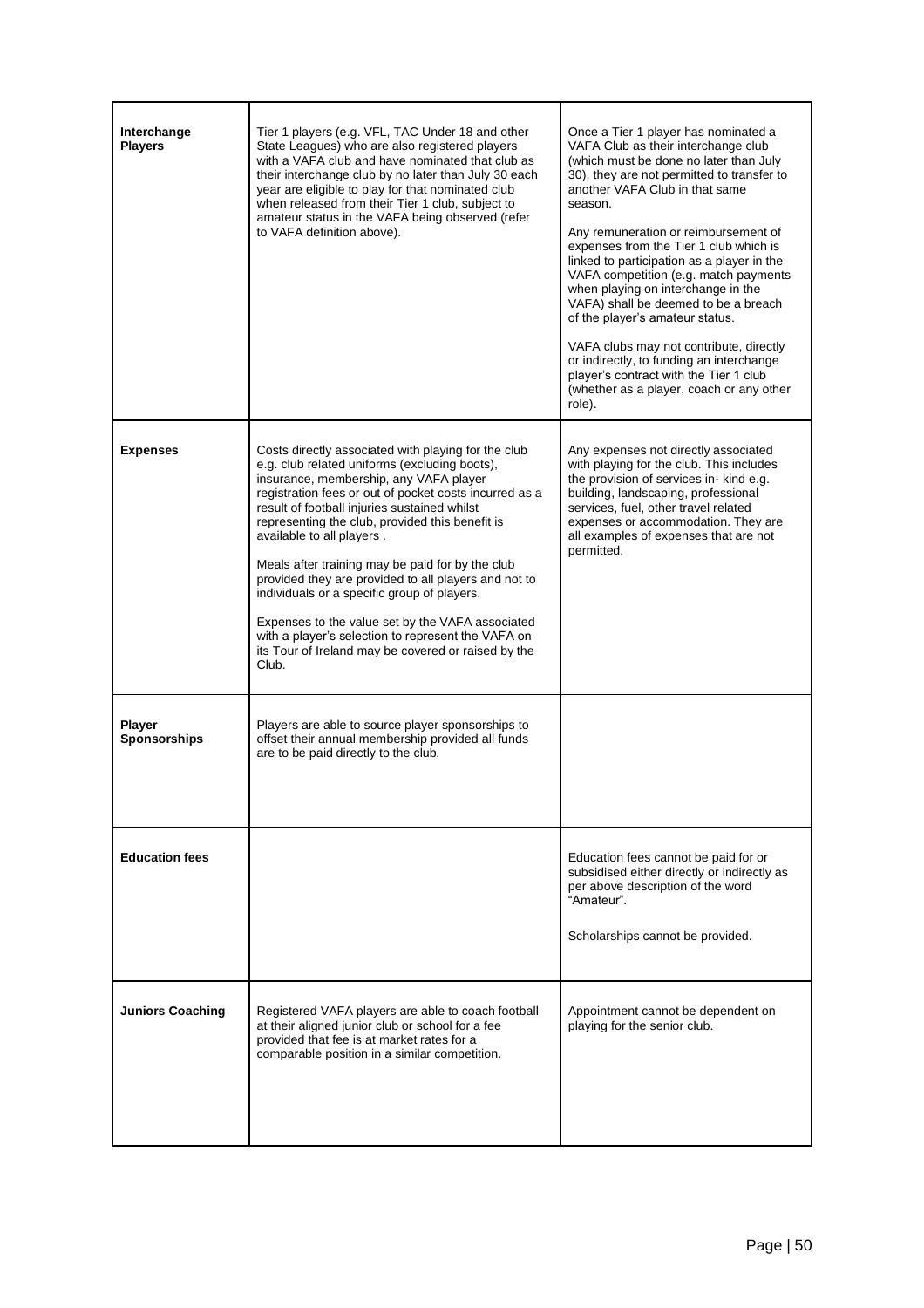| | | |
|---|---|---|
| **Interchange Players** | Tier 1 players (e.g. VFL, TAC Under 18 and other State Leagues) who are also registered players with a VAFA club and have nominated that club as their interchange club by no later than July 30 each year are eligible to play for that nominated club when released from their Tier 1 club, subject to amateur status in the VAFA being observed (refer to VAFA definition above). | Once a Tier 1 player has nominated a VAFA Club as their interchange club (which must be done no later than July 30), they are not permitted to transfer to another VAFA Club in that same season.<br><br>Any remuneration or reimbursement of expenses from the Tier 1 club which is linked to participation as a player in the VAFA competition (e.g. match payments when playing on interchange in the VAFA) shall be deemed to be a breach of the player's amateur status.<br><br>VAFA clubs may not contribute, directly or indirectly, to funding an interchange player's contract with the Tier 1 club (whether as a player, coach or any other role). |
| **Expenses** | Costs directly associated with playing for the club e.g. club related uniforms (excluding boots), insurance, membership, any VAFA player registration fees or out of pocket costs incurred as a result of football injuries sustained whilst representing the club, provided this benefit is available to all players .<br><br>Meals after training may be paid for by the club provided they are provided to all players and not to individuals or a specific group of players.<br><br>Expenses to the value set by the VAFA associated with a player's selection to represent the VAFA on its Tour of Ireland may be covered or raised by the Club. | Any expenses not directly associated with playing for the club. This includes the provision of services in- kind e.g. building, landscaping, professional services, fuel, other travel related expenses or accommodation. They are all examples of expenses that are not permitted. |
| **Player Sponsorships** | Players are able to source player sponsorships to offset their annual membership provided all funds are to be paid directly to the club. | |
| **Education fees** | | Education fees cannot be paid for or subsidised either directly or indirectly as per above description of the word "Amateur".<br><br>Scholarships cannot be provided. |
| **Juniors Coaching** | Registered VAFA players are able to coach football at their aligned junior club or school for a fee provided that fee is at market rates for a comparable position in a similar competition. | Appointment cannot be dependent on playing for the senior club. |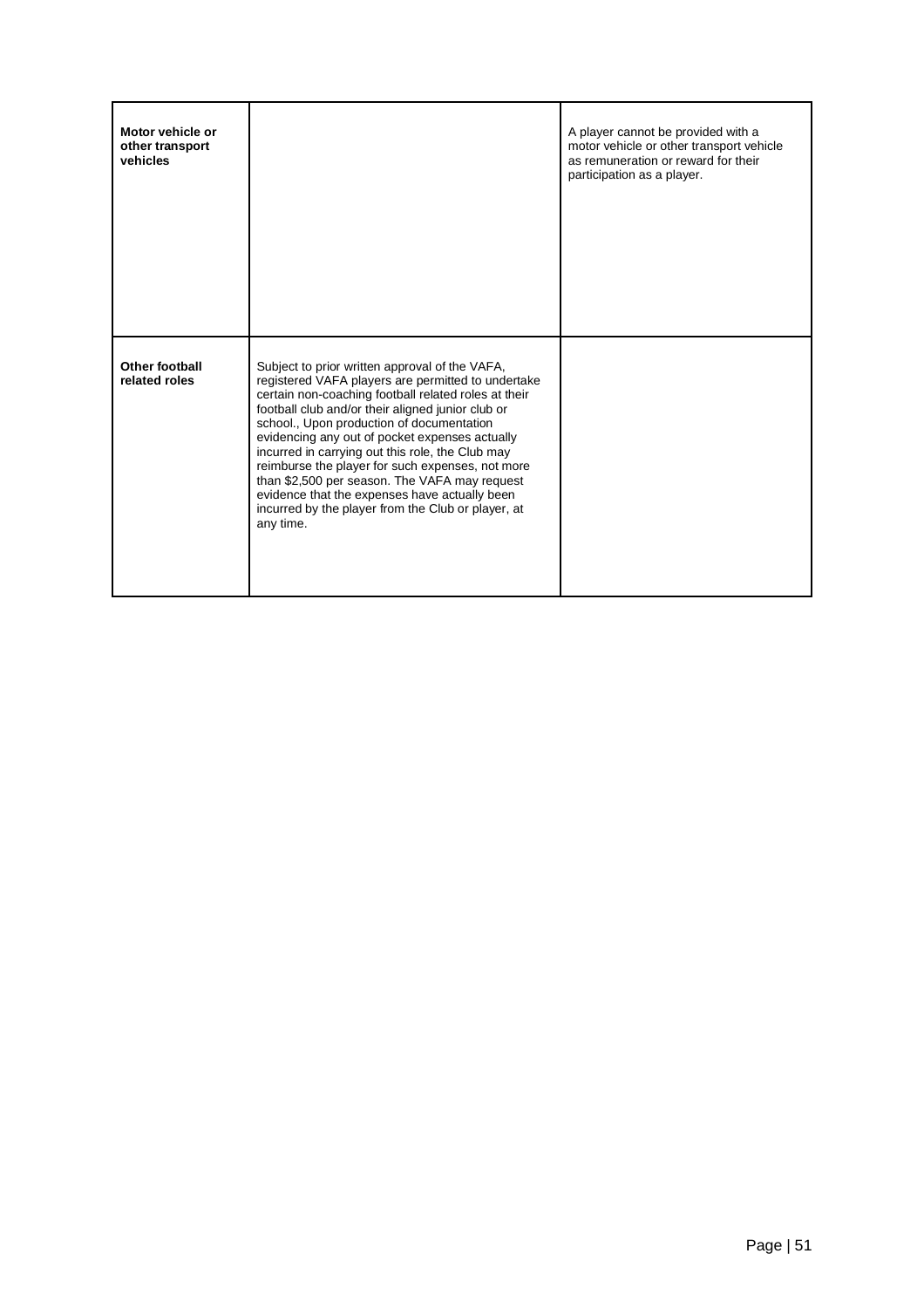| | | |
|---|---|---|
| **Motor vehicle or other transport vehicles** | | A player cannot be provided with a motor vehicle or other transport vehicle as remuneration or reward for their participation as a player. |
| **Other football related roles** | Subject to prior written approval of the VAFA, registered VAFA players are permitted to undertake certain non-coaching football related roles at their football club and/or their aligned junior club or school., Upon production of documentation evidencing any out of pocket expenses actually incurred in carrying out this role, the Club may reimburse the player for such expenses, not more than $2,500 per season. The VAFA may request evidence that the expenses have actually been incurred by the player from the Club or player, at any time. | |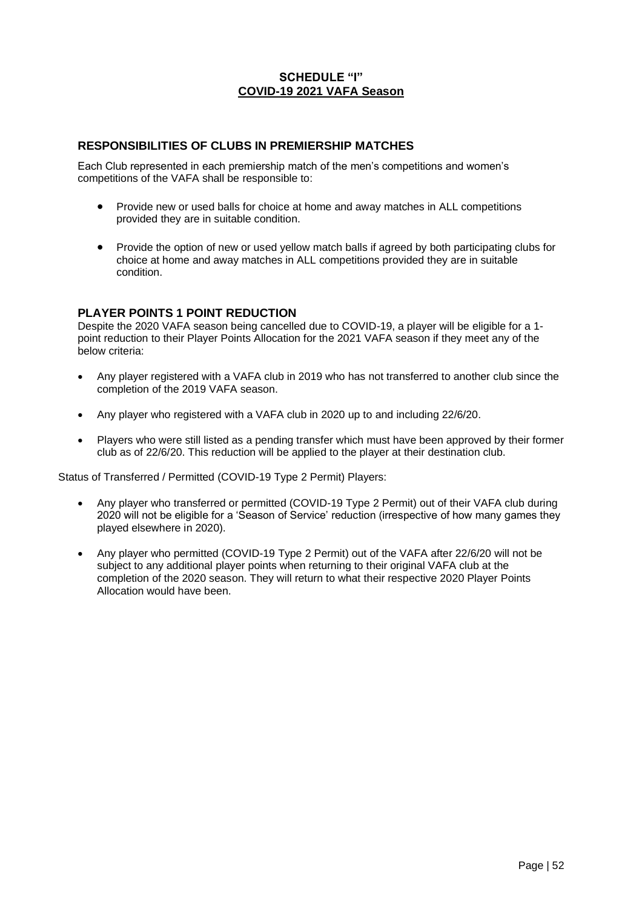# SCHEDULE "I"
## COVID-19 2021 VAFA Season

### RESPONSIBILITIES OF CLUBS IN PREMIERSHIP MATCHES

Each Club represented in each premiership match of the men's competitions and women's competitions of the VAFA shall be responsible to:

- Provide new or used balls for choice at home and away matches in ALL competitions provided they are in suitable condition.
- Provide the option of new or used yellow match balls if agreed by both participating clubs for choice at home and away matches in ALL competitions provided they are in suitable condition.

### PLAYER POINTS 1 POINT REDUCTION

Despite the 2020 VAFA season being cancelled due to COVID-19, a player will be eligible for a 1-point reduction to their Player Points Allocation for the 2021 VAFA season if they meet any of the below criteria:

- Any player registered with a VAFA club in 2019 who has not transferred to another club since the completion of the 2019 VAFA season.
- Any player who registered with a VAFA club in 2020 up to and including 22/6/20.
- Players who were still listed as a pending transfer which must have been approved by their former club as of 22/6/20. This reduction will be applied to the player at their destination club.

Status of Transferred / Permitted (COVID-19 Type 2 Permit) Players:

- Any player who transferred or permitted (COVID-19 Type 2 Permit) out of their VAFA club during 2020 will not be eligible for a 'Season of Service' reduction (irrespective of how many games they played elsewhere in 2020).
- Any player who permitted (COVID-19 Type 2 Permit) out of the VAFA after 22/6/20 will not be subject to any additional player points when returning to their original VAFA club at the completion of the 2020 season. They will return to what their respective 2020 Player Points Allocation would have been.